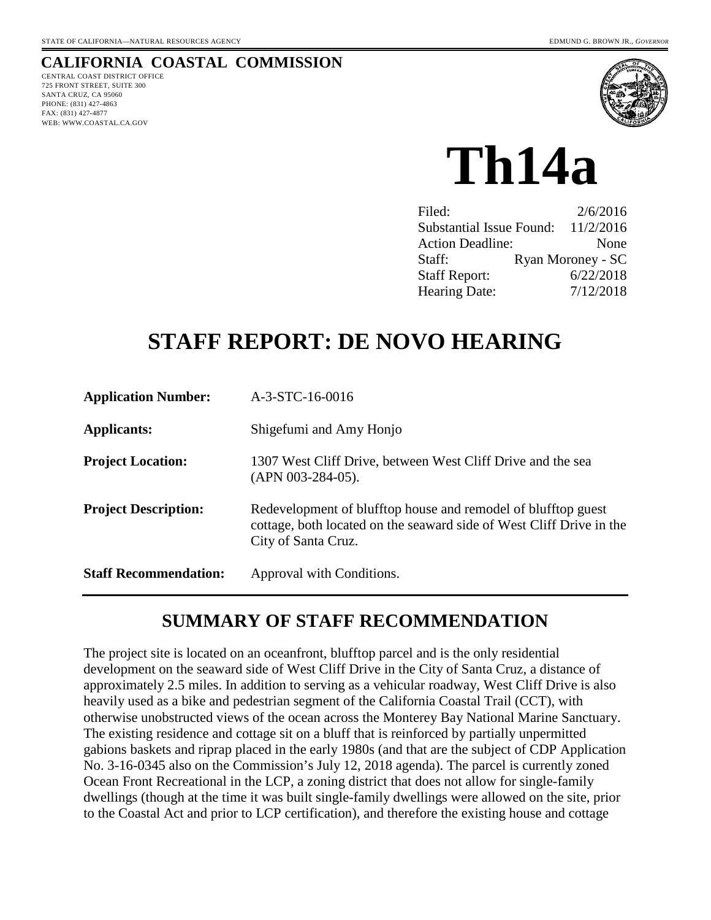STATE OF CALIFORNIA—NATURAL RESOURCES AGENCY

EDMUND G. BROWN JR., *GOVERNOR*

**CALIFORNIA COASTAL COMMISSION**

CENTRAL COAST DISTRICT OFFICE
725 FRONT STREET, SUITE 300
SANTA CRUZ, CA 95060
PHONE: (831) 427-4863
FAX: (831) 427-4877
WEB: WWW.COASTAL.CA.GOV

# Th14a

| | |
|---|---|
| Filed: | 2/6/2016 |
| Substantial Issue Found: | 11/2/2016 |
| Action Deadline: | None |
| Staff: | Ryan Moroney - SC |
| Staff Report: | 6/22/2018 |
| Hearing Date: | 7/12/2018 |

# STAFF REPORT: DE NOVO HEARING

| | |
|---|---|
| **Application Number:** | A-3-STC-16-0016 |
| **Applicants:** | Shigefumi and Amy Honjo |
| **Project Location:** | 1307 West Cliff Drive, between West Cliff Drive and the sea (APN 003-284-05). |
| **Project Description:** | Redevelopment of blufftop house and remodel of blufftop guest cottage, both located on the seaward side of West Cliff Drive in the City of Santa Cruz. |
| **Staff Recommendation:** | Approval with Conditions. |

## SUMMARY OF STAFF RECOMMENDATION

The project site is located on an oceanfront, blufftop parcel and is the only residential development on the seaward side of West Cliff Drive in the City of Santa Cruz, a distance of approximately 2.5 miles. In addition to serving as a vehicular roadway, West Cliff Drive is also heavily used as a bike and pedestrian segment of the California Coastal Trail (CCT), with otherwise unobstructed views of the ocean across the Monterey Bay National Marine Sanctuary. The existing residence and cottage sit on a bluff that is reinforced by partially unpermitted gabions baskets and riprap placed in the early 1980s (and that are the subject of CDP Application No. 3-16-0345 also on the Commission's July 12, 2018 agenda). The parcel is currently zoned Ocean Front Recreational in the LCP, a zoning district that does not allow for single-family dwellings (though at the time it was built single-family dwellings were allowed on the site, prior to the Coastal Act and prior to LCP certification), and therefore the existing house and cottage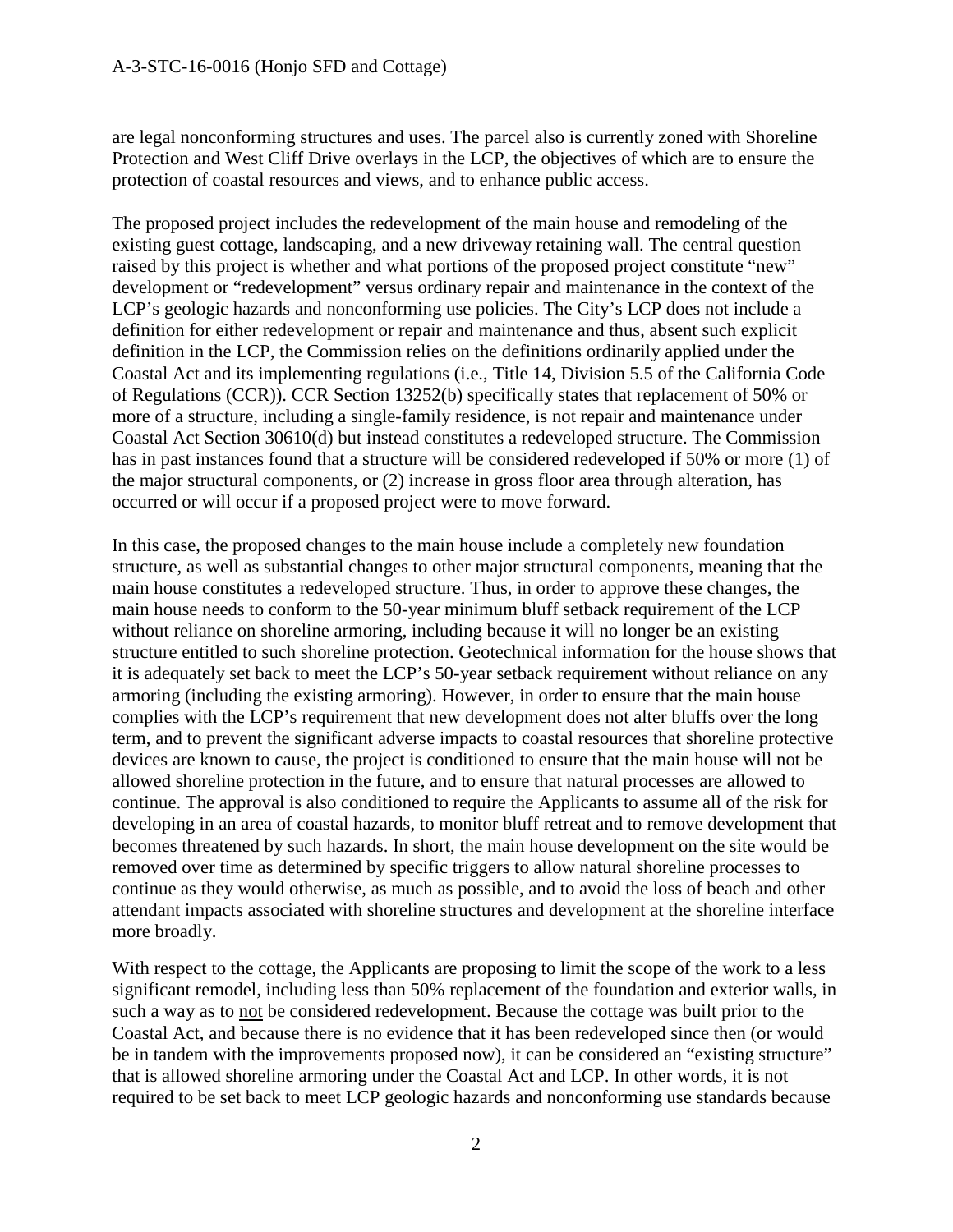are legal nonconforming structures and uses. The parcel also is currently zoned with Shoreline Protection and West Cliff Drive overlays in the LCP, the objectives of which are to ensure the protection of coastal resources and views, and to enhance public access.

The proposed project includes the redevelopment of the main house and remodeling of the existing guest cottage, landscaping, and a new driveway retaining wall. The central question raised by this project is whether and what portions of the proposed project constitute "new" development or "redevelopment" versus ordinary repair and maintenance in the context of the LCP's geologic hazards and nonconforming use policies. The City's LCP does not include a definition for either redevelopment or repair and maintenance and thus, absent such explicit definition in the LCP, the Commission relies on the definitions ordinarily applied under the Coastal Act and its implementing regulations (i.e., Title 14, Division 5.5 of the California Code of Regulations (CCR)). CCR Section 13252(b) specifically states that replacement of 50% or more of a structure, including a single-family residence, is not repair and maintenance under Coastal Act Section 30610(d) but instead constitutes a redeveloped structure. The Commission has in past instances found that a structure will be considered redeveloped if 50% or more (1) of the major structural components, or (2) increase in gross floor area through alteration, has occurred or will occur if a proposed project were to move forward.

In this case, the proposed changes to the main house include a completely new foundation structure, as well as substantial changes to other major structural components, meaning that the main house constitutes a redeveloped structure. Thus, in order to approve these changes, the main house needs to conform to the 50-year minimum bluff setback requirement of the LCP without reliance on shoreline armoring, including because it will no longer be an existing structure entitled to such shoreline protection. Geotechnical information for the house shows that it is adequately set back to meet the LCP's 50-year setback requirement without reliance on any armoring (including the existing armoring). However, in order to ensure that the main house complies with the LCP's requirement that new development does not alter bluffs over the long term, and to prevent the significant adverse impacts to coastal resources that shoreline protective devices are known to cause, the project is conditioned to ensure that the main house will not be allowed shoreline protection in the future, and to ensure that natural processes are allowed to continue. The approval is also conditioned to require the Applicants to assume all of the risk for developing in an area of coastal hazards, to monitor bluff retreat and to remove development that becomes threatened by such hazards. In short, the main house development on the site would be removed over time as determined by specific triggers to allow natural shoreline processes to continue as they would otherwise, as much as possible, and to avoid the loss of beach and other attendant impacts associated with shoreline structures and development at the shoreline interface more broadly.

With respect to the cottage, the Applicants are proposing to limit the scope of the work to a less significant remodel, including less than 50% replacement of the foundation and exterior walls, in such a way as to <u>not</u> be considered redevelopment. Because the cottage was built prior to the Coastal Act, and because there is no evidence that it has been redeveloped since then (or would be in tandem with the improvements proposed now), it can be considered an "existing structure" that is allowed shoreline armoring under the Coastal Act and LCP. In other words, it is not required to be set back to meet LCP geologic hazards and nonconforming use standards because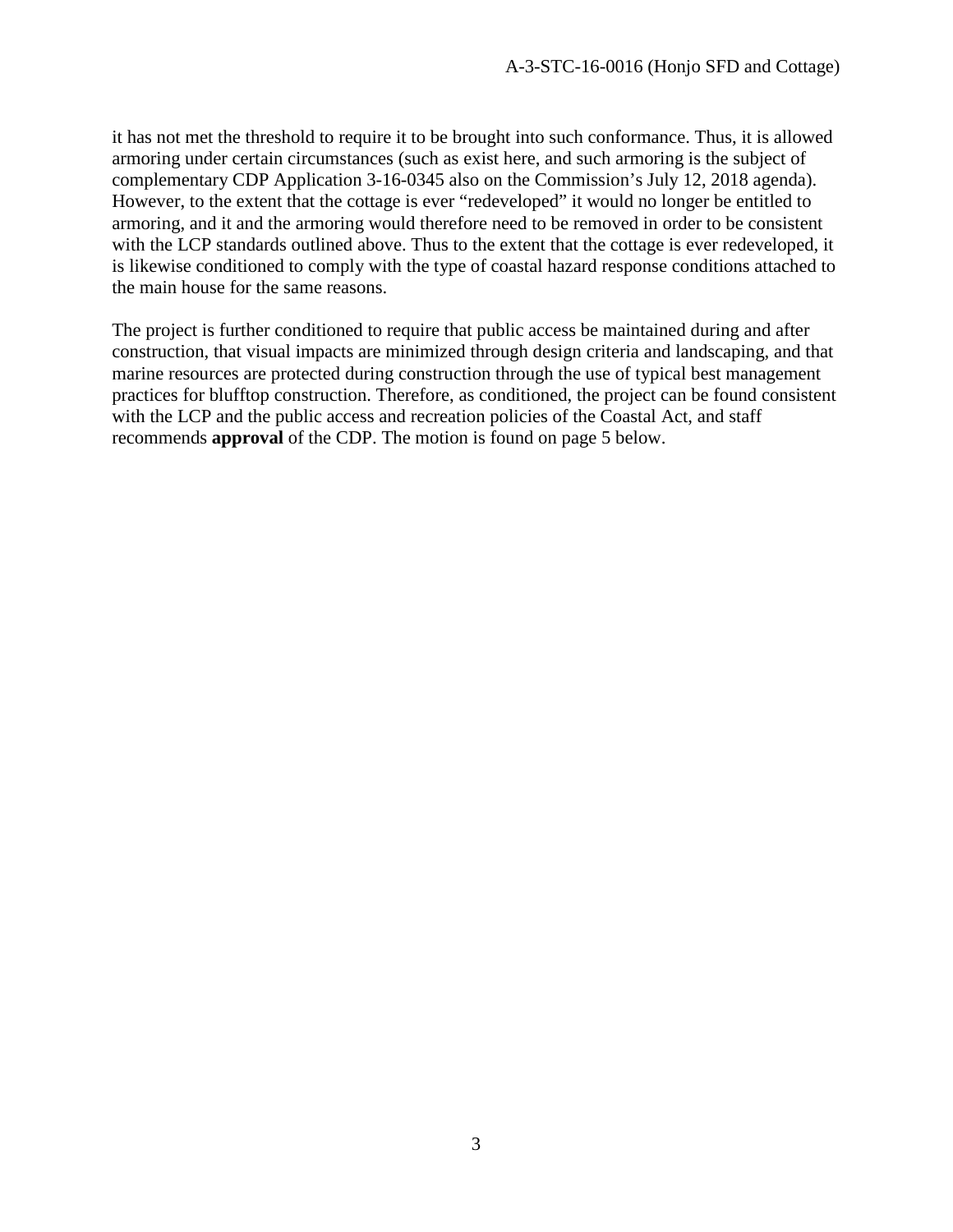it has not met the threshold to require it to be brought into such conformance. Thus, it is allowed armoring under certain circumstances (such as exist here, and such armoring is the subject of complementary CDP Application 3-16-0345 also on the Commission's July 12, 2018 agenda). However, to the extent that the cottage is ever "redeveloped" it would no longer be entitled to armoring, and it and the armoring would therefore need to be removed in order to be consistent with the LCP standards outlined above. Thus to the extent that the cottage is ever redeveloped, it is likewise conditioned to comply with the type of coastal hazard response conditions attached to the main house for the same reasons.

The project is further conditioned to require that public access be maintained during and after construction, that visual impacts are minimized through design criteria and landscaping, and that marine resources are protected during construction through the use of typical best management practices for blufftop construction. Therefore, as conditioned, the project can be found consistent with the LCP and the public access and recreation policies of the Coastal Act, and staff recommends **approval** of the CDP. The motion is found on page 5 below.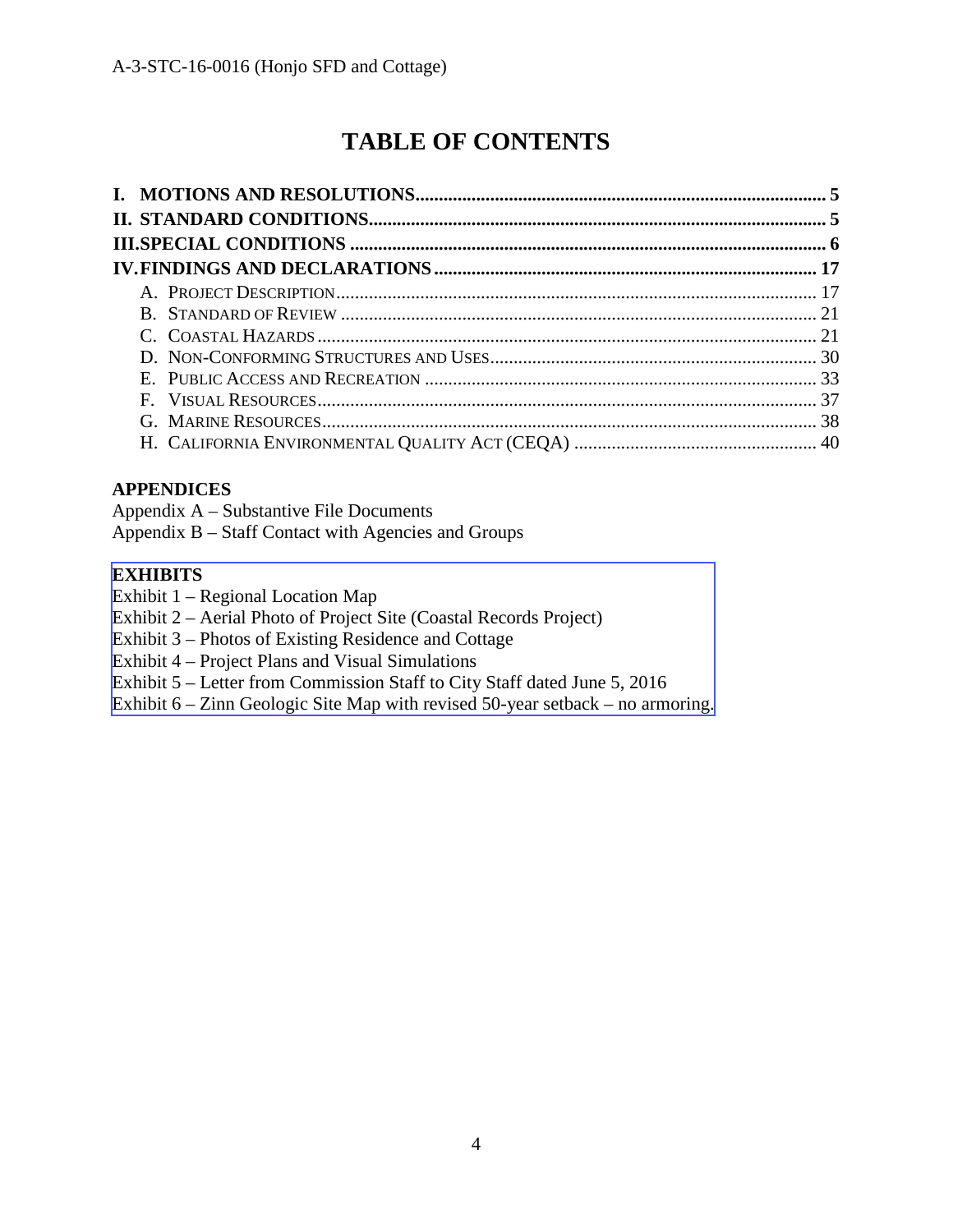# TABLE OF CONTENTS

**I. MOTIONS AND RESOLUTIONS** ........ **5**
**II. STANDARD CONDITIONS** ........ **5**
**III. SPECIAL CONDITIONS** ........ **6**
**IV. FINDINGS AND DECLARATIONS** ........ **17**

- A. PROJECT DESCRIPTION ........ 17
- B. STANDARD OF REVIEW ........ 21
- C. COASTAL HAZARDS ........ 21
- D. NON-CONFORMING STRUCTURES AND USES ........ 30
- E. PUBLIC ACCESS AND RECREATION ........ 33
- F. VISUAL RESOURCES ........ 37
- G. MARINE RESOURCES ........ 38
- H. CALIFORNIA ENVIRONMENTAL QUALITY ACT (CEQA) ........ 40

**APPENDICES**

Appendix A – Substantive File Documents
Appendix B – Staff Contact with Agencies and Groups

**EXHIBITS**

Exhibit 1 – Regional Location Map
Exhibit 2 – Aerial Photo of Project Site (Coastal Records Project)
Exhibit 3 – Photos of Existing Residence and Cottage
Exhibit 4 – Project Plans and Visual Simulations
Exhibit 5 – Letter from Commission Staff to City Staff dated June 5, 2016
Exhibit 6 – Zinn Geologic Site Map with revised 50-year setback – no armoring.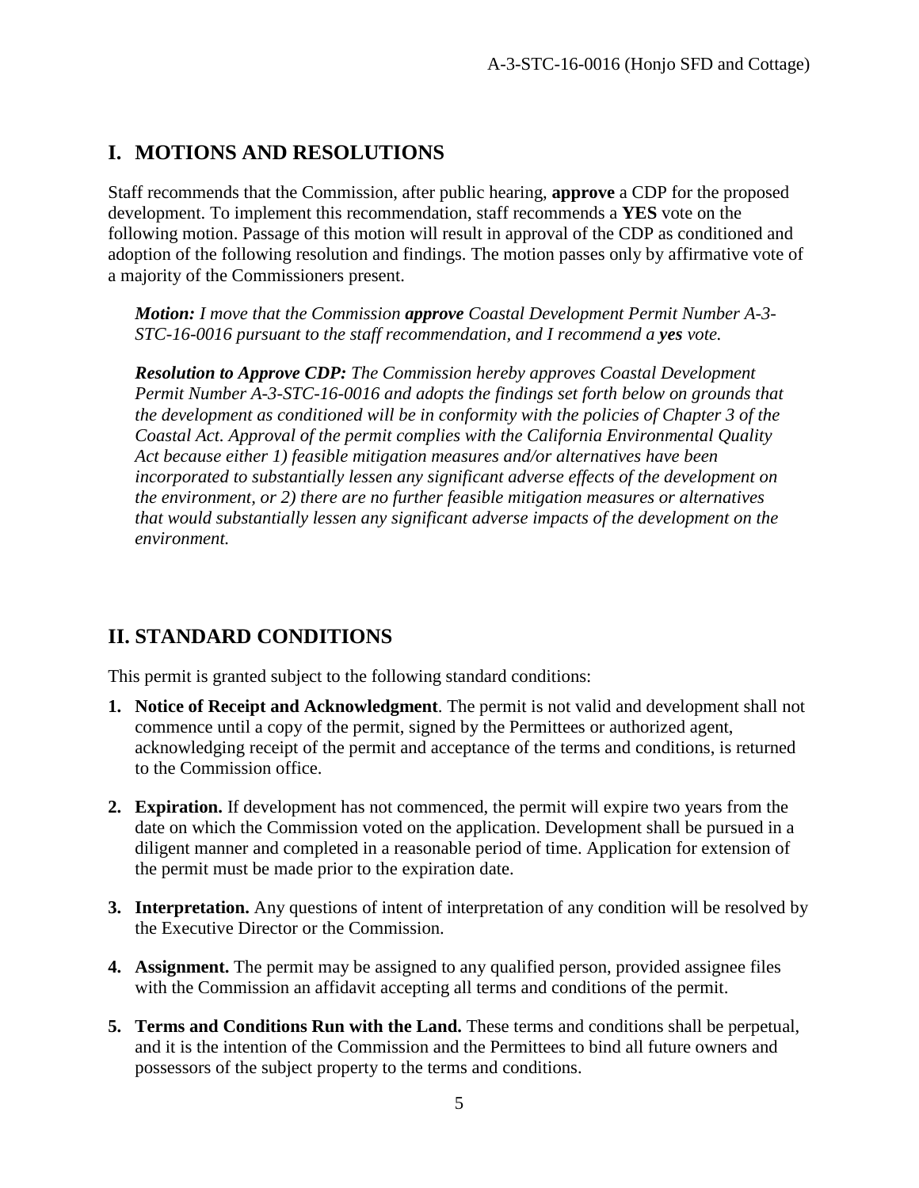## I. MOTIONS AND RESOLUTIONS

Staff recommends that the Commission, after public hearing, **approve** a CDP for the proposed development. To implement this recommendation, staff recommends a **YES** vote on the following motion. Passage of this motion will result in approval of the CDP as conditioned and adoption of the following resolution and findings. The motion passes only by affirmative vote of a majority of the Commissioners present.

> ***Motion:*** *I move that the Commission* ***approve*** *Coastal Development Permit Number A-3-STC-16-0016 pursuant to the staff recommendation, and I recommend a* ***yes*** *vote.*
>
> ***Resolution to Approve CDP:*** *The Commission hereby approves Coastal Development Permit Number A-3-STC-16-0016 and adopts the findings set forth below on grounds that the development as conditioned will be in conformity with the policies of Chapter 3 of the Coastal Act. Approval of the permit complies with the California Environmental Quality Act because either 1) feasible mitigation measures and/or alternatives have been incorporated to substantially lessen any significant adverse effects of the development on the environment, or 2) there are no further feasible mitigation measures or alternatives that would substantially lessen any significant adverse impacts of the development on the environment.*

## II. STANDARD CONDITIONS

This permit is granted subject to the following standard conditions:

1. **Notice of Receipt and Acknowledgment**. The permit is not valid and development shall not commence until a copy of the permit, signed by the Permittees or authorized agent, acknowledging receipt of the permit and acceptance of the terms and conditions, is returned to the Commission office.

2. **Expiration.** If development has not commenced, the permit will expire two years from the date on which the Commission voted on the application. Development shall be pursued in a diligent manner and completed in a reasonable period of time. Application for extension of the permit must be made prior to the expiration date.

3. **Interpretation.** Any questions of intent of interpretation of any condition will be resolved by the Executive Director or the Commission.

4. **Assignment.** The permit may be assigned to any qualified person, provided assignee files with the Commission an affidavit accepting all terms and conditions of the permit.

5. **Terms and Conditions Run with the Land.** These terms and conditions shall be perpetual, and it is the intention of the Commission and the Permittees to bind all future owners and possessors of the subject property to the terms and conditions.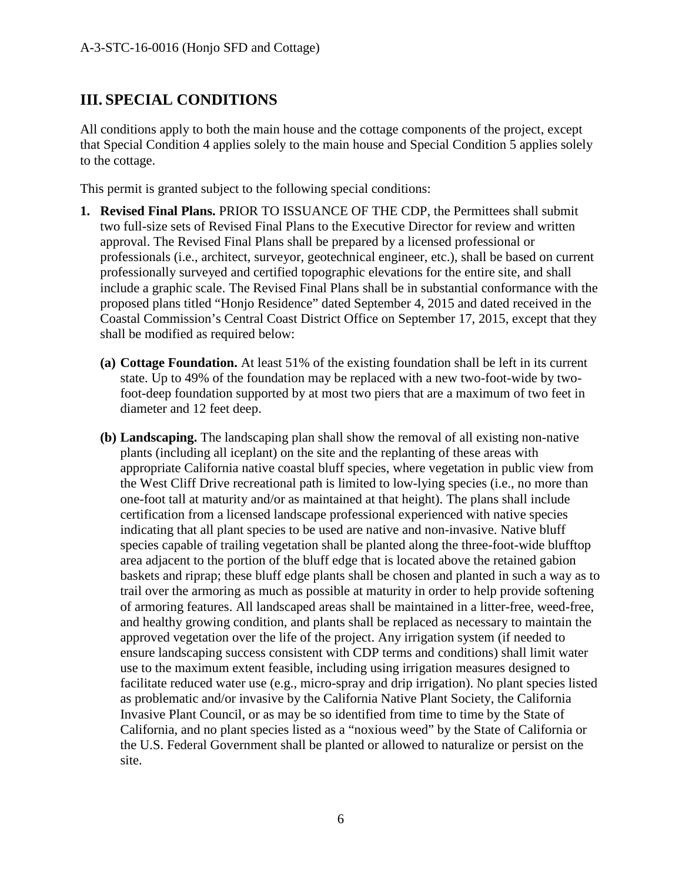## III. SPECIAL CONDITIONS

All conditions apply to both the main house and the cottage components of the project, except that Special Condition 4 applies solely to the main house and Special Condition 5 applies solely to the cottage.

This permit is granted subject to the following special conditions:

1. **Revised Final Plans.** PRIOR TO ISSUANCE OF THE CDP, the Permittees shall submit two full-size sets of Revised Final Plans to the Executive Director for review and written approval. The Revised Final Plans shall be prepared by a licensed professional or professionals (i.e., architect, surveyor, geotechnical engineer, etc.), shall be based on current professionally surveyed and certified topographic elevations for the entire site, and shall include a graphic scale. The Revised Final Plans shall be in substantial conformance with the proposed plans titled "Honjo Residence" dated September 4, 2015 and dated received in the Coastal Commission's Central Coast District Office on September 17, 2015, except that they shall be modified as required below:

   **(a) Cottage Foundation.** At least 51% of the existing foundation shall be left in its current state. Up to 49% of the foundation may be replaced with a new two-foot-wide by two-foot-deep foundation supported by at most two piers that are a maximum of two feet in diameter and 12 feet deep.

   **(b) Landscaping.** The landscaping plan shall show the removal of all existing non-native plants (including all iceplant) on the site and the replanting of these areas with appropriate California native coastal bluff species, where vegetation in public view from the West Cliff Drive recreational path is limited to low-lying species (i.e., no more than one-foot tall at maturity and/or as maintained at that height). The plans shall include certification from a licensed landscape professional experienced with native species indicating that all plant species to be used are native and non-invasive. Native bluff species capable of trailing vegetation shall be planted along the three-foot-wide blufftop area adjacent to the portion of the bluff edge that is located above the retained gabion baskets and riprap; these bluff edge plants shall be chosen and planted in such a way as to trail over the armoring as much as possible at maturity in order to help provide softening of armoring features. All landscaped areas shall be maintained in a litter-free, weed-free, and healthy growing condition, and plants shall be replaced as necessary to maintain the approved vegetation over the life of the project. Any irrigation system (if needed to ensure landscaping success consistent with CDP terms and conditions) shall limit water use to the maximum extent feasible, including using irrigation measures designed to facilitate reduced water use (e.g., micro-spray and drip irrigation). No plant species listed as problematic and/or invasive by the California Native Plant Society, the California Invasive Plant Council, or as may be so identified from time to time by the State of California, and no plant species listed as a "noxious weed" by the State of California or the U.S. Federal Government shall be planted or allowed to naturalize or persist on the site.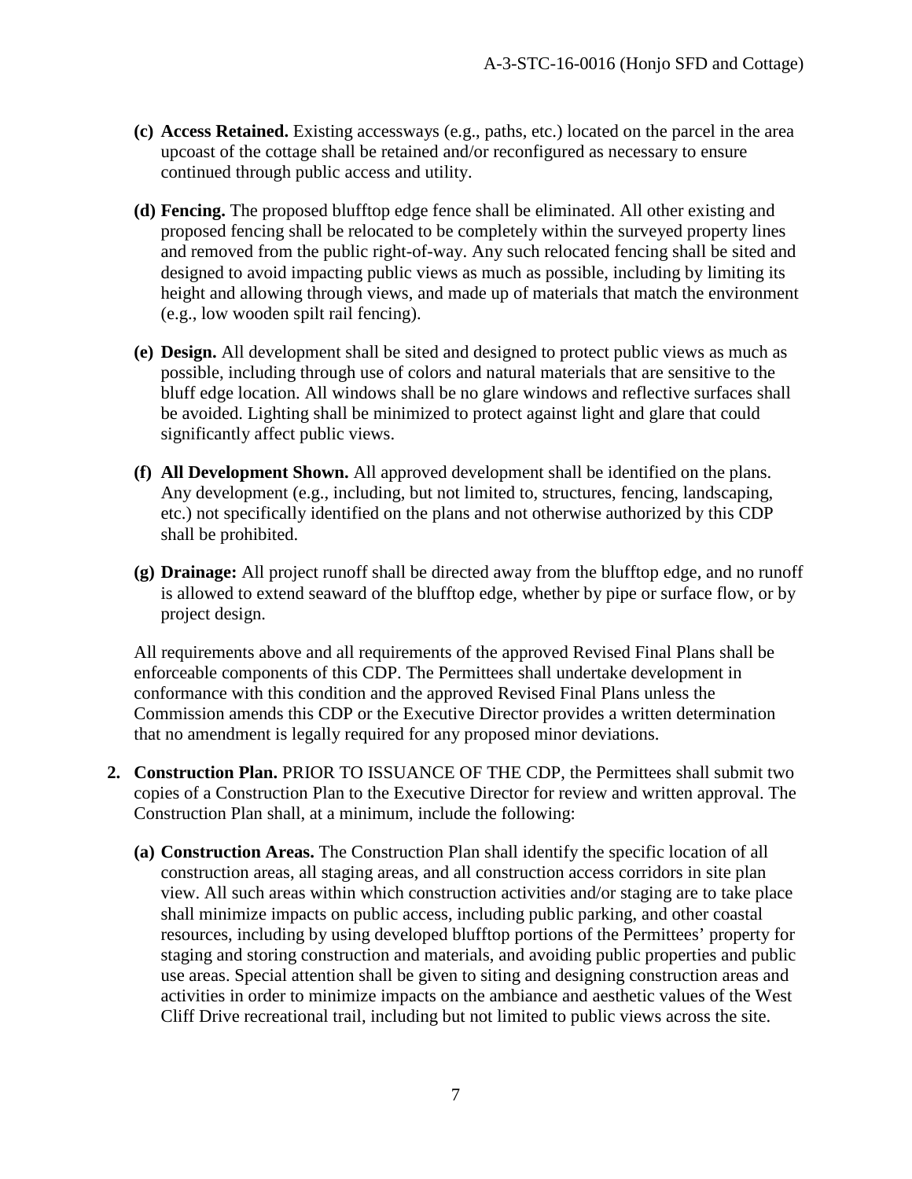- **(c) Access Retained.** Existing accessways (e.g., paths, etc.) located on the parcel in the area upcoast of the cottage shall be retained and/or reconfigured as necessary to ensure continued through public access and utility.

- **(d) Fencing.** The proposed blufftop edge fence shall be eliminated. All other existing and proposed fencing shall be relocated to be completely within the surveyed property lines and removed from the public right-of-way. Any such relocated fencing shall be sited and designed to avoid impacting public views as much as possible, including by limiting its height and allowing through views, and made up of materials that match the environment (e.g., low wooden spilt rail fencing).

- **(e) Design.** All development shall be sited and designed to protect public views as much as possible, including through use of colors and natural materials that are sensitive to the bluff edge location. All windows shall be no glare windows and reflective surfaces shall be avoided. Lighting shall be minimized to protect against light and glare that could significantly affect public views.

- **(f) All Development Shown.** All approved development shall be identified on the plans. Any development (e.g., including, but not limited to, structures, fencing, landscaping, etc.) not specifically identified on the plans and not otherwise authorized by this CDP shall be prohibited.

- **(g) Drainage:** All project runoff shall be directed away from the blufftop edge, and no runoff is allowed to extend seaward of the blufftop edge, whether by pipe or surface flow, or by project design.

All requirements above and all requirements of the approved Revised Final Plans shall be enforceable components of this CDP. The Permittees shall undertake development in conformance with this condition and the approved Revised Final Plans unless the Commission amends this CDP or the Executive Director provides a written determination that no amendment is legally required for any proposed minor deviations.

2. **Construction Plan.** PRIOR TO ISSUANCE OF THE CDP, the Permittees shall submit two copies of a Construction Plan to the Executive Director for review and written approval. The Construction Plan shall, at a minimum, include the following:

   - **(a) Construction Areas.** The Construction Plan shall identify the specific location of all construction areas, all staging areas, and all construction access corridors in site plan view. All such areas within which construction activities and/or staging are to take place shall minimize impacts on public access, including public parking, and other coastal resources, including by using developed blufftop portions of the Permittees' property for staging and storing construction and materials, and avoiding public properties and public use areas. Special attention shall be given to siting and designing construction areas and activities in order to minimize impacts on the ambiance and aesthetic values of the West Cliff Drive recreational trail, including but not limited to public views across the site.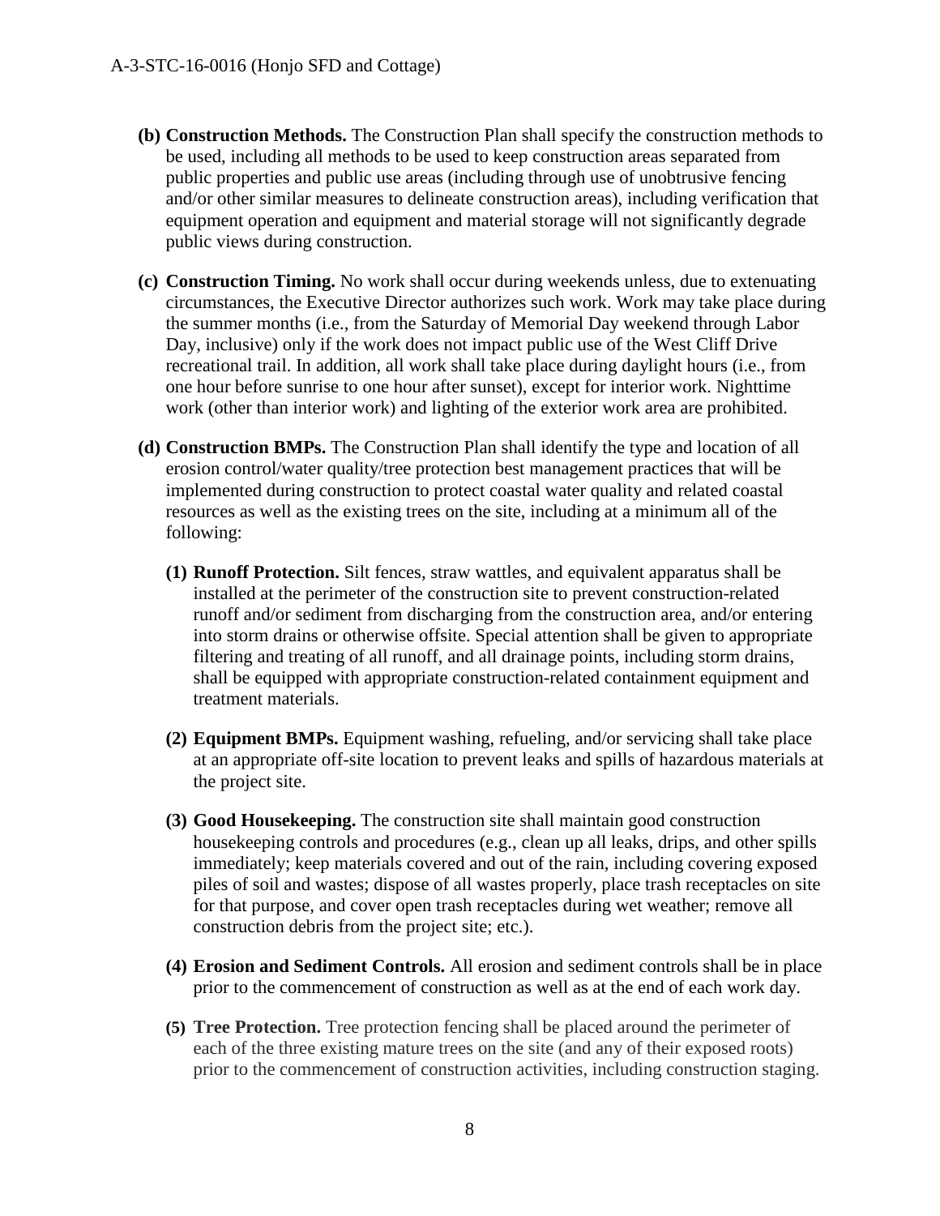- **(b) Construction Methods.** The Construction Plan shall specify the construction methods to be used, including all methods to be used to keep construction areas separated from public properties and public use areas (including through use of unobtrusive fencing and/or other similar measures to delineate construction areas), including verification that equipment operation and equipment and material storage will not significantly degrade public views during construction.

- **(c) Construction Timing.** No work shall occur during weekends unless, due to extenuating circumstances, the Executive Director authorizes such work. Work may take place during the summer months (i.e., from the Saturday of Memorial Day weekend through Labor Day, inclusive) only if the work does not impact public use of the West Cliff Drive recreational trail. In addition, all work shall take place during daylight hours (i.e., from one hour before sunrise to one hour after sunset), except for interior work. Nighttime work (other than interior work) and lighting of the exterior work area are prohibited.

- **(d) Construction BMPs.** The Construction Plan shall identify the type and location of all erosion control/water quality/tree protection best management practices that will be implemented during construction to protect coastal water quality and related coastal resources as well as the existing trees on the site, including at a minimum all of the following:

  - **(1) Runoff Protection.** Silt fences, straw wattles, and equivalent apparatus shall be installed at the perimeter of the construction site to prevent construction-related runoff and/or sediment from discharging from the construction area, and/or entering into storm drains or otherwise offsite. Special attention shall be given to appropriate filtering and treating of all runoff, and all drainage points, including storm drains, shall be equipped with appropriate construction-related containment equipment and treatment materials.

  - **(2) Equipment BMPs.** Equipment washing, refueling, and/or servicing shall take place at an appropriate off-site location to prevent leaks and spills of hazardous materials at the project site.

  - **(3) Good Housekeeping.** The construction site shall maintain good construction housekeeping controls and procedures (e.g., clean up all leaks, drips, and other spills immediately; keep materials covered and out of the rain, including covering exposed piles of soil and wastes; dispose of all wastes properly, place trash receptacles on site for that purpose, and cover open trash receptacles during wet weather; remove all construction debris from the project site; etc.).

  - **(4) Erosion and Sediment Controls.** All erosion and sediment controls shall be in place prior to the commencement of construction as well as at the end of each work day.

  - **(5) Tree Protection.** Tree protection fencing shall be placed around the perimeter of each of the three existing mature trees on the site (and any of their exposed roots) prior to the commencement of construction activities, including construction staging.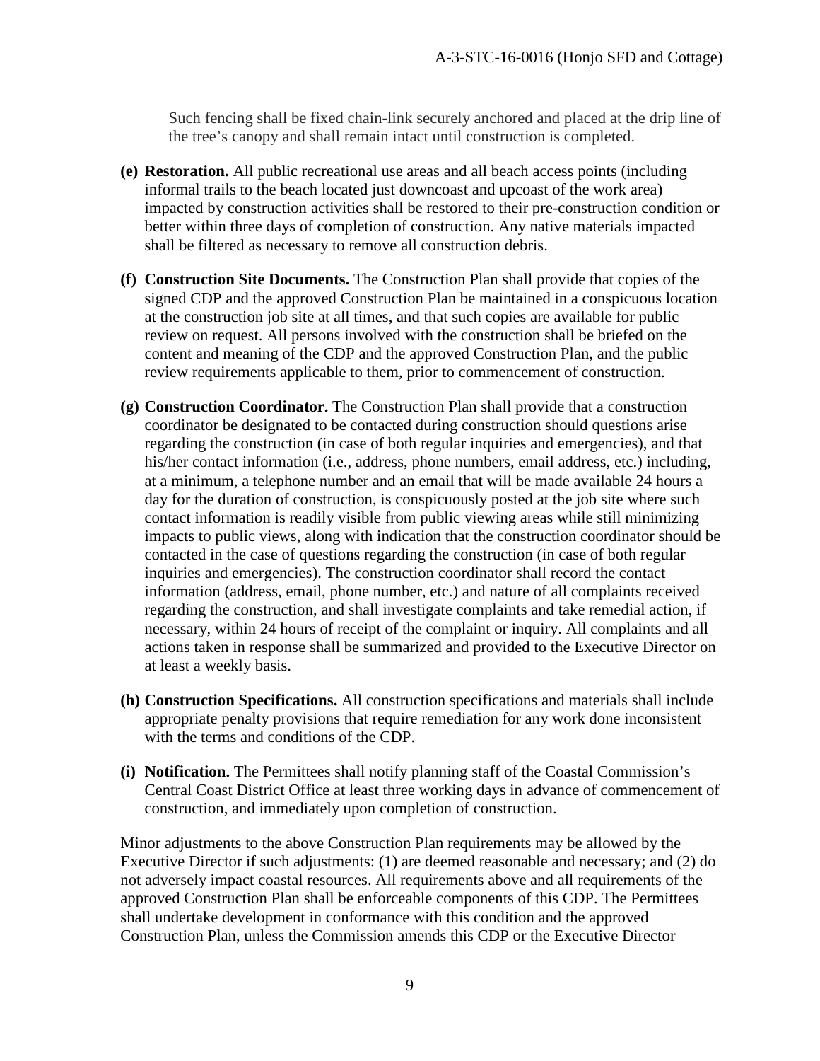Such fencing shall be fixed chain-link securely anchored and placed at the drip line of the tree's canopy and shall remain intact until construction is completed.

**(e) Restoration.** All public recreational use areas and all beach access points (including informal trails to the beach located just downcoast and upcoast of the work area) impacted by construction activities shall be restored to their pre-construction condition or better within three days of completion of construction. Any native materials impacted shall be filtered as necessary to remove all construction debris.

**(f) Construction Site Documents.** The Construction Plan shall provide that copies of the signed CDP and the approved Construction Plan be maintained in a conspicuous location at the construction job site at all times, and that such copies are available for public review on request. All persons involved with the construction shall be briefed on the content and meaning of the CDP and the approved Construction Plan, and the public review requirements applicable to them, prior to commencement of construction.

**(g) Construction Coordinator.** The Construction Plan shall provide that a construction coordinator be designated to be contacted during construction should questions arise regarding the construction (in case of both regular inquiries and emergencies), and that his/her contact information (i.e., address, phone numbers, email address, etc.) including, at a minimum, a telephone number and an email that will be made available 24 hours a day for the duration of construction, is conspicuously posted at the job site where such contact information is readily visible from public viewing areas while still minimizing impacts to public views, along with indication that the construction coordinator should be contacted in the case of questions regarding the construction (in case of both regular inquiries and emergencies). The construction coordinator shall record the contact information (address, email, phone number, etc.) and nature of all complaints received regarding the construction, and shall investigate complaints and take remedial action, if necessary, within 24 hours of receipt of the complaint or inquiry. All complaints and all actions taken in response shall be summarized and provided to the Executive Director on at least a weekly basis.

**(h) Construction Specifications.** All construction specifications and materials shall include appropriate penalty provisions that require remediation for any work done inconsistent with the terms and conditions of the CDP.

**(i) Notification.** The Permittees shall notify planning staff of the Coastal Commission's Central Coast District Office at least three working days in advance of commencement of construction, and immediately upon completion of construction.

Minor adjustments to the above Construction Plan requirements may be allowed by the Executive Director if such adjustments: (1) are deemed reasonable and necessary; and (2) do not adversely impact coastal resources. All requirements above and all requirements of the approved Construction Plan shall be enforceable components of this CDP. The Permittees shall undertake development in conformance with this condition and the approved Construction Plan, unless the Commission amends this CDP or the Executive Director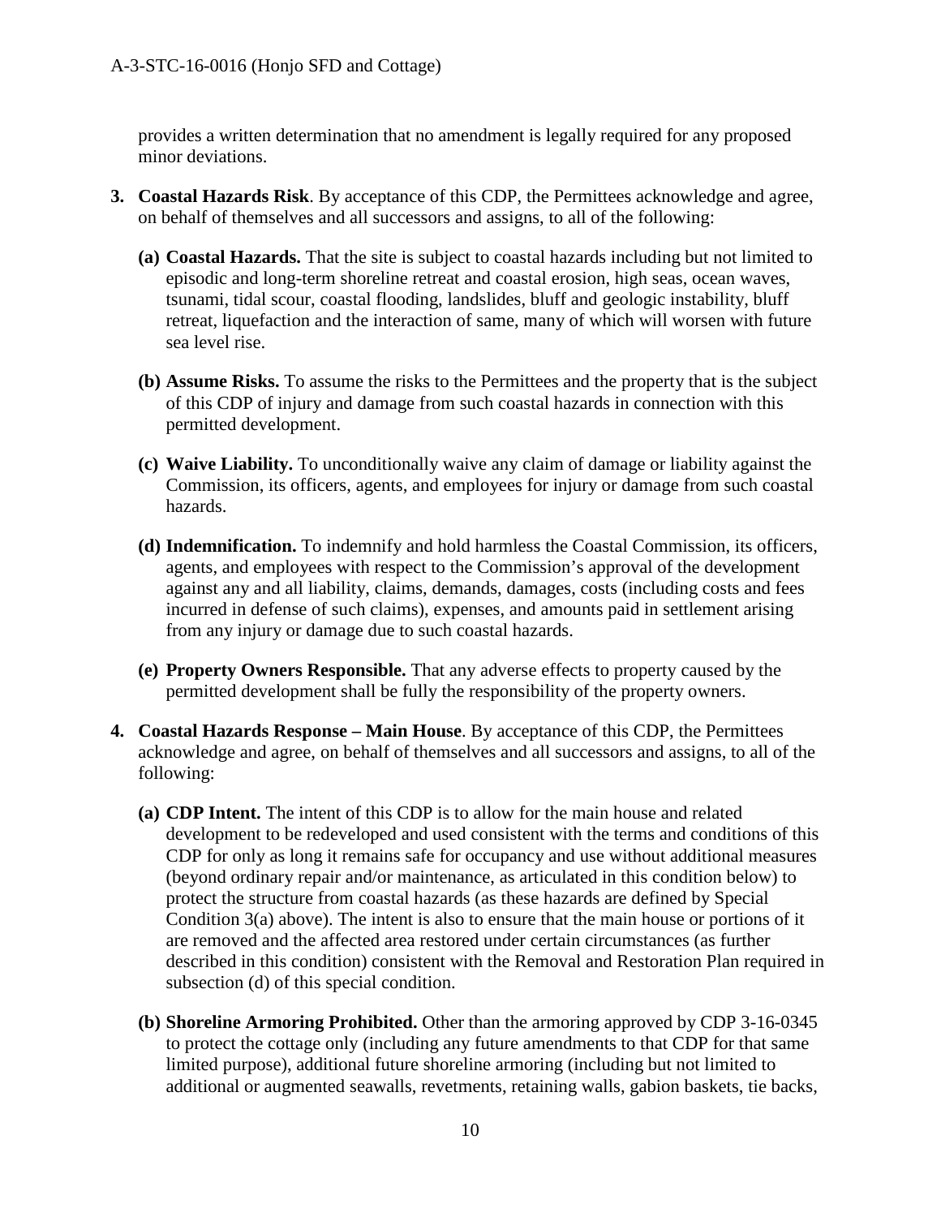provides a written determination that no amendment is legally required for any proposed minor deviations.

3. **Coastal Hazards Risk**. By acceptance of this CDP, the Permittees acknowledge and agree, on behalf of themselves and all successors and assigns, to all of the following:

   **(a) Coastal Hazards.** That the site is subject to coastal hazards including but not limited to episodic and long-term shoreline retreat and coastal erosion, high seas, ocean waves, tsunami, tidal scour, coastal flooding, landslides, bluff and geologic instability, bluff retreat, liquefaction and the interaction of same, many of which will worsen with future sea level rise.

   **(b) Assume Risks.** To assume the risks to the Permittees and the property that is the subject of this CDP of injury and damage from such coastal hazards in connection with this permitted development.

   **(c) Waive Liability.** To unconditionally waive any claim of damage or liability against the Commission, its officers, agents, and employees for injury or damage from such coastal hazards.

   **(d) Indemnification.** To indemnify and hold harmless the Coastal Commission, its officers, agents, and employees with respect to the Commission's approval of the development against any and all liability, claims, demands, damages, costs (including costs and fees incurred in defense of such claims), expenses, and amounts paid in settlement arising from any injury or damage due to such coastal hazards.

   **(e) Property Owners Responsible.** That any adverse effects to property caused by the permitted development shall be fully the responsibility of the property owners.

4. **Coastal Hazards Response – Main House**. By acceptance of this CDP, the Permittees acknowledge and agree, on behalf of themselves and all successors and assigns, to all of the following:

   **(a) CDP Intent.** The intent of this CDP is to allow for the main house and related development to be redeveloped and used consistent with the terms and conditions of this CDP for only as long it remains safe for occupancy and use without additional measures (beyond ordinary repair and/or maintenance, as articulated in this condition below) to protect the structure from coastal hazards (as these hazards are defined by Special Condition 3(a) above). The intent is also to ensure that the main house or portions of it are removed and the affected area restored under certain circumstances (as further described in this condition) consistent with the Removal and Restoration Plan required in subsection (d) of this special condition.

   **(b) Shoreline Armoring Prohibited.** Other than the armoring approved by CDP 3-16-0345 to protect the cottage only (including any future amendments to that CDP for that same limited purpose), additional future shoreline armoring (including but not limited to additional or augmented seawalls, revetments, retaining walls, gabion baskets, tie backs,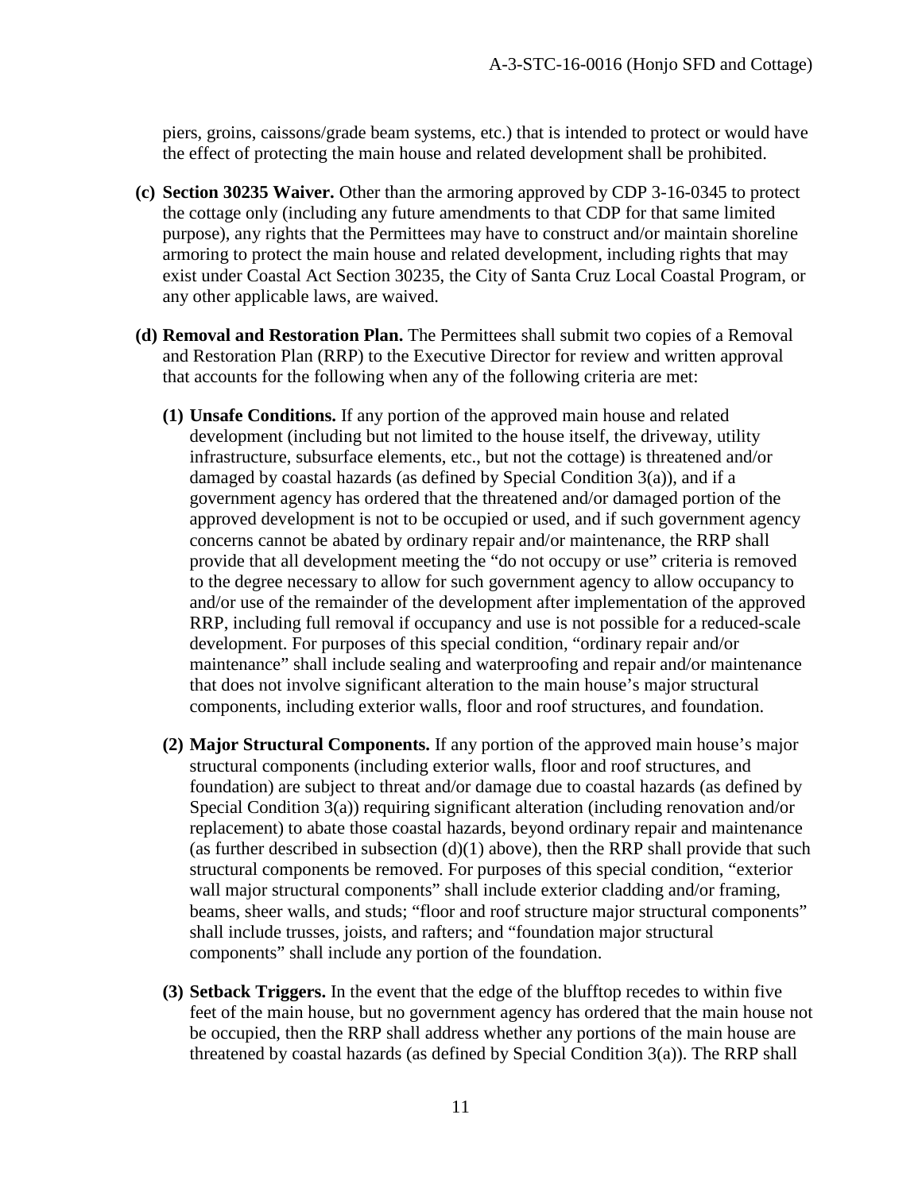piers, groins, caissons/grade beam systems, etc.) that is intended to protect or would have the effect of protecting the main house and related development shall be prohibited.

**(c) Section 30235 Waiver.** Other than the armoring approved by CDP 3-16-0345 to protect the cottage only (including any future amendments to that CDP for that same limited purpose), any rights that the Permittees may have to construct and/or maintain shoreline armoring to protect the main house and related development, including rights that may exist under Coastal Act Section 30235, the City of Santa Cruz Local Coastal Program, or any other applicable laws, are waived.

**(d) Removal and Restoration Plan.** The Permittees shall submit two copies of a Removal and Restoration Plan (RRP) to the Executive Director for review and written approval that accounts for the following when any of the following criteria are met:

**(1) Unsafe Conditions.** If any portion of the approved main house and related development (including but not limited to the house itself, the driveway, utility infrastructure, subsurface elements, etc., but not the cottage) is threatened and/or damaged by coastal hazards (as defined by Special Condition 3(a)), and if a government agency has ordered that the threatened and/or damaged portion of the approved development is not to be occupied or used, and if such government agency concerns cannot be abated by ordinary repair and/or maintenance, the RRP shall provide that all development meeting the "do not occupy or use" criteria is removed to the degree necessary to allow for such government agency to allow occupancy to and/or use of the remainder of the development after implementation of the approved RRP, including full removal if occupancy and use is not possible for a reduced-scale development. For purposes of this special condition, "ordinary repair and/or maintenance" shall include sealing and waterproofing and repair and/or maintenance that does not involve significant alteration to the main house's major structural components, including exterior walls, floor and roof structures, and foundation.

**(2) Major Structural Components.** If any portion of the approved main house's major structural components (including exterior walls, floor and roof structures, and foundation) are subject to threat and/or damage due to coastal hazards (as defined by Special Condition 3(a)) requiring significant alteration (including renovation and/or replacement) to abate those coastal hazards, beyond ordinary repair and maintenance (as further described in subsection (d)(1) above), then the RRP shall provide that such structural components be removed. For purposes of this special condition, "exterior wall major structural components" shall include exterior cladding and/or framing, beams, sheer walls, and studs; "floor and roof structure major structural components" shall include trusses, joists, and rafters; and "foundation major structural components" shall include any portion of the foundation.

**(3) Setback Triggers.** In the event that the edge of the blufftop recedes to within five feet of the main house, but no government agency has ordered that the main house not be occupied, then the RRP shall address whether any portions of the main house are threatened by coastal hazards (as defined by Special Condition 3(a)). The RRP shall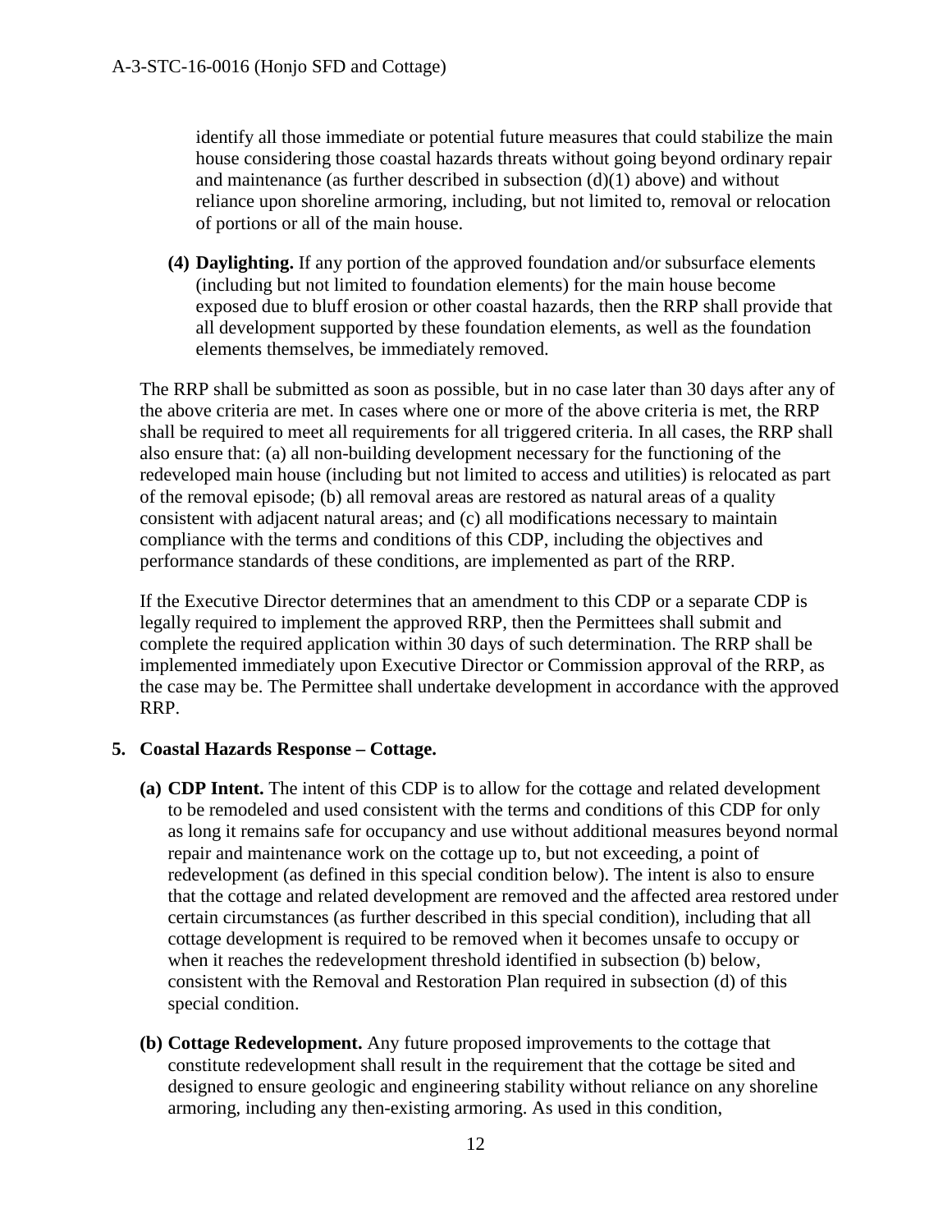identify all those immediate or potential future measures that could stabilize the main house considering those coastal hazards threats without going beyond ordinary repair and maintenance (as further described in subsection (d)(1) above) and without reliance upon shoreline armoring, including, but not limited to, removal or relocation of portions or all of the main house.

**(4) Daylighting.** If any portion of the approved foundation and/or subsurface elements (including but not limited to foundation elements) for the main house become exposed due to bluff erosion or other coastal hazards, then the RRP shall provide that all development supported by these foundation elements, as well as the foundation elements themselves, be immediately removed.

The RRP shall be submitted as soon as possible, but in no case later than 30 days after any of the above criteria are met. In cases where one or more of the above criteria is met, the RRP shall be required to meet all requirements for all triggered criteria. In all cases, the RRP shall also ensure that: (a) all non-building development necessary for the functioning of the redeveloped main house (including but not limited to access and utilities) is relocated as part of the removal episode; (b) all removal areas are restored as natural areas of a quality consistent with adjacent natural areas; and (c) all modifications necessary to maintain compliance with the terms and conditions of this CDP, including the objectives and performance standards of these conditions, are implemented as part of the RRP.

If the Executive Director determines that an amendment to this CDP or a separate CDP is legally required to implement the approved RRP, then the Permittees shall submit and complete the required application within 30 days of such determination. The RRP shall be implemented immediately upon Executive Director or Commission approval of the RRP, as the case may be. The Permittee shall undertake development in accordance with the approved RRP.

**5. Coastal Hazards Response – Cottage.**

**(a) CDP Intent.** The intent of this CDP is to allow for the cottage and related development to be remodeled and used consistent with the terms and conditions of this CDP for only as long it remains safe for occupancy and use without additional measures beyond normal repair and maintenance work on the cottage up to, but not exceeding, a point of redevelopment (as defined in this special condition below). The intent is also to ensure that the cottage and related development are removed and the affected area restored under certain circumstances (as further described in this special condition), including that all cottage development is required to be removed when it becomes unsafe to occupy or when it reaches the redevelopment threshold identified in subsection (b) below, consistent with the Removal and Restoration Plan required in subsection (d) of this special condition.

**(b) Cottage Redevelopment.** Any future proposed improvements to the cottage that constitute redevelopment shall result in the requirement that the cottage be sited and designed to ensure geologic and engineering stability without reliance on any shoreline armoring, including any then-existing armoring. As used in this condition,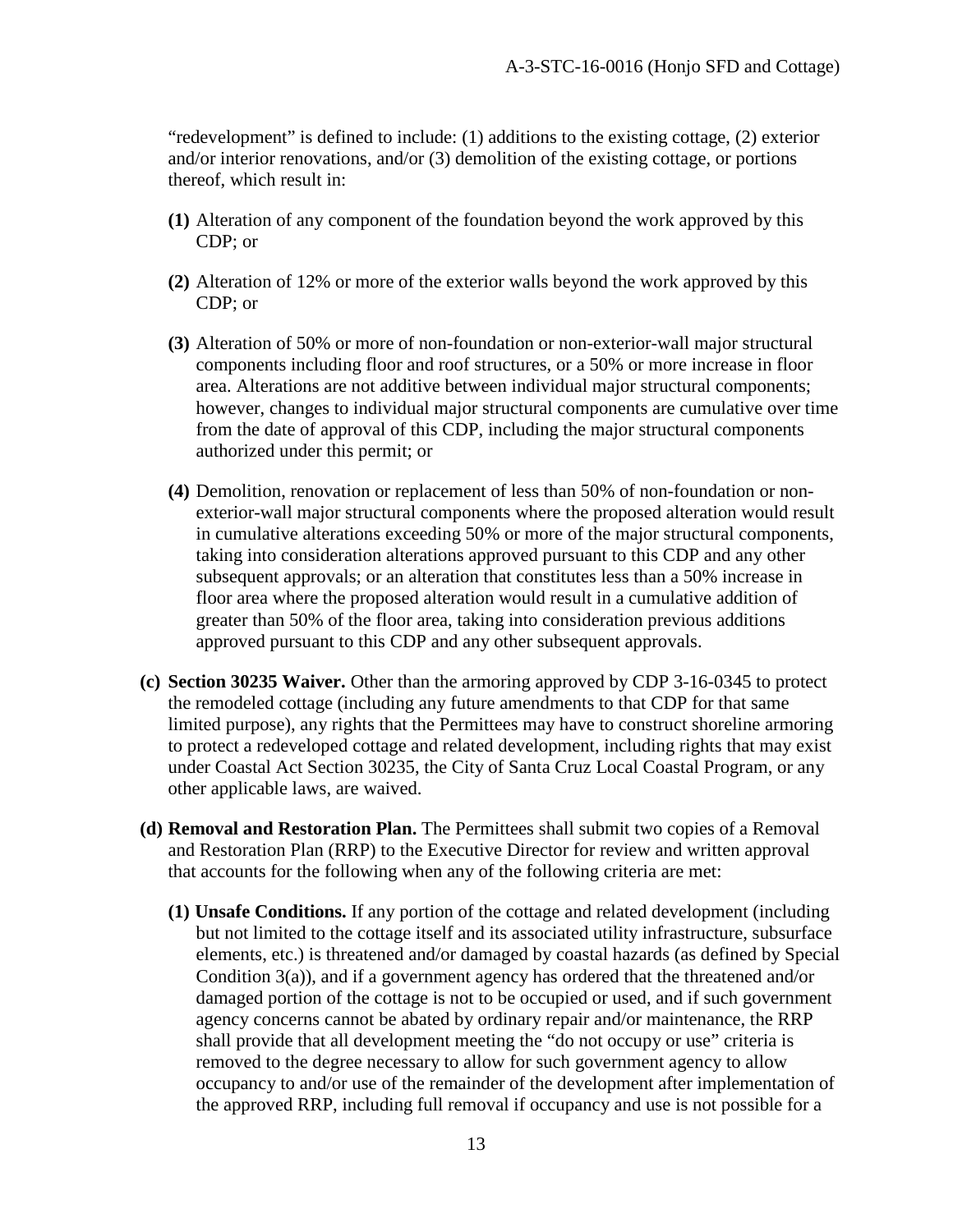"redevelopment" is defined to include: (1) additions to the existing cottage, (2) exterior and/or interior renovations, and/or (3) demolition of the existing cottage, or portions thereof, which result in:

- **(1)** Alteration of any component of the foundation beyond the work approved by this CDP; or
- **(2)** Alteration of 12% or more of the exterior walls beyond the work approved by this CDP; or
- **(3)** Alteration of 50% or more of non-foundation or non-exterior-wall major structural components including floor and roof structures, or a 50% or more increase in floor area. Alterations are not additive between individual major structural components; however, changes to individual major structural components are cumulative over time from the date of approval of this CDP, including the major structural components authorized under this permit; or
- **(4)** Demolition, renovation or replacement of less than 50% of non-foundation or non-exterior-wall major structural components where the proposed alteration would result in cumulative alterations exceeding 50% or more of the major structural components, taking into consideration alterations approved pursuant to this CDP and any other subsequent approvals; or an alteration that constitutes less than a 50% increase in floor area where the proposed alteration would result in a cumulative addition of greater than 50% of the floor area, taking into consideration previous additions approved pursuant to this CDP and any other subsequent approvals.

**(c) Section 30235 Waiver.** Other than the armoring approved by CDP 3-16-0345 to protect the remodeled cottage (including any future amendments to that CDP for that same limited purpose), any rights that the Permittees may have to construct shoreline armoring to protect a redeveloped cottage and related development, including rights that may exist under Coastal Act Section 30235, the City of Santa Cruz Local Coastal Program, or any other applicable laws, are waived.

**(d) Removal and Restoration Plan.** The Permittees shall submit two copies of a Removal and Restoration Plan (RRP) to the Executive Director for review and written approval that accounts for the following when any of the following criteria are met:

- **(1) Unsafe Conditions.** If any portion of the cottage and related development (including but not limited to the cottage itself and its associated utility infrastructure, subsurface elements, etc.) is threatened and/or damaged by coastal hazards (as defined by Special Condition 3(a)), and if a government agency has ordered that the threatened and/or damaged portion of the cottage is not to be occupied or used, and if such government agency concerns cannot be abated by ordinary repair and/or maintenance, the RRP shall provide that all development meeting the "do not occupy or use" criteria is removed to the degree necessary to allow for such government agency to allow occupancy to and/or use of the remainder of the development after implementation of the approved RRP, including full removal if occupancy and use is not possible for a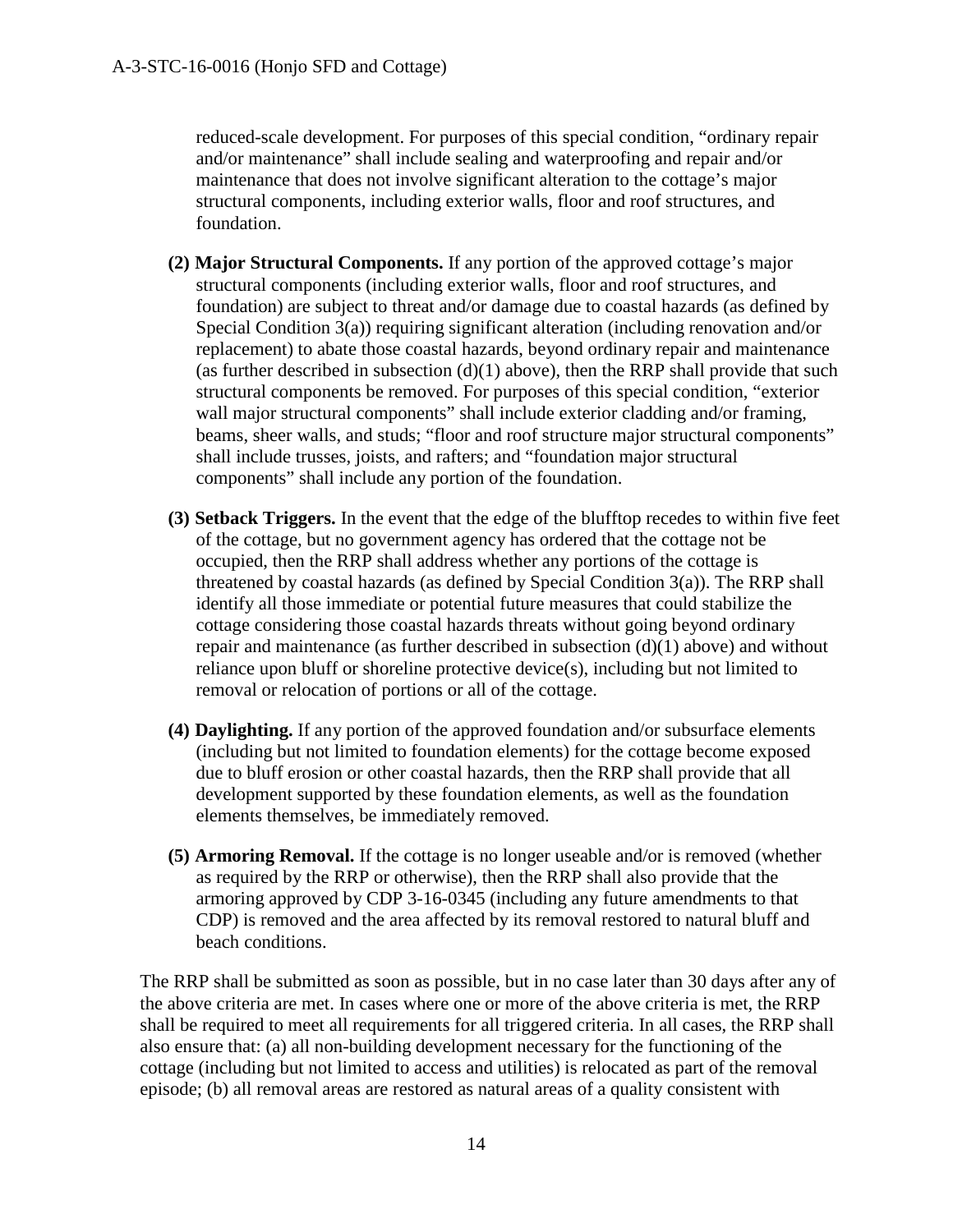reduced-scale development. For purposes of this special condition, "ordinary repair and/or maintenance" shall include sealing and waterproofing and repair and/or maintenance that does not involve significant alteration to the cottage's major structural components, including exterior walls, floor and roof structures, and foundation.

**(2) Major Structural Components.** If any portion of the approved cottage's major structural components (including exterior walls, floor and roof structures, and foundation) are subject to threat and/or damage due to coastal hazards (as defined by Special Condition 3(a)) requiring significant alteration (including renovation and/or replacement) to abate those coastal hazards, beyond ordinary repair and maintenance (as further described in subsection (d)(1) above), then the RRP shall provide that such structural components be removed. For purposes of this special condition, "exterior wall major structural components" shall include exterior cladding and/or framing, beams, sheer walls, and studs; "floor and roof structure major structural components" shall include trusses, joists, and rafters; and "foundation major structural components" shall include any portion of the foundation.

**(3) Setback Triggers.** In the event that the edge of the blufftop recedes to within five feet of the cottage, but no government agency has ordered that the cottage not be occupied, then the RRP shall address whether any portions of the cottage is threatened by coastal hazards (as defined by Special Condition 3(a)). The RRP shall identify all those immediate or potential future measures that could stabilize the cottage considering those coastal hazards threats without going beyond ordinary repair and maintenance (as further described in subsection (d)(1) above) and without reliance upon bluff or shoreline protective device(s), including but not limited to removal or relocation of portions or all of the cottage.

**(4) Daylighting.** If any portion of the approved foundation and/or subsurface elements (including but not limited to foundation elements) for the cottage become exposed due to bluff erosion or other coastal hazards, then the RRP shall provide that all development supported by these foundation elements, as well as the foundation elements themselves, be immediately removed.

**(5) Armoring Removal.** If the cottage is no longer useable and/or is removed (whether as required by the RRP or otherwise), then the RRP shall also provide that the armoring approved by CDP 3-16-0345 (including any future amendments to that CDP) is removed and the area affected by its removal restored to natural bluff and beach conditions.

The RRP shall be submitted as soon as possible, but in no case later than 30 days after any of the above criteria are met. In cases where one or more of the above criteria is met, the RRP shall be required to meet all requirements for all triggered criteria. In all cases, the RRP shall also ensure that: (a) all non-building development necessary for the functioning of the cottage (including but not limited to access and utilities) is relocated as part of the removal episode; (b) all removal areas are restored as natural areas of a quality consistent with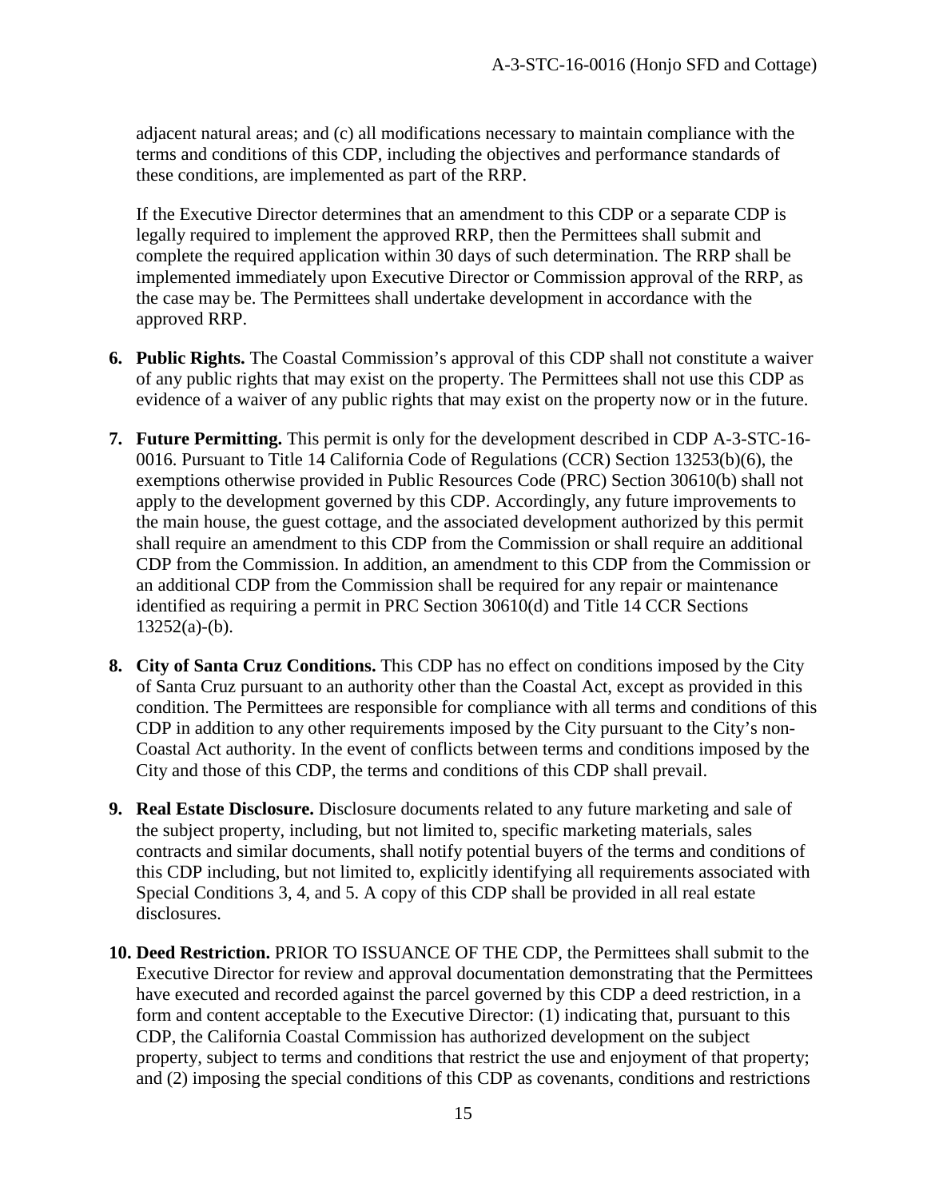adjacent natural areas; and (c) all modifications necessary to maintain compliance with the terms and conditions of this CDP, including the objectives and performance standards of these conditions, are implemented as part of the RRP.

If the Executive Director determines that an amendment to this CDP or a separate CDP is legally required to implement the approved RRP, then the Permittees shall submit and complete the required application within 30 days of such determination. The RRP shall be implemented immediately upon Executive Director or Commission approval of the RRP, as the case may be. The Permittees shall undertake development in accordance with the approved RRP.

6. **Public Rights.** The Coastal Commission's approval of this CDP shall not constitute a waiver of any public rights that may exist on the property. The Permittees shall not use this CDP as evidence of a waiver of any public rights that may exist on the property now or in the future.

7. **Future Permitting.** This permit is only for the development described in CDP A-3-STC-16-0016. Pursuant to Title 14 California Code of Regulations (CCR) Section 13253(b)(6), the exemptions otherwise provided in Public Resources Code (PRC) Section 30610(b) shall not apply to the development governed by this CDP. Accordingly, any future improvements to the main house, the guest cottage, and the associated development authorized by this permit shall require an amendment to this CDP from the Commission or shall require an additional CDP from the Commission. In addition, an amendment to this CDP from the Commission or an additional CDP from the Commission shall be required for any repair or maintenance identified as requiring a permit in PRC Section 30610(d) and Title 14 CCR Sections 13252(a)-(b).

8. **City of Santa Cruz Conditions.** This CDP has no effect on conditions imposed by the City of Santa Cruz pursuant to an authority other than the Coastal Act, except as provided in this condition. The Permittees are responsible for compliance with all terms and conditions of this CDP in addition to any other requirements imposed by the City pursuant to the City's non-Coastal Act authority. In the event of conflicts between terms and conditions imposed by the City and those of this CDP, the terms and conditions of this CDP shall prevail.

9. **Real Estate Disclosure.** Disclosure documents related to any future marketing and sale of the subject property, including, but not limited to, specific marketing materials, sales contracts and similar documents, shall notify potential buyers of the terms and conditions of this CDP including, but not limited to, explicitly identifying all requirements associated with Special Conditions 3, 4, and 5. A copy of this CDP shall be provided in all real estate disclosures.

10. **Deed Restriction.** PRIOR TO ISSUANCE OF THE CDP, the Permittees shall submit to the Executive Director for review and approval documentation demonstrating that the Permittees have executed and recorded against the parcel governed by this CDP a deed restriction, in a form and content acceptable to the Executive Director: (1) indicating that, pursuant to this CDP, the California Coastal Commission has authorized development on the subject property, subject to terms and conditions that restrict the use and enjoyment of that property; and (2) imposing the special conditions of this CDP as covenants, conditions and restrictions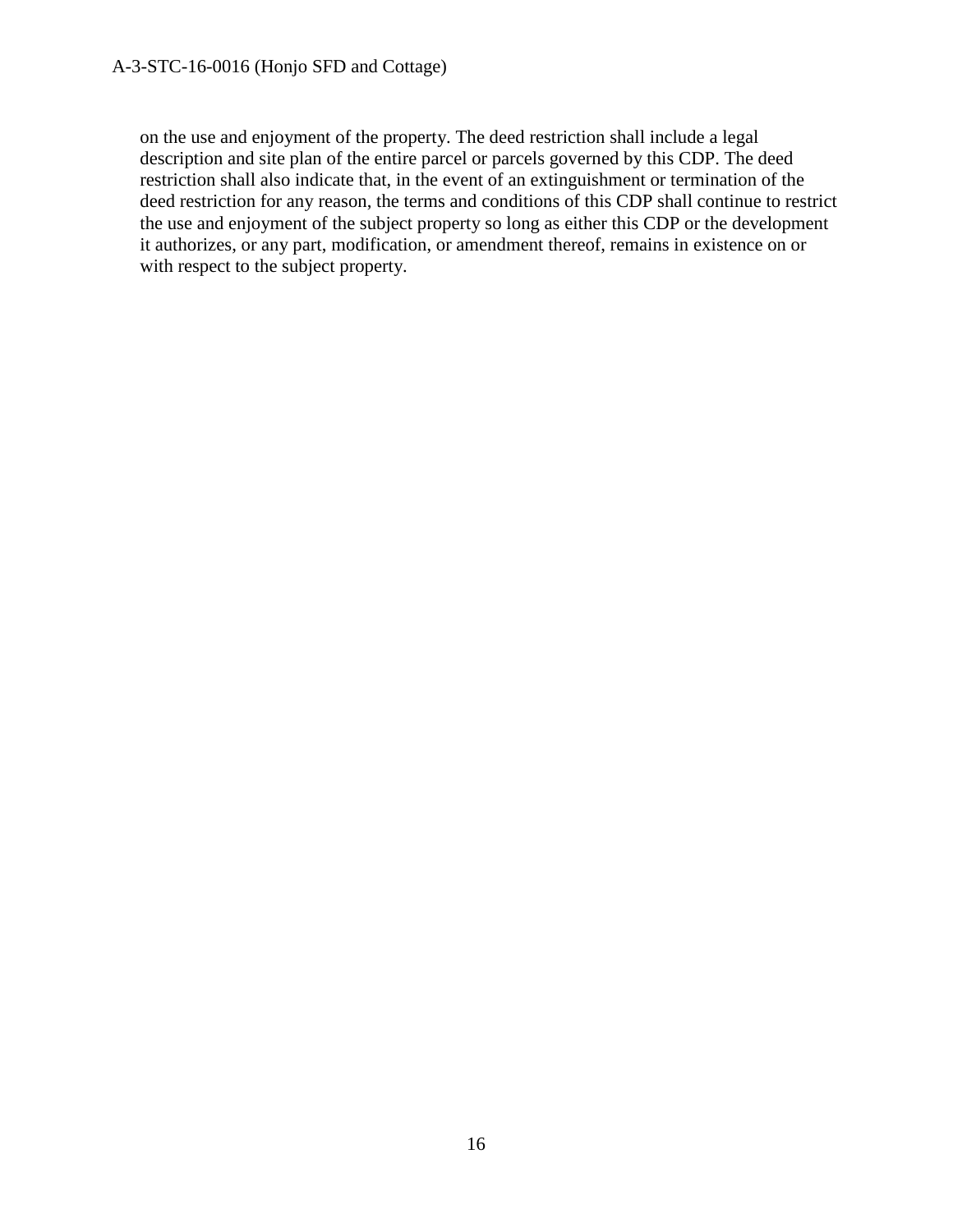on the use and enjoyment of the property. The deed restriction shall include a legal description and site plan of the entire parcel or parcels governed by this CDP. The deed restriction shall also indicate that, in the event of an extinguishment or termination of the deed restriction for any reason, the terms and conditions of this CDP shall continue to restrict the use and enjoyment of the subject property so long as either this CDP or the development it authorizes, or any part, modification, or amendment thereof, remains in existence on or with respect to the subject property.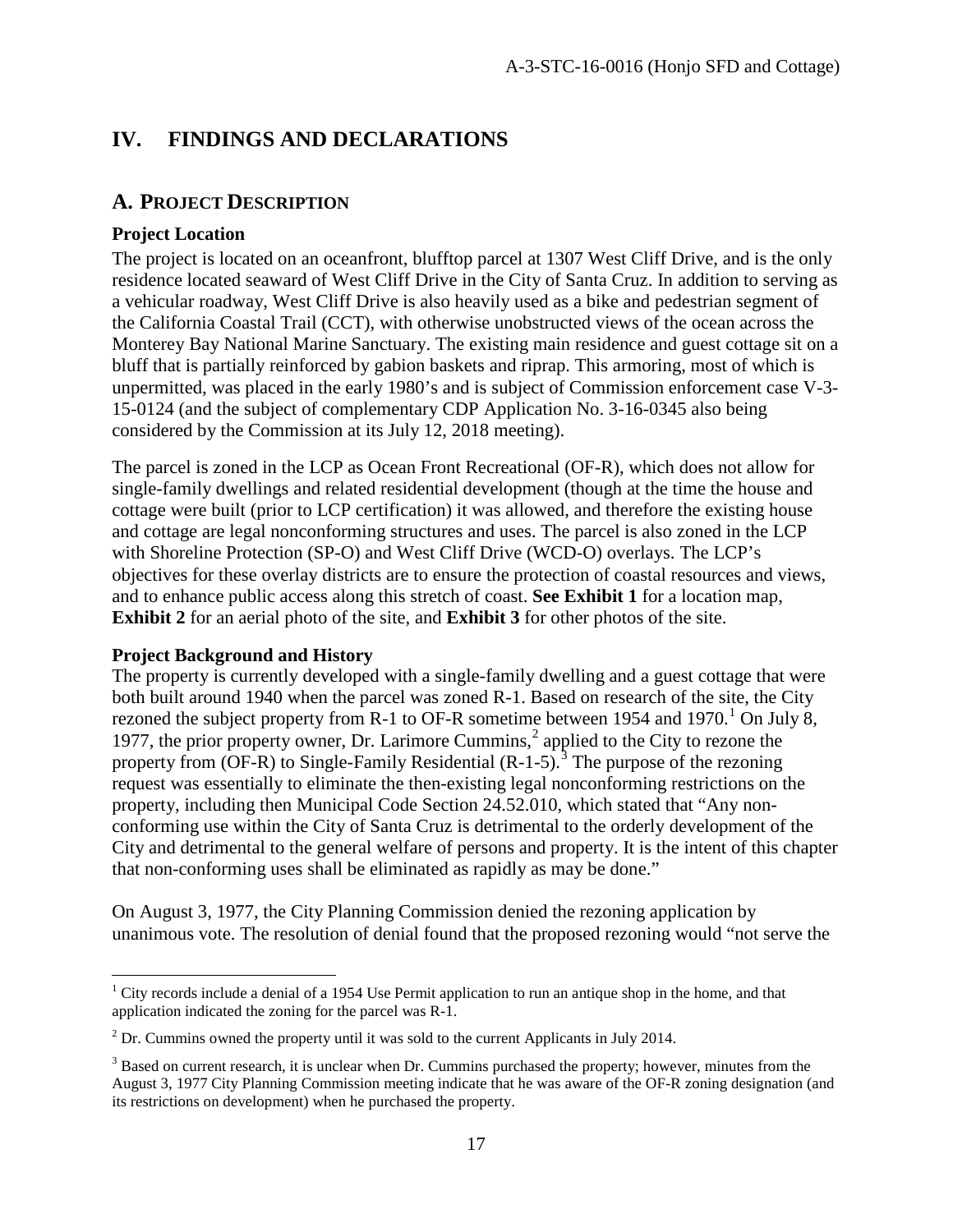# IV. FINDINGS AND DECLARATIONS

## A. PROJECT DESCRIPTION

### Project Location

The project is located on an oceanfront, blufftop parcel at 1307 West Cliff Drive, and is the only residence located seaward of West Cliff Drive in the City of Santa Cruz. In addition to serving as a vehicular roadway, West Cliff Drive is also heavily used as a bike and pedestrian segment of the California Coastal Trail (CCT), with otherwise unobstructed views of the ocean across the Monterey Bay National Marine Sanctuary. The existing main residence and guest cottage sit on a bluff that is partially reinforced by gabion baskets and riprap. This armoring, most of which is unpermitted, was placed in the early 1980's and is subject of Commission enforcement case V-3-15-0124 (and the subject of complementary CDP Application No. 3-16-0345 also being considered by the Commission at its July 12, 2018 meeting).

The parcel is zoned in the LCP as Ocean Front Recreational (OF-R), which does not allow for single-family dwellings and related residential development (though at the time the house and cottage were built (prior to LCP certification) it was allowed, and therefore the existing house and cottage are legal nonconforming structures and uses. The parcel is also zoned in the LCP with Shoreline Protection (SP-O) and West Cliff Drive (WCD-O) overlays. The LCP's objectives for these overlay districts are to ensure the protection of coastal resources and views, and to enhance public access along this stretch of coast. **See Exhibit 1** for a location map, **Exhibit 2** for an aerial photo of the site, and **Exhibit 3** for other photos of the site.

### Project Background and History

The property is currently developed with a single-family dwelling and a guest cottage that were both built around 1940 when the parcel was zoned R-1. Based on research of the site, the City rezoned the subject property from R-1 to OF-R sometime between 1954 and 1970.[1] On July 8, 1977, the prior property owner, Dr. Larimore Cummins,[2] applied to the City to rezone the property from (OF-R) to Single-Family Residential (R-1-5).[3] The purpose of the rezoning request was essentially to eliminate the then-existing legal nonconforming restrictions on the property, including then Municipal Code Section 24.52.010, which stated that "Any non-conforming use within the City of Santa Cruz is detrimental to the orderly development of the City and detrimental to the general welfare of persons and property. It is the intent of this chapter that non-conforming uses shall be eliminated as rapidly as may be done."

On August 3, 1977, the City Planning Commission denied the rezoning application by unanimous vote. The resolution of denial found that the proposed rezoning would "not serve the

---

[1] City records include a denial of a 1954 Use Permit application to run an antique shop in the home, and that application indicated the zoning for the parcel was R-1.

[2] Dr. Cummins owned the property until it was sold to the current Applicants in July 2014.

[3] Based on current research, it is unclear when Dr. Cummins purchased the property; however, minutes from the August 3, 1977 City Planning Commission meeting indicate that he was aware of the OF-R zoning designation (and its restrictions on development) when he purchased the property.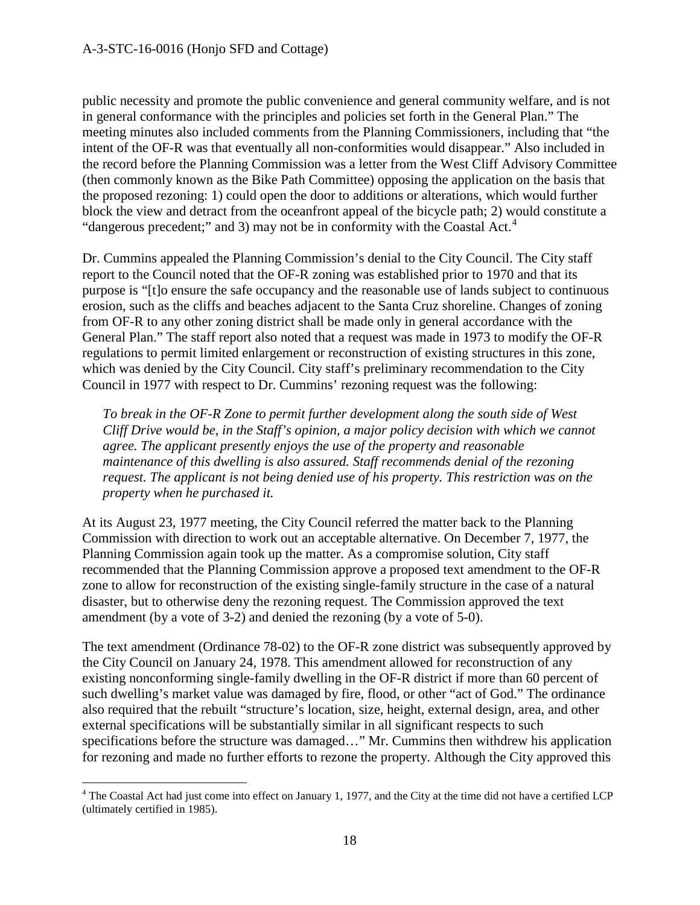public necessity and promote the public convenience and general community welfare, and is not in general conformance with the principles and policies set forth in the General Plan." The meeting minutes also included comments from the Planning Commissioners, including that "the intent of the OF-R was that eventually all non-conformities would disappear." Also included in the record before the Planning Commission was a letter from the West Cliff Advisory Committee (then commonly known as the Bike Path Committee) opposing the application on the basis that the proposed rezoning: 1) could open the door to additions or alterations, which would further block the view and detract from the oceanfront appeal of the bicycle path; 2) would constitute a "dangerous precedent;" and 3) may not be in conformity with the Coastal Act.[4]

Dr. Cummins appealed the Planning Commission's denial to the City Council. The City staff report to the Council noted that the OF-R zoning was established prior to 1970 and that its purpose is "[t]o ensure the safe occupancy and the reasonable use of lands subject to continuous erosion, such as the cliffs and beaches adjacent to the Santa Cruz shoreline. Changes of zoning from OF-R to any other zoning district shall be made only in general accordance with the General Plan." The staff report also noted that a request was made in 1973 to modify the OF-R regulations to permit limited enlargement or reconstruction of existing structures in this zone, which was denied by the City Council. City staff's preliminary recommendation to the City Council in 1977 with respect to Dr. Cummins' rezoning request was the following:

> *To break in the OF-R Zone to permit further development along the south side of West Cliff Drive would be, in the Staff's opinion, a major policy decision with which we cannot agree. The applicant presently enjoys the use of the property and reasonable maintenance of this dwelling is also assured. Staff recommends denial of the rezoning request. The applicant is not being denied use of his property. This restriction was on the property when he purchased it.*

At its August 23, 1977 meeting, the City Council referred the matter back to the Planning Commission with direction to work out an acceptable alternative. On December 7, 1977, the Planning Commission again took up the matter. As a compromise solution, City staff recommended that the Planning Commission approve a proposed text amendment to the OF-R zone to allow for reconstruction of the existing single-family structure in the case of a natural disaster, but to otherwise deny the rezoning request. The Commission approved the text amendment (by a vote of 3-2) and denied the rezoning (by a vote of 5-0).

The text amendment (Ordinance 78-02) to the OF-R zone district was subsequently approved by the City Council on January 24, 1978. This amendment allowed for reconstruction of any existing nonconforming single-family dwelling in the OF-R district if more than 60 percent of such dwelling's market value was damaged by fire, flood, or other "act of God." The ordinance also required that the rebuilt "structure's location, size, height, external design, area, and other external specifications will be substantially similar in all significant respects to such specifications before the structure was damaged…" Mr. Cummins then withdrew his application for rezoning and made no further efforts to rezone the property. Although the City approved this

[4] The Coastal Act had just come into effect on January 1, 1977, and the City at the time did not have a certified LCP (ultimately certified in 1985).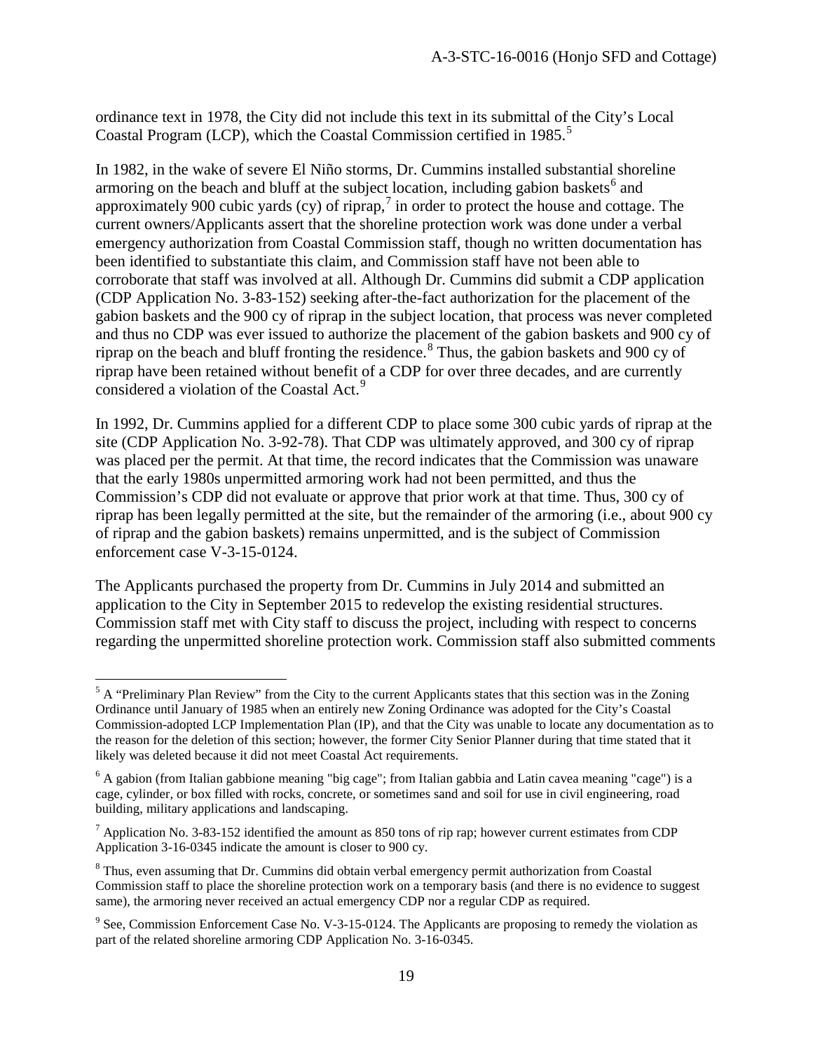ordinance text in 1978, the City did not include this text in its submittal of the City's Local Coastal Program (LCP), which the Coastal Commission certified in 1985.[5]

In 1982, in the wake of severe El Niño storms, Dr. Cummins installed substantial shoreline armoring on the beach and bluff at the subject location, including gabion baskets[6] and approximately 900 cubic yards (cy) of riprap,[7] in order to protect the house and cottage. The current owners/Applicants assert that the shoreline protection work was done under a verbal emergency authorization from Coastal Commission staff, though no written documentation has been identified to substantiate this claim, and Commission staff have not been able to corroborate that staff was involved at all. Although Dr. Cummins did submit a CDP application (CDP Application No. 3-83-152) seeking after-the-fact authorization for the placement of the gabion baskets and the 900 cy of riprap in the subject location, that process was never completed and thus no CDP was ever issued to authorize the placement of the gabion baskets and 900 cy of riprap on the beach and bluff fronting the residence.[8] Thus, the gabion baskets and 900 cy of riprap have been retained without benefit of a CDP for over three decades, and are currently considered a violation of the Coastal Act.[9]

In 1992, Dr. Cummins applied for a different CDP to place some 300 cubic yards of riprap at the site (CDP Application No. 3-92-78). That CDP was ultimately approved, and 300 cy of riprap was placed per the permit. At that time, the record indicates that the Commission was unaware that the early 1980s unpermitted armoring work had not been permitted, and thus the Commission's CDP did not evaluate or approve that prior work at that time. Thus, 300 cy of riprap has been legally permitted at the site, but the remainder of the armoring (i.e., about 900 cy of riprap and the gabion baskets) remains unpermitted, and is the subject of Commission enforcement case V-3-15-0124.

The Applicants purchased the property from Dr. Cummins in July 2014 and submitted an application to the City in September 2015 to redevelop the existing residential structures. Commission staff met with City staff to discuss the project, including with respect to concerns regarding the unpermitted shoreline protection work. Commission staff also submitted comments

---

[5] A "Preliminary Plan Review" from the City to the current Applicants states that this section was in the Zoning Ordinance until January of 1985 when an entirely new Zoning Ordinance was adopted for the City's Coastal Commission-adopted LCP Implementation Plan (IP), and that the City was unable to locate any documentation as to the reason for the deletion of this section; however, the former City Senior Planner during that time stated that it likely was deleted because it did not meet Coastal Act requirements.

[6] A gabion (from Italian gabbione meaning "big cage"; from Italian gabbia and Latin cavea meaning "cage") is a cage, cylinder, or box filled with rocks, concrete, or sometimes sand and soil for use in civil engineering, road building, military applications and landscaping.

[7] Application No. 3-83-152 identified the amount as 850 tons of rip rap; however current estimates from CDP Application 3-16-0345 indicate the amount is closer to 900 cy.

[8] Thus, even assuming that Dr. Cummins did obtain verbal emergency permit authorization from Coastal Commission staff to place the shoreline protection work on a temporary basis (and there is no evidence to suggest same), the armoring never received an actual emergency CDP nor a regular CDP as required.

[9] See, Commission Enforcement Case No. V-3-15-0124. The Applicants are proposing to remedy the violation as part of the related shoreline armoring CDP Application No. 3-16-0345.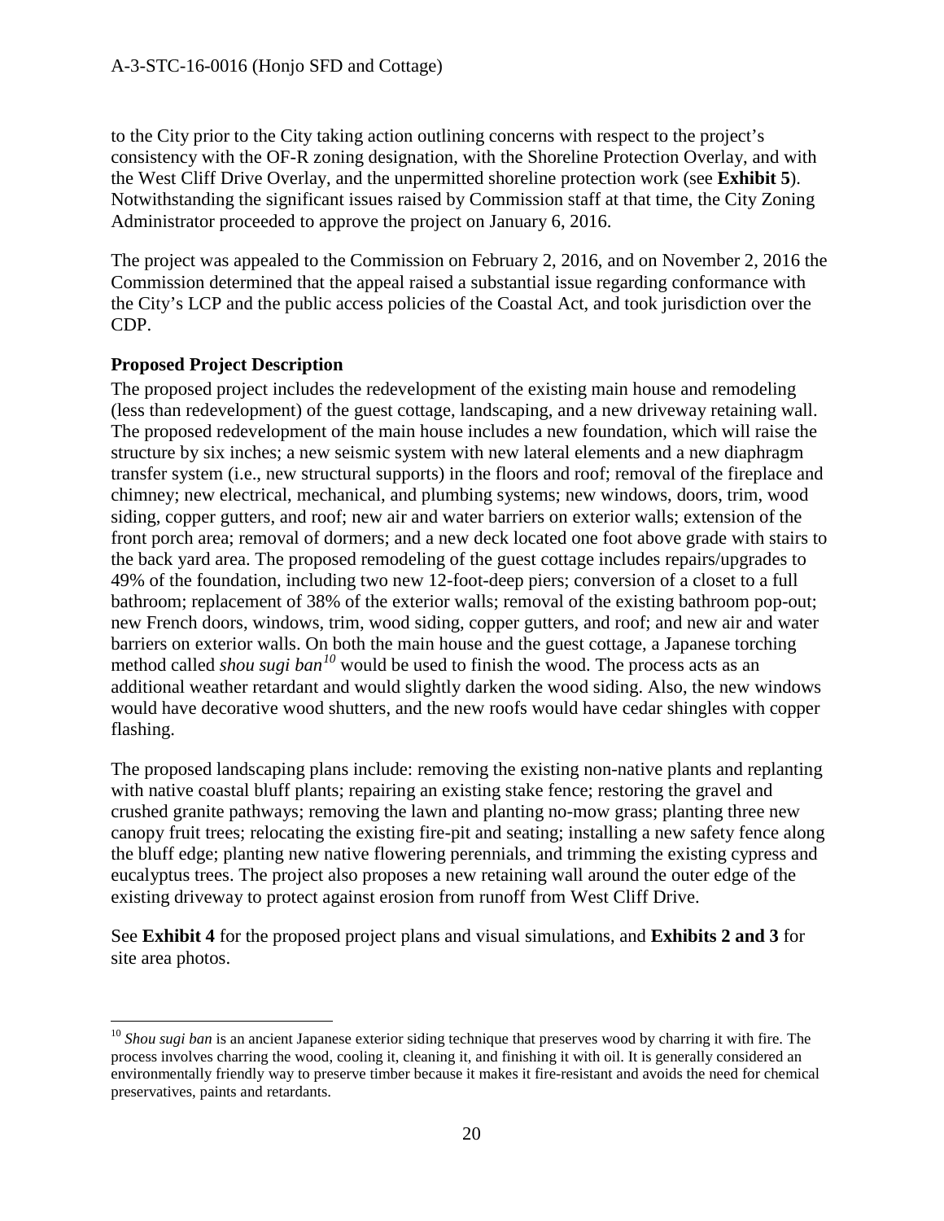to the City prior to the City taking action outlining concerns with respect to the project's consistency with the OF-R zoning designation, with the Shoreline Protection Overlay, and with the West Cliff Drive Overlay, and the unpermitted shoreline protection work (see **Exhibit 5**). Notwithstanding the significant issues raised by Commission staff at that time, the City Zoning Administrator proceeded to approve the project on January 6, 2016.

The project was appealed to the Commission on February 2, 2016, and on November 2, 2016 the Commission determined that the appeal raised a substantial issue regarding conformance with the City's LCP and the public access policies of the Coastal Act, and took jurisdiction over the CDP.

**Proposed Project Description**

The proposed project includes the redevelopment of the existing main house and remodeling (less than redevelopment) of the guest cottage, landscaping, and a new driveway retaining wall. The proposed redevelopment of the main house includes a new foundation, which will raise the structure by six inches; a new seismic system with new lateral elements and a new diaphragm transfer system (i.e., new structural supports) in the floors and roof; removal of the fireplace and chimney; new electrical, mechanical, and plumbing systems; new windows, doors, trim, wood siding, copper gutters, and roof; new air and water barriers on exterior walls; extension of the front porch area; removal of dormers; and a new deck located one foot above grade with stairs to the back yard area. The proposed remodeling of the guest cottage includes repairs/upgrades to 49% of the foundation, including two new 12-foot-deep piers; conversion of a closet to a full bathroom; replacement of 38% of the exterior walls; removal of the existing bathroom pop-out; new French doors, windows, trim, wood siding, copper gutters, and roof; and new air and water barriers on exterior walls. On both the main house and the guest cottage, a Japanese torching method called *shou sugi ban*[10] would be used to finish the wood. The process acts as an additional weather retardant and would slightly darken the wood siding. Also, the new windows would have decorative wood shutters, and the new roofs would have cedar shingles with copper flashing.

The proposed landscaping plans include: removing the existing non-native plants and replanting with native coastal bluff plants; repairing an existing stake fence; restoring the gravel and crushed granite pathways; removing the lawn and planting no-mow grass; planting three new canopy fruit trees; relocating the existing fire-pit and seating; installing a new safety fence along the bluff edge; planting new native flowering perennials, and trimming the existing cypress and eucalyptus trees. The project also proposes a new retaining wall around the outer edge of the existing driveway to protect against erosion from runoff from West Cliff Drive.

See **Exhibit 4** for the proposed project plans and visual simulations, and **Exhibits 2 and 3** for site area photos.

---

[10] *Shou sugi ban* is an ancient Japanese exterior siding technique that preserves wood by charring it with fire. The process involves charring the wood, cooling it, cleaning it, and finishing it with oil. It is generally considered an environmentally friendly way to preserve timber because it makes it fire-resistant and avoids the need for chemical preservatives, paints and retardants.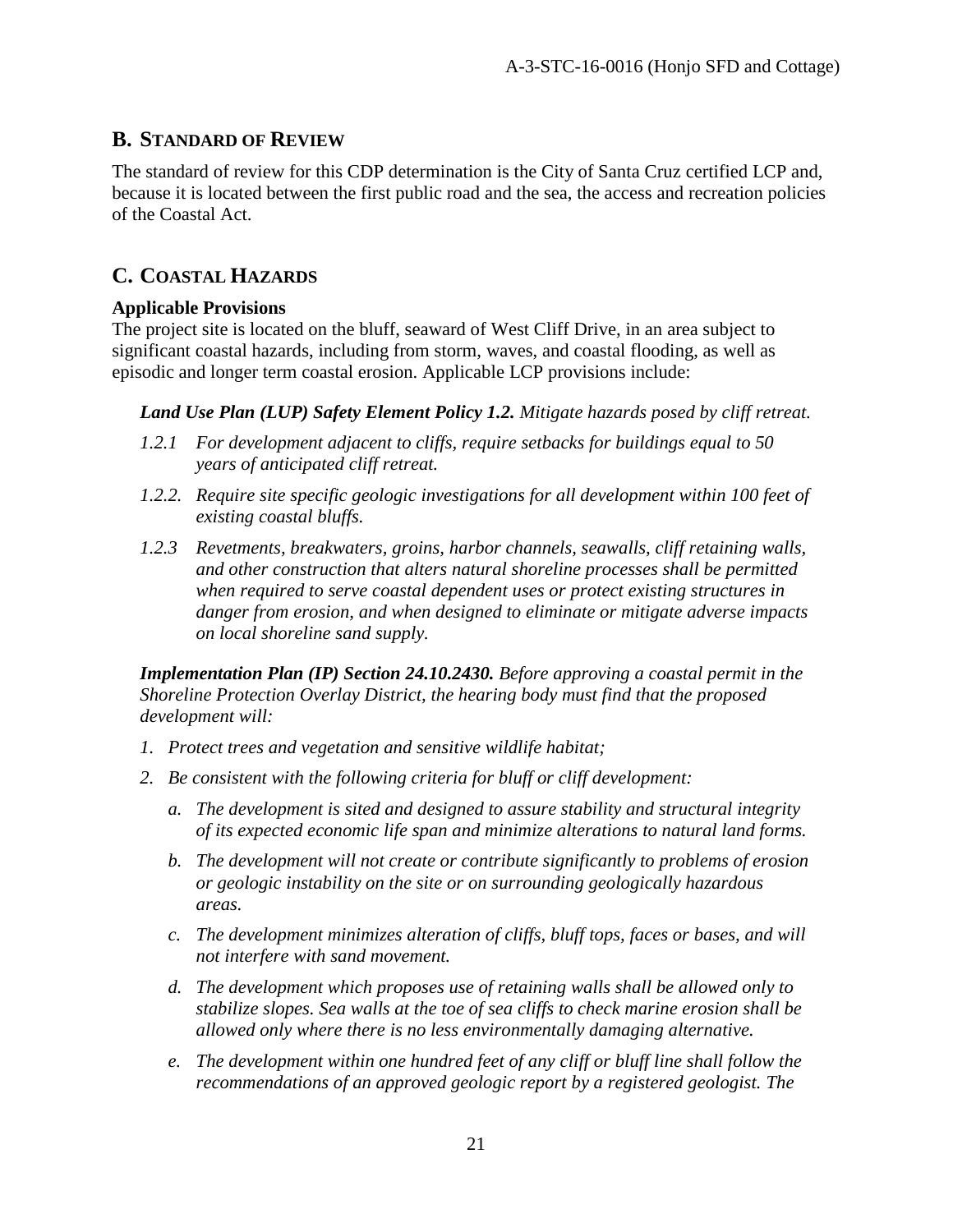## B. STANDARD OF REVIEW

The standard of review for this CDP determination is the City of Santa Cruz certified LCP and, because it is located between the first public road and the sea, the access and recreation policies of the Coastal Act.

## C. COASTAL HAZARDS

**Applicable Provisions**

The project site is located on the bluff, seaward of West Cliff Drive, in an area subject to significant coastal hazards, including from storm, waves, and coastal flooding, as well as episodic and longer term coastal erosion. Applicable LCP provisions include:

> ***Land Use Plan (LUP) Safety Element Policy 1.2.*** *Mitigate hazards posed by cliff retreat.*
>
> *1.2.1 For development adjacent to cliffs, require setbacks for buildings equal to 50 years of anticipated cliff retreat.*
>
> *1.2.2. Require site specific geologic investigations for all development within 100 feet of existing coastal bluffs.*
>
> *1.2.3 Revetments, breakwaters, groins, harbor channels, seawalls, cliff retaining walls, and other construction that alters natural shoreline processes shall be permitted when required to serve coastal dependent uses or protect existing structures in danger from erosion, and when designed to eliminate or mitigate adverse impacts on local shoreline sand supply.*
>
> ***Implementation Plan (IP) Section 24.10.2430.*** *Before approving a coastal permit in the Shoreline Protection Overlay District, the hearing body must find that the proposed development will:*
>
> *1. Protect trees and vegetation and sensitive wildlife habitat;*
>
> *2. Be consistent with the following criteria for bluff or cliff development:*
>
> *a. The development is sited and designed to assure stability and structural integrity of its expected economic life span and minimize alterations to natural land forms.*
>
> *b. The development will not create or contribute significantly to problems of erosion or geologic instability on the site or on surrounding geologically hazardous areas.*
>
> *c. The development minimizes alteration of cliffs, bluff tops, faces or bases, and will not interfere with sand movement.*
>
> *d. The development which proposes use of retaining walls shall be allowed only to stabilize slopes. Sea walls at the toe of sea cliffs to check marine erosion shall be allowed only where there is no less environmentally damaging alternative.*
>
> *e. The development within one hundred feet of any cliff or bluff line shall follow the recommendations of an approved geologic report by a registered geologist. The*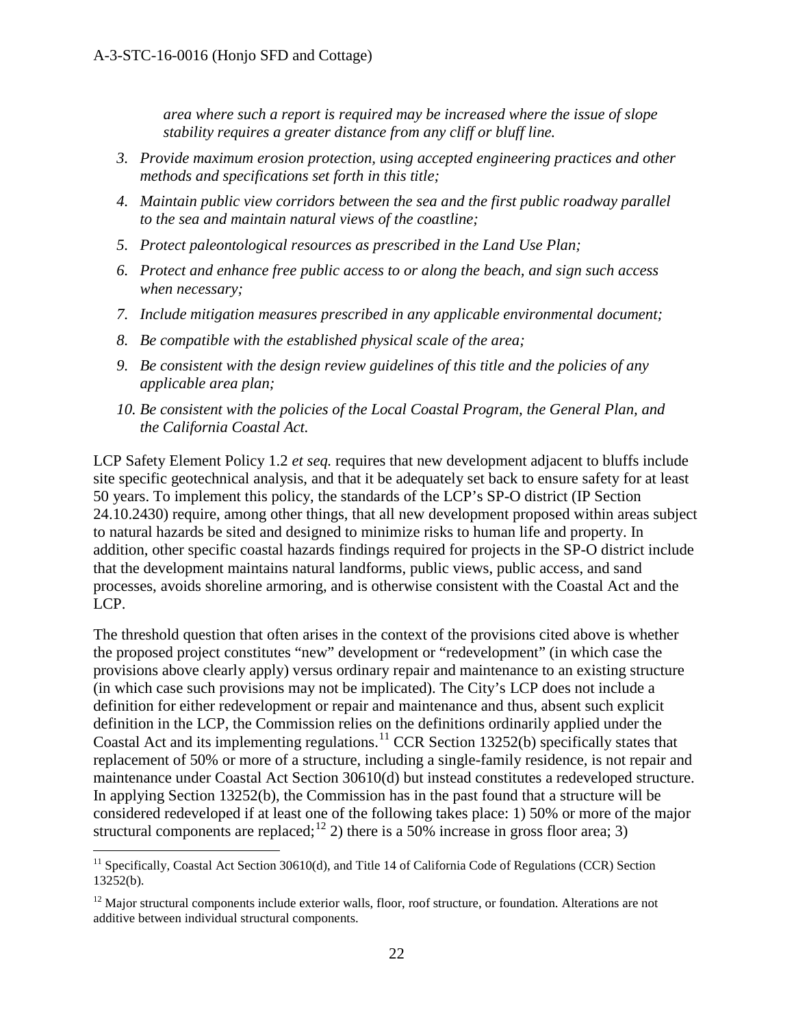*area where such a report is required may be increased where the issue of slope stability requires a greater distance from any cliff or bluff line.*

3. *Provide maximum erosion protection, using accepted engineering practices and other methods and specifications set forth in this title;*
4. *Maintain public view corridors between the sea and the first public roadway parallel to the sea and maintain natural views of the coastline;*
5. *Protect paleontological resources as prescribed in the Land Use Plan;*
6. *Protect and enhance free public access to or along the beach, and sign such access when necessary;*
7. *Include mitigation measures prescribed in any applicable environmental document;*
8. *Be compatible with the established physical scale of the area;*
9. *Be consistent with the design review guidelines of this title and the policies of any applicable area plan;*
10. *Be consistent with the policies of the Local Coastal Program, the General Plan, and the California Coastal Act.*

LCP Safety Element Policy 1.2 *et seq.* requires that new development adjacent to bluffs include site specific geotechnical analysis, and that it be adequately set back to ensure safety for at least 50 years. To implement this policy, the standards of the LCP's SP-O district (IP Section 24.10.2430) require, among other things, that all new development proposed within areas subject to natural hazards be sited and designed to minimize risks to human life and property. In addition, other specific coastal hazards findings required for projects in the SP-O district include that the development maintains natural landforms, public views, public access, and sand processes, avoids shoreline armoring, and is otherwise consistent with the Coastal Act and the LCP.

The threshold question that often arises in the context of the provisions cited above is whether the proposed project constitutes "new" development or "redevelopment" (in which case the provisions above clearly apply) versus ordinary repair and maintenance to an existing structure (in which case such provisions may not be implicated). The City's LCP does not include a definition for either redevelopment or repair and maintenance and thus, absent such explicit definition in the LCP, the Commission relies on the definitions ordinarily applied under the Coastal Act and its implementing regulations.[11] CCR Section 13252(b) specifically states that replacement of 50% or more of a structure, including a single-family residence, is not repair and maintenance under Coastal Act Section 30610(d) but instead constitutes a redeveloped structure. In applying Section 13252(b), the Commission has in the past found that a structure will be considered redeveloped if at least one of the following takes place: 1) 50% or more of the major structural components are replaced;[12] 2) there is a 50% increase in gross floor area; 3)

---

[11] Specifically, Coastal Act Section 30610(d), and Title 14 of California Code of Regulations (CCR) Section 13252(b).

[12] Major structural components include exterior walls, floor, roof structure, or foundation. Alterations are not additive between individual structural components.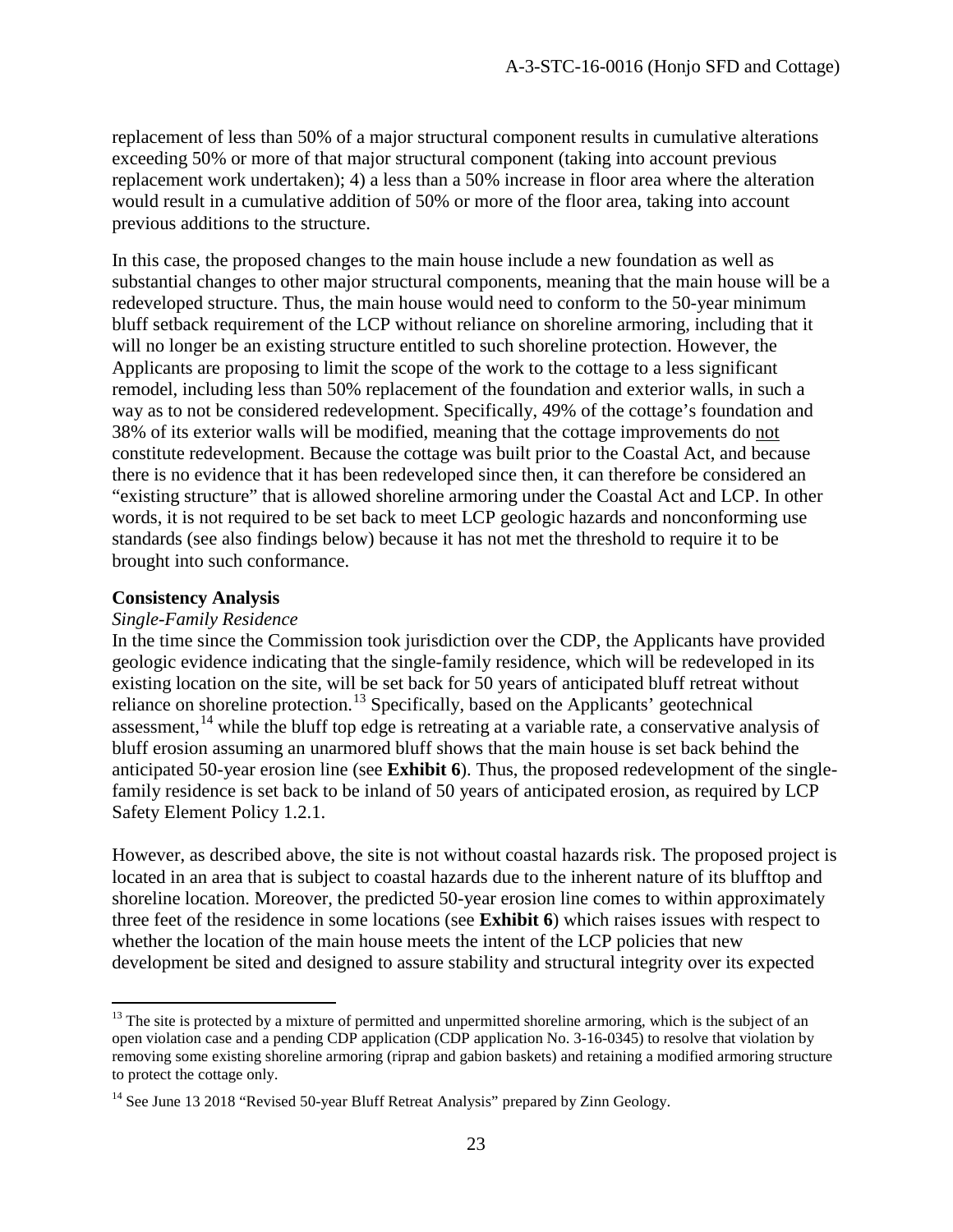replacement of less than 50% of a major structural component results in cumulative alterations exceeding 50% or more of that major structural component (taking into account previous replacement work undertaken); 4) a less than a 50% increase in floor area where the alteration would result in a cumulative addition of 50% or more of the floor area, taking into account previous additions to the structure.

In this case, the proposed changes to the main house include a new foundation as well as substantial changes to other major structural components, meaning that the main house will be a redeveloped structure. Thus, the main house would need to conform to the 50-year minimum bluff setback requirement of the LCP without reliance on shoreline armoring, including that it will no longer be an existing structure entitled to such shoreline protection. However, the Applicants are proposing to limit the scope of the work to the cottage to a less significant remodel, including less than 50% replacement of the foundation and exterior walls, in such a way as to not be considered redevelopment. Specifically, 49% of the cottage's foundation and 38% of its exterior walls will be modified, meaning that the cottage improvements do not constitute redevelopment. Because the cottage was built prior to the Coastal Act, and because there is no evidence that it has been redeveloped since then, it can therefore be considered an "existing structure" that is allowed shoreline armoring under the Coastal Act and LCP. In other words, it is not required to be set back to meet LCP geologic hazards and nonconforming use standards (see also findings below) because it has not met the threshold to require it to be brought into such conformance.

**Consistency Analysis**

*Single-Family Residence*

In the time since the Commission took jurisdiction over the CDP, the Applicants have provided geologic evidence indicating that the single-family residence, which will be redeveloped in its existing location on the site, will be set back for 50 years of anticipated bluff retreat without reliance on shoreline protection.[13] Specifically, based on the Applicants' geotechnical assessment,[14] while the bluff top edge is retreating at a variable rate, a conservative analysis of bluff erosion assuming an unarmored bluff shows that the main house is set back behind the anticipated 50-year erosion line (see **Exhibit 6**). Thus, the proposed redevelopment of the single-family residence is set back to be inland of 50 years of anticipated erosion, as required by LCP Safety Element Policy 1.2.1.

However, as described above, the site is not without coastal hazards risk. The proposed project is located in an area that is subject to coastal hazards due to the inherent nature of its blufftop and shoreline location. Moreover, the predicted 50-year erosion line comes to within approximately three feet of the residence in some locations (see **Exhibit 6**) which raises issues with respect to whether the location of the main house meets the intent of the LCP policies that new development be sited and designed to assure stability and structural integrity over its expected

---

[13] The site is protected by a mixture of permitted and unpermitted shoreline armoring, which is the subject of an open violation case and a pending CDP application (CDP application No. 3-16-0345) to resolve that violation by removing some existing shoreline armoring (riprap and gabion baskets) and retaining a modified armoring structure to protect the cottage only.

[14] See June 13 2018 "Revised 50-year Bluff Retreat Analysis" prepared by Zinn Geology.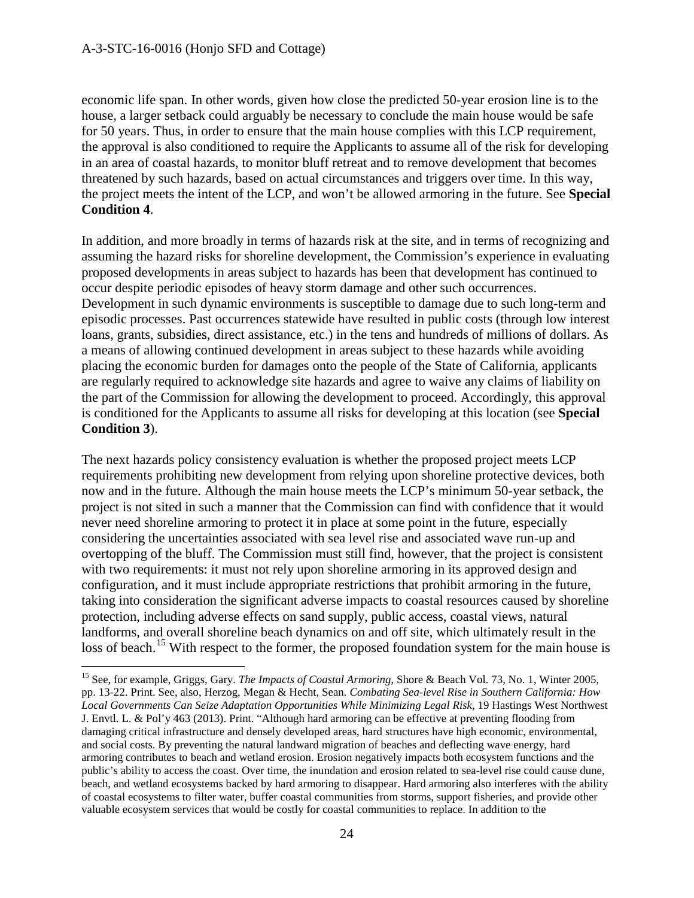economic life span. In other words, given how close the predicted 50-year erosion line is to the house, a larger setback could arguably be necessary to conclude the main house would be safe for 50 years. Thus, in order to ensure that the main house complies with this LCP requirement, the approval is also conditioned to require the Applicants to assume all of the risk for developing in an area of coastal hazards, to monitor bluff retreat and to remove development that becomes threatened by such hazards, based on actual circumstances and triggers over time. In this way, the project meets the intent of the LCP, and won't be allowed armoring in the future. See **Special Condition 4**.

In addition, and more broadly in terms of hazards risk at the site, and in terms of recognizing and assuming the hazard risks for shoreline development, the Commission's experience in evaluating proposed developments in areas subject to hazards has been that development has continued to occur despite periodic episodes of heavy storm damage and other such occurrences. Development in such dynamic environments is susceptible to damage due to such long-term and episodic processes. Past occurrences statewide have resulted in public costs (through low interest loans, grants, subsidies, direct assistance, etc.) in the tens and hundreds of millions of dollars. As a means of allowing continued development in areas subject to these hazards while avoiding placing the economic burden for damages onto the people of the State of California, applicants are regularly required to acknowledge site hazards and agree to waive any claims of liability on the part of the Commission for allowing the development to proceed. Accordingly, this approval is conditioned for the Applicants to assume all risks for developing at this location (see **Special Condition 3**).

The next hazards policy consistency evaluation is whether the proposed project meets LCP requirements prohibiting new development from relying upon shoreline protective devices, both now and in the future. Although the main house meets the LCP's minimum 50-year setback, the project is not sited in such a manner that the Commission can find with confidence that it would never need shoreline armoring to protect it in place at some point in the future, especially considering the uncertainties associated with sea level rise and associated wave run-up and overtopping of the bluff. The Commission must still find, however, that the project is consistent with two requirements: it must not rely upon shoreline armoring in its approved design and configuration, and it must include appropriate restrictions that prohibit armoring in the future, taking into consideration the significant adverse impacts to coastal resources caused by shoreline protection, including adverse effects on sand supply, public access, coastal views, natural landforms, and overall shoreline beach dynamics on and off site, which ultimately result in the loss of beach.[15] With respect to the former, the proposed foundation system for the main house is

---

[15] See, for example, Griggs, Gary. *The Impacts of Coastal Armoring*, Shore & Beach Vol. 73, No. 1, Winter 2005, pp. 13-22. Print. See, also, Herzog, Megan & Hecht, Sean. *Combating Sea-level Rise in Southern California: How Local Governments Can Seize Adaptation Opportunities While Minimizing Legal Risk*, 19 Hastings West Northwest J. Envtl. L. & Pol'y 463 (2013). Print. "Although hard armoring can be effective at preventing flooding from damaging critical infrastructure and densely developed areas, hard structures have high economic, environmental, and social costs. By preventing the natural landward migration of beaches and deflecting wave energy, hard armoring contributes to beach and wetland erosion. Erosion negatively impacts both ecosystem functions and the public's ability to access the coast. Over time, the inundation and erosion related to sea-level rise could cause dune, beach, and wetland ecosystems backed by hard armoring to disappear. Hard armoring also interferes with the ability of coastal ecosystems to filter water, buffer coastal communities from storms, support fisheries, and provide other valuable ecosystem services that would be costly for coastal communities to replace. In addition to the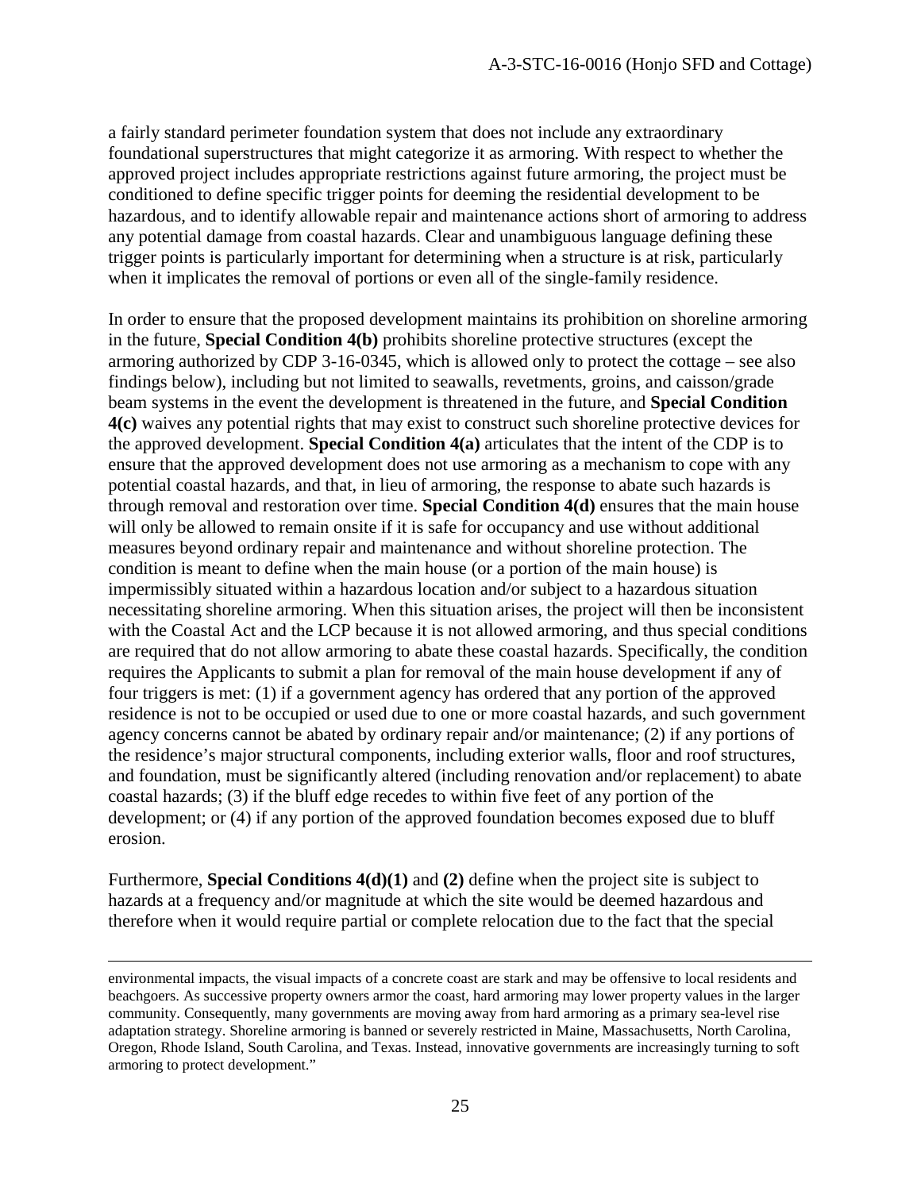a fairly standard perimeter foundation system that does not include any extraordinary foundational superstructures that might categorize it as armoring. With respect to whether the approved project includes appropriate restrictions against future armoring, the project must be conditioned to define specific trigger points for deeming the residential development to be hazardous, and to identify allowable repair and maintenance actions short of armoring to address any potential damage from coastal hazards. Clear and unambiguous language defining these trigger points is particularly important for determining when a structure is at risk, particularly when it implicates the removal of portions or even all of the single-family residence.

In order to ensure that the proposed development maintains its prohibition on shoreline armoring in the future, **Special Condition 4(b)** prohibits shoreline protective structures (except the armoring authorized by CDP 3-16-0345, which is allowed only to protect the cottage – see also findings below), including but not limited to seawalls, revetments, groins, and caisson/grade beam systems in the event the development is threatened in the future, and **Special Condition 4(c)** waives any potential rights that may exist to construct such shoreline protective devices for the approved development. **Special Condition 4(a)** articulates that the intent of the CDP is to ensure that the approved development does not use armoring as a mechanism to cope with any potential coastal hazards, and that, in lieu of armoring, the response to abate such hazards is through removal and restoration over time. **Special Condition 4(d)** ensures that the main house will only be allowed to remain onsite if it is safe for occupancy and use without additional measures beyond ordinary repair and maintenance and without shoreline protection. The condition is meant to define when the main house (or a portion of the main house) is impermissibly situated within a hazardous location and/or subject to a hazardous situation necessitating shoreline armoring. When this situation arises, the project will then be inconsistent with the Coastal Act and the LCP because it is not allowed armoring, and thus special conditions are required that do not allow armoring to abate these coastal hazards. Specifically, the condition requires the Applicants to submit a plan for removal of the main house development if any of four triggers is met: (1) if a government agency has ordered that any portion of the approved residence is not to be occupied or used due to one or more coastal hazards, and such government agency concerns cannot be abated by ordinary repair and/or maintenance; (2) if any portions of the residence's major structural components, including exterior walls, floor and roof structures, and foundation, must be significantly altered (including renovation and/or replacement) to abate coastal hazards; (3) if the bluff edge recedes to within five feet of any portion of the development; or (4) if any portion of the approved foundation becomes exposed due to bluff erosion.

Furthermore, **Special Conditions 4(d)(1)** and **(2)** define when the project site is subject to hazards at a frequency and/or magnitude at which the site would be deemed hazardous and therefore when it would require partial or complete relocation due to the fact that the special

---

environmental impacts, the visual impacts of a concrete coast are stark and may be offensive to local residents and beachgoers. As successive property owners armor the coast, hard armoring may lower property values in the larger community. Consequently, many governments are moving away from hard armoring as a primary sea-level rise adaptation strategy. Shoreline armoring is banned or severely restricted in Maine, Massachusetts, North Carolina, Oregon, Rhode Island, South Carolina, and Texas. Instead, innovative governments are increasingly turning to soft armoring to protect development."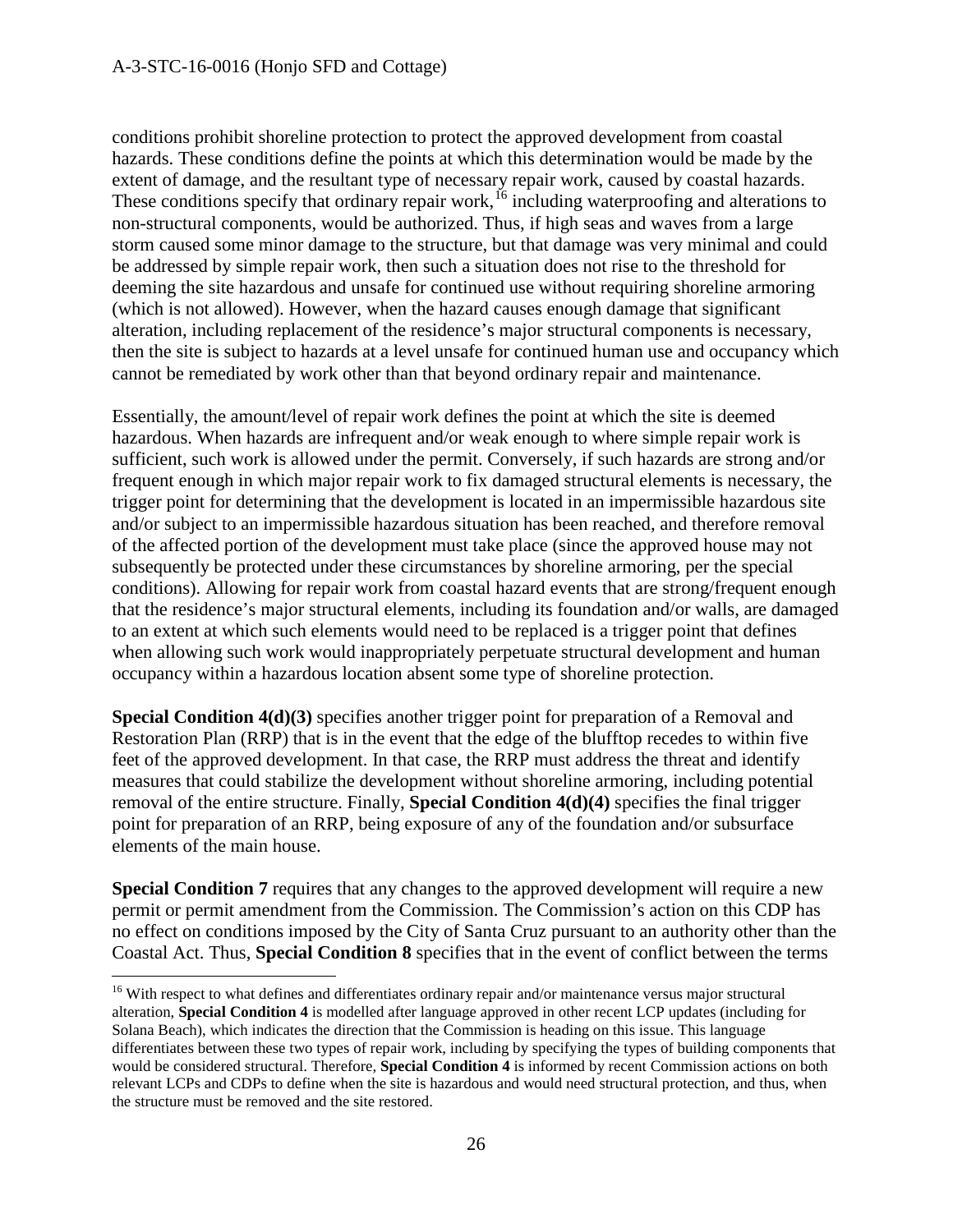conditions prohibit shoreline protection to protect the approved development from coastal hazards. These conditions define the points at which this determination would be made by the extent of damage, and the resultant type of necessary repair work, caused by coastal hazards. These conditions specify that ordinary repair work,[16] including waterproofing and alterations to non-structural components, would be authorized. Thus, if high seas and waves from a large storm caused some minor damage to the structure, but that damage was very minimal and could be addressed by simple repair work, then such a situation does not rise to the threshold for deeming the site hazardous and unsafe for continued use without requiring shoreline armoring (which is not allowed). However, when the hazard causes enough damage that significant alteration, including replacement of the residence's major structural components is necessary, then the site is subject to hazards at a level unsafe for continued human use and occupancy which cannot be remediated by work other than that beyond ordinary repair and maintenance.

Essentially, the amount/level of repair work defines the point at which the site is deemed hazardous. When hazards are infrequent and/or weak enough to where simple repair work is sufficient, such work is allowed under the permit. Conversely, if such hazards are strong and/or frequent enough in which major repair work to fix damaged structural elements is necessary, the trigger point for determining that the development is located in an impermissible hazardous site and/or subject to an impermissible hazardous situation has been reached, and therefore removal of the affected portion of the development must take place (since the approved house may not subsequently be protected under these circumstances by shoreline armoring, per the special conditions). Allowing for repair work from coastal hazard events that are strong/frequent enough that the residence's major structural elements, including its foundation and/or walls, are damaged to an extent at which such elements would need to be replaced is a trigger point that defines when allowing such work would inappropriately perpetuate structural development and human occupancy within a hazardous location absent some type of shoreline protection.

**Special Condition 4(d)(3)** specifies another trigger point for preparation of a Removal and Restoration Plan (RRP) that is in the event that the edge of the blufftop recedes to within five feet of the approved development. In that case, the RRP must address the threat and identify measures that could stabilize the development without shoreline armoring, including potential removal of the entire structure. Finally, **Special Condition 4(d)(4)** specifies the final trigger point for preparation of an RRP, being exposure of any of the foundation and/or subsurface elements of the main house.

**Special Condition 7** requires that any changes to the approved development will require a new permit or permit amendment from the Commission. The Commission's action on this CDP has no effect on conditions imposed by the City of Santa Cruz pursuant to an authority other than the Coastal Act. Thus, **Special Condition 8** specifies that in the event of conflict between the terms

---

[16] With respect to what defines and differentiates ordinary repair and/or maintenance versus major structural alteration, **Special Condition 4** is modelled after language approved in other recent LCP updates (including for Solana Beach), which indicates the direction that the Commission is heading on this issue. This language differentiates between these two types of repair work, including by specifying the types of building components that would be considered structural. Therefore, **Special Condition 4** is informed by recent Commission actions on both relevant LCPs and CDPs to define when the site is hazardous and would need structural protection, and thus, when the structure must be removed and the site restored.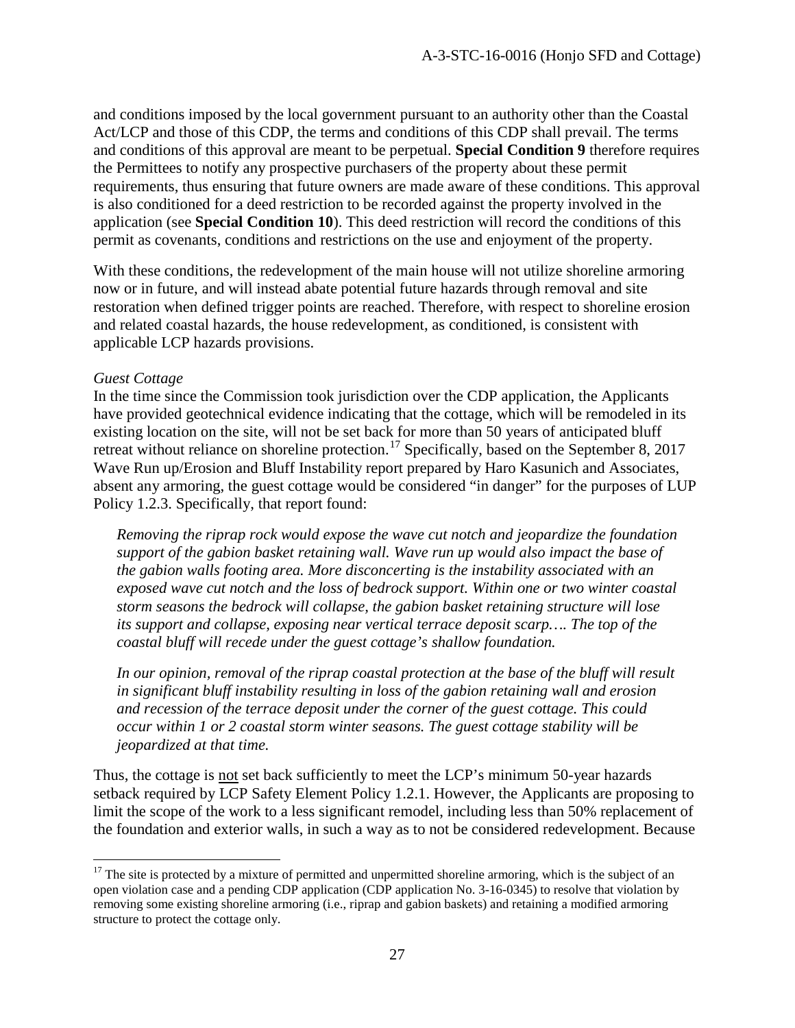and conditions imposed by the local government pursuant to an authority other than the Coastal Act/LCP and those of this CDP, the terms and conditions of this CDP shall prevail. The terms and conditions of this approval are meant to be perpetual. **Special Condition 9** therefore requires the Permittees to notify any prospective purchasers of the property about these permit requirements, thus ensuring that future owners are made aware of these conditions. This approval is also conditioned for a deed restriction to be recorded against the property involved in the application (see **Special Condition 10**). This deed restriction will record the conditions of this permit as covenants, conditions and restrictions on the use and enjoyment of the property.

With these conditions, the redevelopment of the main house will not utilize shoreline armoring now or in future, and will instead abate potential future hazards through removal and site restoration when defined trigger points are reached. Therefore, with respect to shoreline erosion and related coastal hazards, the house redevelopment, as conditioned, is consistent with applicable LCP hazards provisions.

*Guest Cottage*

In the time since the Commission took jurisdiction over the CDP application, the Applicants have provided geotechnical evidence indicating that the cottage, which will be remodeled in its existing location on the site, will not be set back for more than 50 years of anticipated bluff retreat without reliance on shoreline protection.[17] Specifically, based on the September 8, 2017 Wave Run up/Erosion and Bluff Instability report prepared by Haro Kasunich and Associates, absent any armoring, the guest cottage would be considered "in danger" for the purposes of LUP Policy 1.2.3. Specifically, that report found:

> *Removing the riprap rock would expose the wave cut notch and jeopardize the foundation support of the gabion basket retaining wall. Wave run up would also impact the base of the gabion walls footing area. More disconcerting is the instability associated with an exposed wave cut notch and the loss of bedrock support. Within one or two winter coastal storm seasons the bedrock will collapse, the gabion basket retaining structure will lose its support and collapse, exposing near vertical terrace deposit scarp…. The top of the coastal bluff will recede under the guest cottage's shallow foundation.*
>
> *In our opinion, removal of the riprap coastal protection at the base of the bluff will result in significant bluff instability resulting in loss of the gabion retaining wall and erosion and recession of the terrace deposit under the corner of the guest cottage. This could occur within 1 or 2 coastal storm winter seasons. The guest cottage stability will be jeopardized at that time.*

Thus, the cottage is <u>not</u> set back sufficiently to meet the LCP's minimum 50-year hazards setback required by LCP Safety Element Policy 1.2.1. However, the Applicants are proposing to limit the scope of the work to a less significant remodel, including less than 50% replacement of the foundation and exterior walls, in such a way as to not be considered redevelopment. Because

---

[17] The site is protected by a mixture of permitted and unpermitted shoreline armoring, which is the subject of an open violation case and a pending CDP application (CDP application No. 3-16-0345) to resolve that violation by removing some existing shoreline armoring (i.e., riprap and gabion baskets) and retaining a modified armoring structure to protect the cottage only.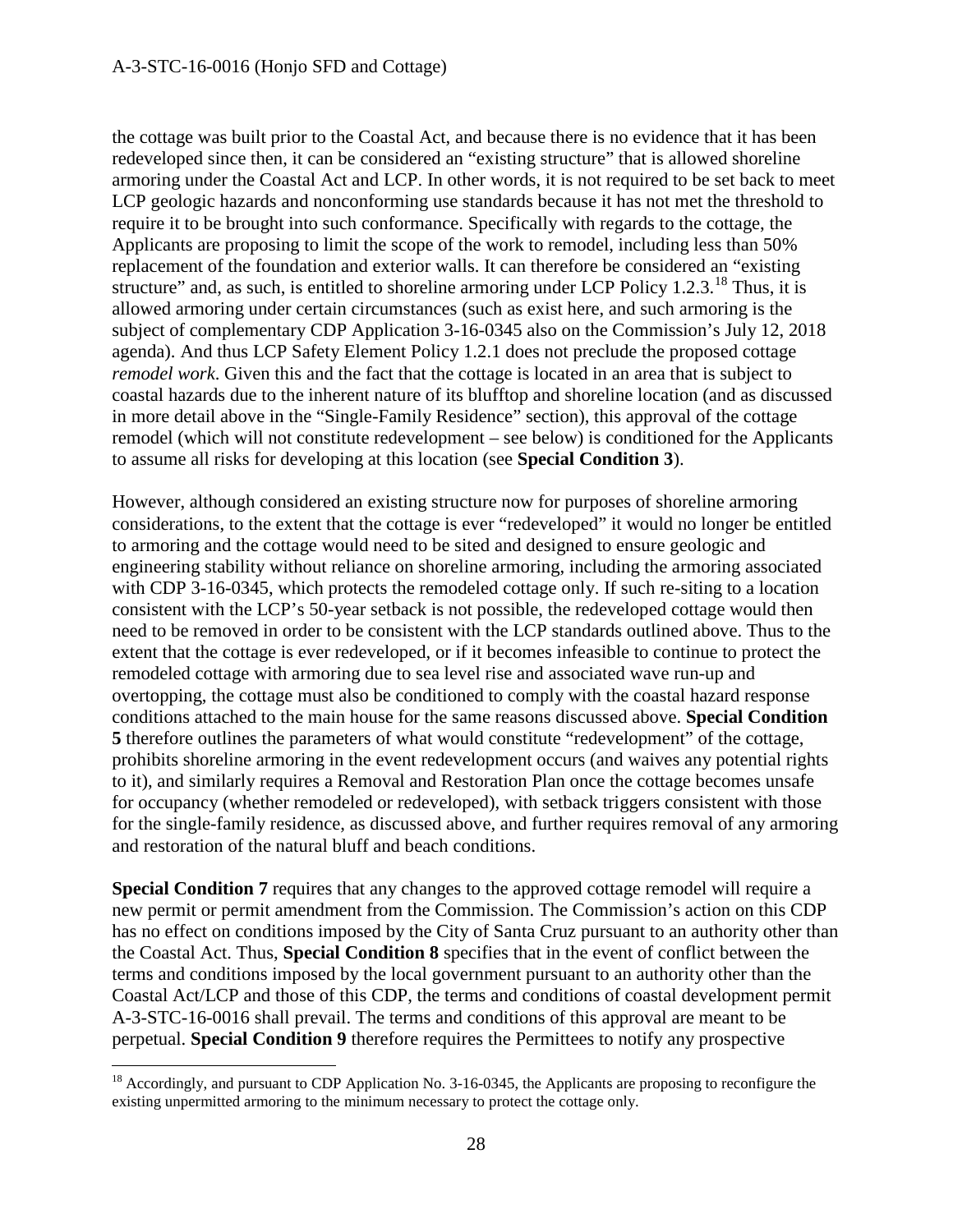the cottage was built prior to the Coastal Act, and because there is no evidence that it has been redeveloped since then, it can be considered an "existing structure" that is allowed shoreline armoring under the Coastal Act and LCP. In other words, it is not required to be set back to meet LCP geologic hazards and nonconforming use standards because it has not met the threshold to require it to be brought into such conformance. Specifically with regards to the cottage, the Applicants are proposing to limit the scope of the work to remodel, including less than 50% replacement of the foundation and exterior walls. It can therefore be considered an "existing structure" and, as such, is entitled to shoreline armoring under LCP Policy 1.2.3.[18] Thus, it is allowed armoring under certain circumstances (such as exist here, and such armoring is the subject of complementary CDP Application 3-16-0345 also on the Commission's July 12, 2018 agenda). And thus LCP Safety Element Policy 1.2.1 does not preclude the proposed cottage *remodel work*. Given this and the fact that the cottage is located in an area that is subject to coastal hazards due to the inherent nature of its blufftop and shoreline location (and as discussed in more detail above in the "Single-Family Residence" section), this approval of the cottage remodel (which will not constitute redevelopment – see below) is conditioned for the Applicants to assume all risks for developing at this location (see **Special Condition 3**).

However, although considered an existing structure now for purposes of shoreline armoring considerations, to the extent that the cottage is ever "redeveloped" it would no longer be entitled to armoring and the cottage would need to be sited and designed to ensure geologic and engineering stability without reliance on shoreline armoring, including the armoring associated with CDP 3-16-0345, which protects the remodeled cottage only. If such re-siting to a location consistent with the LCP's 50-year setback is not possible, the redeveloped cottage would then need to be removed in order to be consistent with the LCP standards outlined above. Thus to the extent that the cottage is ever redeveloped, or if it becomes infeasible to continue to protect the remodeled cottage with armoring due to sea level rise and associated wave run-up and overtopping, the cottage must also be conditioned to comply with the coastal hazard response conditions attached to the main house for the same reasons discussed above. **Special Condition 5** therefore outlines the parameters of what would constitute "redevelopment" of the cottage, prohibits shoreline armoring in the event redevelopment occurs (and waives any potential rights to it), and similarly requires a Removal and Restoration Plan once the cottage becomes unsafe for occupancy (whether remodeled or redeveloped), with setback triggers consistent with those for the single-family residence, as discussed above, and further requires removal of any armoring and restoration of the natural bluff and beach conditions.

**Special Condition 7** requires that any changes to the approved cottage remodel will require a new permit or permit amendment from the Commission. The Commission's action on this CDP has no effect on conditions imposed by the City of Santa Cruz pursuant to an authority other than the Coastal Act. Thus, **Special Condition 8** specifies that in the event of conflict between the terms and conditions imposed by the local government pursuant to an authority other than the Coastal Act/LCP and those of this CDP, the terms and conditions of coastal development permit A-3-STC-16-0016 shall prevail. The terms and conditions of this approval are meant to be perpetual. **Special Condition 9** therefore requires the Permittees to notify any prospective

---

[18] Accordingly, and pursuant to CDP Application No. 3-16-0345, the Applicants are proposing to reconfigure the existing unpermitted armoring to the minimum necessary to protect the cottage only.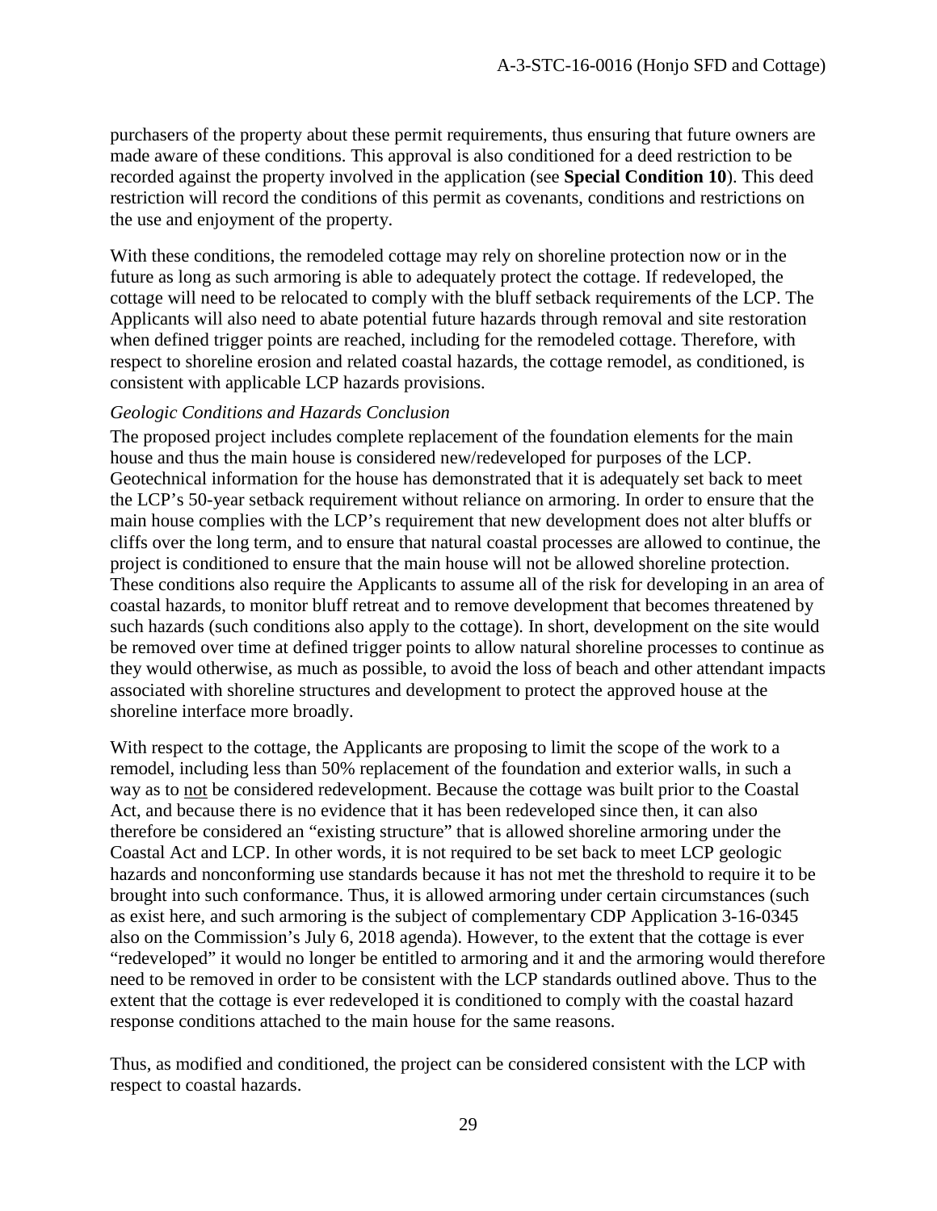purchasers of the property about these permit requirements, thus ensuring that future owners are made aware of these conditions. This approval is also conditioned for a deed restriction to be recorded against the property involved in the application (see **Special Condition 10**). This deed restriction will record the conditions of this permit as covenants, conditions and restrictions on the use and enjoyment of the property.

With these conditions, the remodeled cottage may rely on shoreline protection now or in the future as long as such armoring is able to adequately protect the cottage. If redeveloped, the cottage will need to be relocated to comply with the bluff setback requirements of the LCP. The Applicants will also need to abate potential future hazards through removal and site restoration when defined trigger points are reached, including for the remodeled cottage. Therefore, with respect to shoreline erosion and related coastal hazards, the cottage remodel, as conditioned, is consistent with applicable LCP hazards provisions.

*Geologic Conditions and Hazards Conclusion*

The proposed project includes complete replacement of the foundation elements for the main house and thus the main house is considered new/redeveloped for purposes of the LCP. Geotechnical information for the house has demonstrated that it is adequately set back to meet the LCP's 50-year setback requirement without reliance on armoring. In order to ensure that the main house complies with the LCP's requirement that new development does not alter bluffs or cliffs over the long term, and to ensure that natural coastal processes are allowed to continue, the project is conditioned to ensure that the main house will not be allowed shoreline protection. These conditions also require the Applicants to assume all of the risk for developing in an area of coastal hazards, to monitor bluff retreat and to remove development that becomes threatened by such hazards (such conditions also apply to the cottage). In short, development on the site would be removed over time at defined trigger points to allow natural shoreline processes to continue as they would otherwise, as much as possible, to avoid the loss of beach and other attendant impacts associated with shoreline structures and development to protect the approved house at the shoreline interface more broadly.

With respect to the cottage, the Applicants are proposing to limit the scope of the work to a remodel, including less than 50% replacement of the foundation and exterior walls, in such a way as to not be considered redevelopment. Because the cottage was built prior to the Coastal Act, and because there is no evidence that it has been redeveloped since then, it can also therefore be considered an "existing structure" that is allowed shoreline armoring under the Coastal Act and LCP. In other words, it is not required to be set back to meet LCP geologic hazards and nonconforming use standards because it has not met the threshold to require it to be brought into such conformance. Thus, it is allowed armoring under certain circumstances (such as exist here, and such armoring is the subject of complementary CDP Application 3-16-0345 also on the Commission's July 6, 2018 agenda). However, to the extent that the cottage is ever "redeveloped" it would no longer be entitled to armoring and it and the armoring would therefore need to be removed in order to be consistent with the LCP standards outlined above. Thus to the extent that the cottage is ever redeveloped it is conditioned to comply with the coastal hazard response conditions attached to the main house for the same reasons.

Thus, as modified and conditioned, the project can be considered consistent with the LCP with respect to coastal hazards.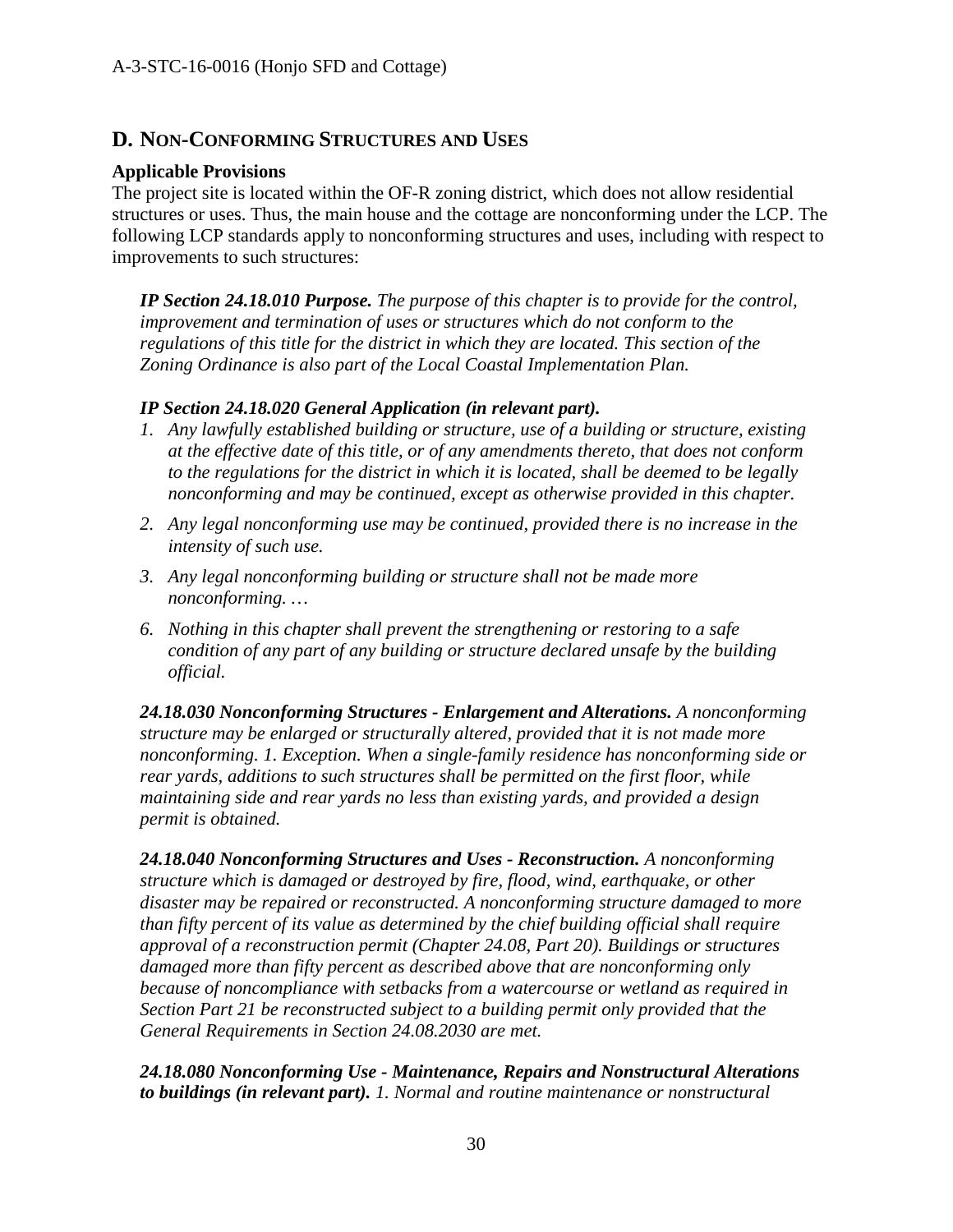## D. NON-CONFORMING STRUCTURES AND USES

**Applicable Provisions**

The project site is located within the OF-R zoning district, which does not allow residential structures or uses. Thus, the main house and the cottage are nonconforming under the LCP. The following LCP standards apply to nonconforming structures and uses, including with respect to improvements to such structures:

> ***IP Section 24.18.010 Purpose.*** *The purpose of this chapter is to provide for the control, improvement and termination of uses or structures which do not conform to the regulations of this title for the district in which they are located. This section of the Zoning Ordinance is also part of the Local Coastal Implementation Plan.*
>
> ***IP Section 24.18.020 General Application (in relevant part).***
>
> 1. *Any lawfully established building or structure, use of a building or structure, existing at the effective date of this title, or of any amendments thereto, that does not conform to the regulations for the district in which it is located, shall be deemed to be legally nonconforming and may be continued, except as otherwise provided in this chapter.*
> 2. *Any legal nonconforming use may be continued, provided there is no increase in the intensity of such use.*
> 3. *Any legal nonconforming building or structure shall not be made more nonconforming. …*
> 6. *Nothing in this chapter shall prevent the strengthening or restoring to a safe condition of any part of any building or structure declared unsafe by the building official.*
>
> ***24.18.030 Nonconforming Structures - Enlargement and Alterations.*** *A nonconforming structure may be enlarged or structurally altered, provided that it is not made more nonconforming. 1. Exception. When a single-family residence has nonconforming side or rear yards, additions to such structures shall be permitted on the first floor, while maintaining side and rear yards no less than existing yards, and provided a design permit is obtained.*
>
> ***24.18.040 Nonconforming Structures and Uses - Reconstruction.*** *A nonconforming structure which is damaged or destroyed by fire, flood, wind, earthquake, or other disaster may be repaired or reconstructed. A nonconforming structure damaged to more than fifty percent of its value as determined by the chief building official shall require approval of a reconstruction permit (Chapter 24.08, Part 20). Buildings or structures damaged more than fifty percent as described above that are nonconforming only because of noncompliance with setbacks from a watercourse or wetland as required in Section Part 21 be reconstructed subject to a building permit only provided that the General Requirements in Section 24.08.2030 are met.*
>
> ***24.18.080 Nonconforming Use - Maintenance, Repairs and Nonstructural Alterations to buildings (in relevant part).*** *1. Normal and routine maintenance or nonstructural*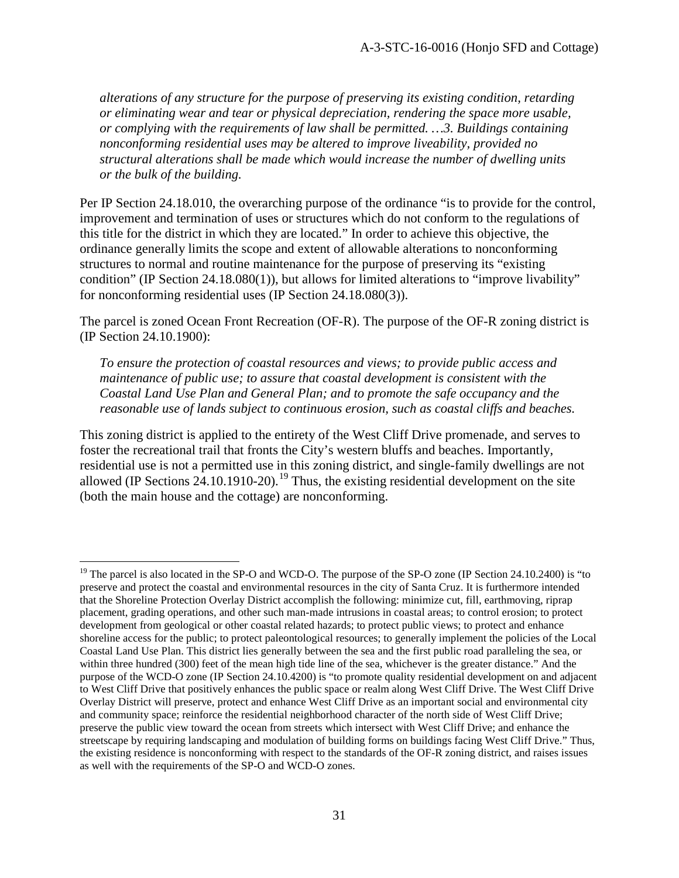*alterations of any structure for the purpose of preserving its existing condition, retarding or eliminating wear and tear or physical depreciation, rendering the space more usable, or complying with the requirements of law shall be permitted. …3. Buildings containing nonconforming residential uses may be altered to improve liveability, provided no structural alterations shall be made which would increase the number of dwelling units or the bulk of the building.*

Per IP Section 24.18.010, the overarching purpose of the ordinance "is to provide for the control, improvement and termination of uses or structures which do not conform to the regulations of this title for the district in which they are located." In order to achieve this objective, the ordinance generally limits the scope and extent of allowable alterations to nonconforming structures to normal and routine maintenance for the purpose of preserving its "existing condition" (IP Section 24.18.080(1)), but allows for limited alterations to "improve livability" for nonconforming residential uses (IP Section 24.18.080(3)).

The parcel is zoned Ocean Front Recreation (OF-R). The purpose of the OF-R zoning district is (IP Section 24.10.1900):

*To ensure the protection of coastal resources and views; to provide public access and maintenance of public use; to assure that coastal development is consistent with the Coastal Land Use Plan and General Plan; and to promote the safe occupancy and the reasonable use of lands subject to continuous erosion, such as coastal cliffs and beaches.*

This zoning district is applied to the entirety of the West Cliff Drive promenade, and serves to foster the recreational trail that fronts the City's western bluffs and beaches. Importantly, residential use is not a permitted use in this zoning district, and single-family dwellings are not allowed (IP Sections 24.10.1910-20).[19] Thus, the existing residential development on the site (both the main house and the cottage) are nonconforming.

---

[19] The parcel is also located in the SP-O and WCD-O. The purpose of the SP-O zone (IP Section 24.10.2400) is "to preserve and protect the coastal and environmental resources in the city of Santa Cruz. It is furthermore intended that the Shoreline Protection Overlay District accomplish the following: minimize cut, fill, earthmoving, riprap placement, grading operations, and other such man-made intrusions in coastal areas; to control erosion; to protect development from geological or other coastal related hazards; to protect public views; to protect and enhance shoreline access for the public; to protect paleontological resources; to generally implement the policies of the Local Coastal Land Use Plan. This district lies generally between the sea and the first public road paralleling the sea, or within three hundred (300) feet of the mean high tide line of the sea, whichever is the greater distance." And the purpose of the WCD-O zone (IP Section 24.10.4200) is "to promote quality residential development on and adjacent to West Cliff Drive that positively enhances the public space or realm along West Cliff Drive. The West Cliff Drive Overlay District will preserve, protect and enhance West Cliff Drive as an important social and environmental city and community space; reinforce the residential neighborhood character of the north side of West Cliff Drive; preserve the public view toward the ocean from streets which intersect with West Cliff Drive; and enhance the streetscape by requiring landscaping and modulation of building forms on buildings facing West Cliff Drive." Thus, the existing residence is nonconforming with respect to the standards of the OF-R zoning district, and raises issues as well with the requirements of the SP-O and WCD-O zones.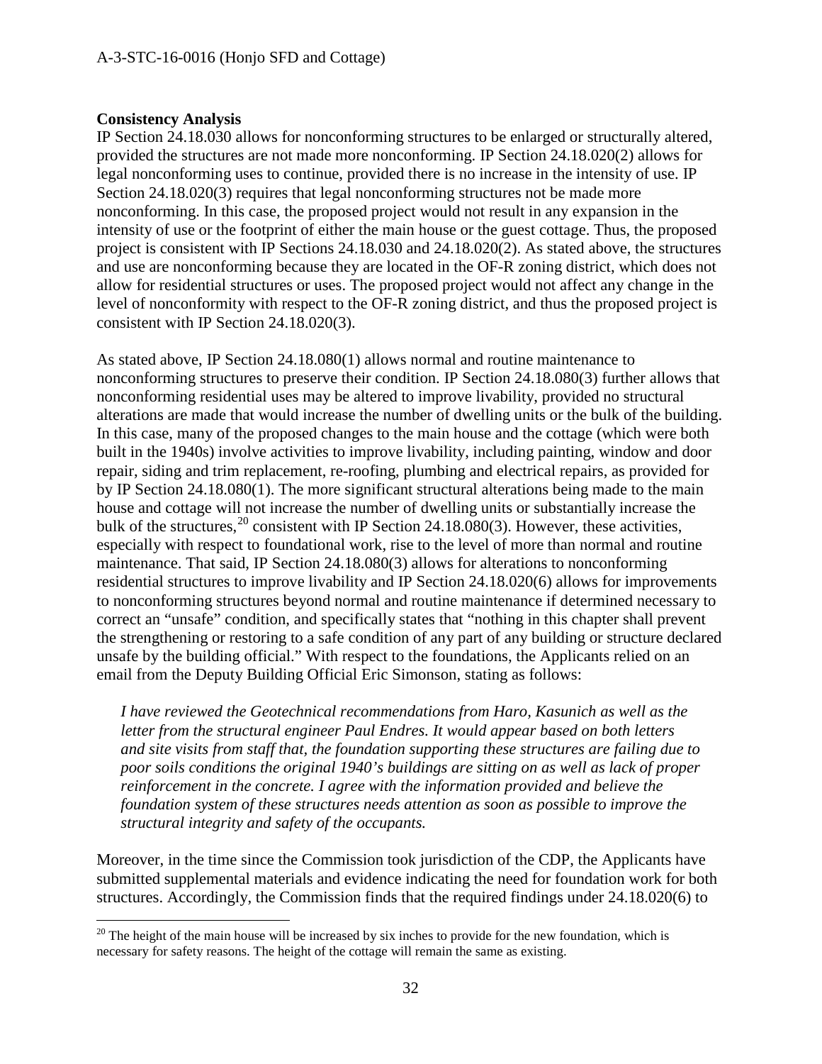**Consistency Analysis**

IP Section 24.18.030 allows for nonconforming structures to be enlarged or structurally altered, provided the structures are not made more nonconforming. IP Section 24.18.020(2) allows for legal nonconforming uses to continue, provided there is no increase in the intensity of use. IP Section 24.18.020(3) requires that legal nonconforming structures not be made more nonconforming. In this case, the proposed project would not result in any expansion in the intensity of use or the footprint of either the main house or the guest cottage. Thus, the proposed project is consistent with IP Sections 24.18.030 and 24.18.020(2). As stated above, the structures and use are nonconforming because they are located in the OF-R zoning district, which does not allow for residential structures or uses. The proposed project would not affect any change in the level of nonconformity with respect to the OF-R zoning district, and thus the proposed project is consistent with IP Section 24.18.020(3).

As stated above, IP Section 24.18.080(1) allows normal and routine maintenance to nonconforming structures to preserve their condition. IP Section 24.18.080(3) further allows that nonconforming residential uses may be altered to improve livability, provided no structural alterations are made that would increase the number of dwelling units or the bulk of the building. In this case, many of the proposed changes to the main house and the cottage (which were both built in the 1940s) involve activities to improve livability, including painting, window and door repair, siding and trim replacement, re-roofing, plumbing and electrical repairs, as provided for by IP Section 24.18.080(1). The more significant structural alterations being made to the main house and cottage will not increase the number of dwelling units or substantially increase the bulk of the structures,[20] consistent with IP Section 24.18.080(3). However, these activities, especially with respect to foundational work, rise to the level of more than normal and routine maintenance. That said, IP Section 24.18.080(3) allows for alterations to nonconforming residential structures to improve livability and IP Section 24.18.020(6) allows for improvements to nonconforming structures beyond normal and routine maintenance if determined necessary to correct an "unsafe" condition, and specifically states that "nothing in this chapter shall prevent the strengthening or restoring to a safe condition of any part of any building or structure declared unsafe by the building official." With respect to the foundations, the Applicants relied on an email from the Deputy Building Official Eric Simonson, stating as follows:

> *I have reviewed the Geotechnical recommendations from Haro, Kasunich as well as the letter from the structural engineer Paul Endres. It would appear based on both letters and site visits from staff that, the foundation supporting these structures are failing due to poor soils conditions the original 1940's buildings are sitting on as well as lack of proper reinforcement in the concrete. I agree with the information provided and believe the foundation system of these structures needs attention as soon as possible to improve the structural integrity and safety of the occupants.*

Moreover, in the time since the Commission took jurisdiction of the CDP, the Applicants have submitted supplemental materials and evidence indicating the need for foundation work for both structures. Accordingly, the Commission finds that the required findings under 24.18.020(6) to

---

[20] The height of the main house will be increased by six inches to provide for the new foundation, which is necessary for safety reasons. The height of the cottage will remain the same as existing.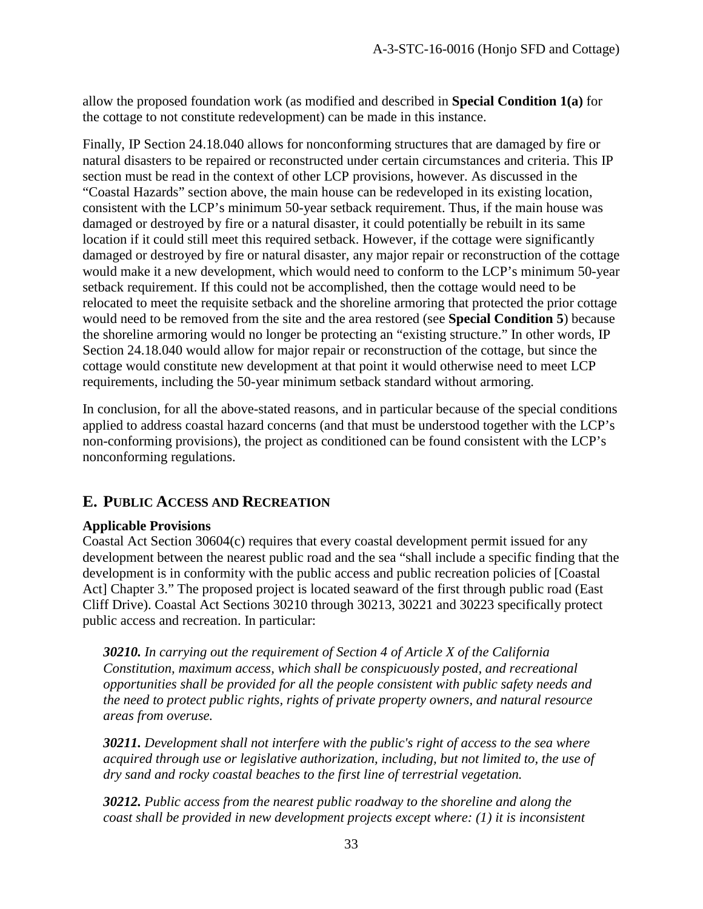allow the proposed foundation work (as modified and described in **Special Condition 1(a)** for the cottage to not constitute redevelopment) can be made in this instance.

Finally, IP Section 24.18.040 allows for nonconforming structures that are damaged by fire or natural disasters to be repaired or reconstructed under certain circumstances and criteria. This IP section must be read in the context of other LCP provisions, however. As discussed in the "Coastal Hazards" section above, the main house can be redeveloped in its existing location, consistent with the LCP's minimum 50-year setback requirement. Thus, if the main house was damaged or destroyed by fire or a natural disaster, it could potentially be rebuilt in its same location if it could still meet this required setback. However, if the cottage were significantly damaged or destroyed by fire or natural disaster, any major repair or reconstruction of the cottage would make it a new development, which would need to conform to the LCP's minimum 50-year setback requirement. If this could not be accomplished, then the cottage would need to be relocated to meet the requisite setback and the shoreline armoring that protected the prior cottage would need to be removed from the site and the area restored (see **Special Condition 5**) because the shoreline armoring would no longer be protecting an "existing structure." In other words, IP Section 24.18.040 would allow for major repair or reconstruction of the cottage, but since the cottage would constitute new development at that point it would otherwise need to meet LCP requirements, including the 50-year minimum setback standard without armoring.

In conclusion, for all the above-stated reasons, and in particular because of the special conditions applied to address coastal hazard concerns (and that must be understood together with the LCP's non-conforming provisions), the project as conditioned can be found consistent with the LCP's nonconforming regulations.

## E. PUBLIC ACCESS AND RECREATION

**Applicable Provisions**

Coastal Act Section 30604(c) requires that every coastal development permit issued for any development between the nearest public road and the sea "shall include a specific finding that the development is in conformity with the public access and public recreation policies of [Coastal Act] Chapter 3." The proposed project is located seaward of the first through public road (East Cliff Drive). Coastal Act Sections 30210 through 30213, 30221 and 30223 specifically protect public access and recreation. In particular:

> ***30210.*** *In carrying out the requirement of Section 4 of Article X of the California Constitution, maximum access, which shall be conspicuously posted, and recreational opportunities shall be provided for all the people consistent with public safety needs and the need to protect public rights, rights of private property owners, and natural resource areas from overuse.*
>
> ***30211.*** *Development shall not interfere with the public's right of access to the sea where acquired through use or legislative authorization, including, but not limited to, the use of dry sand and rocky coastal beaches to the first line of terrestrial vegetation.*
>
> ***30212.*** *Public access from the nearest public roadway to the shoreline and along the coast shall be provided in new development projects except where: (1) it is inconsistent*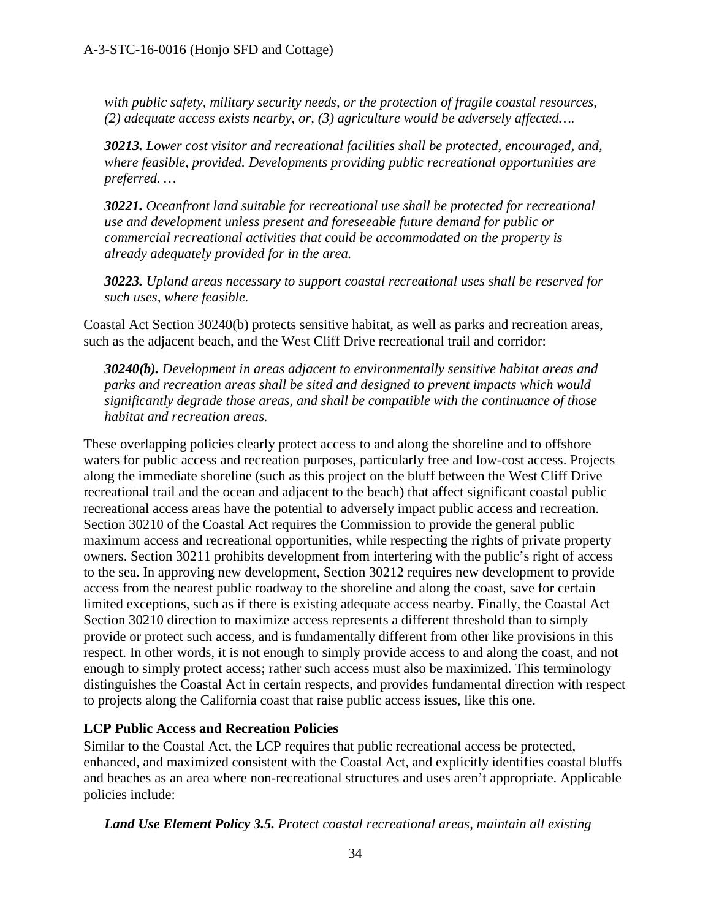*with public safety, military security needs, or the protection of fragile coastal resources, (2) adequate access exists nearby, or, (3) agriculture would be adversely affected….*

***30213.** Lower cost visitor and recreational facilities shall be protected, encouraged, and, where feasible, provided. Developments providing public recreational opportunities are preferred. …*

***30221.** Oceanfront land suitable for recreational use shall be protected for recreational use and development unless present and foreseeable future demand for public or commercial recreational activities that could be accommodated on the property is already adequately provided for in the area.*

***30223.** Upland areas necessary to support coastal recreational uses shall be reserved for such uses, where feasible.*

Coastal Act Section 30240(b) protects sensitive habitat, as well as parks and recreation areas, such as the adjacent beach, and the West Cliff Drive recreational trail and corridor:

***30240(b).** Development in areas adjacent to environmentally sensitive habitat areas and parks and recreation areas shall be sited and designed to prevent impacts which would significantly degrade those areas, and shall be compatible with the continuance of those habitat and recreation areas.*

These overlapping policies clearly protect access to and along the shoreline and to offshore waters for public access and recreation purposes, particularly free and low-cost access. Projects along the immediate shoreline (such as this project on the bluff between the West Cliff Drive recreational trail and the ocean and adjacent to the beach) that affect significant coastal public recreational access areas have the potential to adversely impact public access and recreation. Section 30210 of the Coastal Act requires the Commission to provide the general public maximum access and recreational opportunities, while respecting the rights of private property owners. Section 30211 prohibits development from interfering with the public's right of access to the sea. In approving new development, Section 30212 requires new development to provide access from the nearest public roadway to the shoreline and along the coast, save for certain limited exceptions, such as if there is existing adequate access nearby. Finally, the Coastal Act Section 30210 direction to maximize access represents a different threshold than to simply provide or protect such access, and is fundamentally different from other like provisions in this respect. In other words, it is not enough to simply provide access to and along the coast, and not enough to simply protect access; rather such access must also be maximized. This terminology distinguishes the Coastal Act in certain respects, and provides fundamental direction with respect to projects along the California coast that raise public access issues, like this one.

**LCP Public Access and Recreation Policies**

Similar to the Coastal Act, the LCP requires that public recreational access be protected, enhanced, and maximized consistent with the Coastal Act, and explicitly identifies coastal bluffs and beaches as an area where non-recreational structures and uses aren't appropriate. Applicable policies include:

***Land Use Element Policy 3.5.** Protect coastal recreational areas, maintain all existing*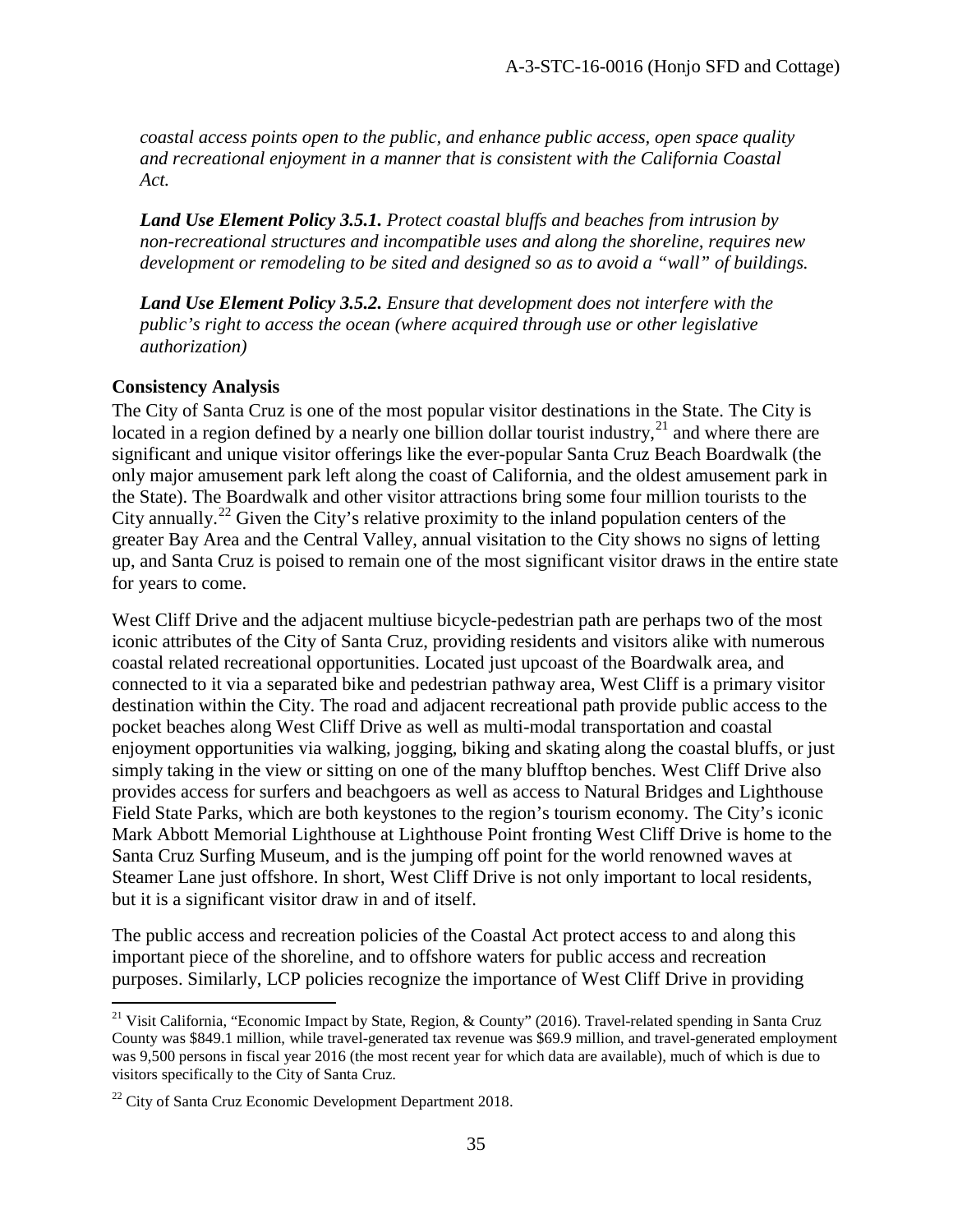*coastal access points open to the public, and enhance public access, open space quality and recreational enjoyment in a manner that is consistent with the California Coastal Act.*

***Land Use Element Policy 3.5.1.*** *Protect coastal bluffs and beaches from intrusion by non-recreational structures and incompatible uses and along the shoreline, requires new development or remodeling to be sited and designed so as to avoid a "wall" of buildings.*

***Land Use Element Policy 3.5.2.*** *Ensure that development does not interfere with the public's right to access the ocean (where acquired through use or other legislative authorization)*

**Consistency Analysis**

The City of Santa Cruz is one of the most popular visitor destinations in the State. The City is located in a region defined by a nearly one billion dollar tourist industry,[21] and where there are significant and unique visitor offerings like the ever-popular Santa Cruz Beach Boardwalk (the only major amusement park left along the coast of California, and the oldest amusement park in the State). The Boardwalk and other visitor attractions bring some four million tourists to the City annually.[22] Given the City's relative proximity to the inland population centers of the greater Bay Area and the Central Valley, annual visitation to the City shows no signs of letting up, and Santa Cruz is poised to remain one of the most significant visitor draws in the entire state for years to come.

West Cliff Drive and the adjacent multiuse bicycle-pedestrian path are perhaps two of the most iconic attributes of the City of Santa Cruz, providing residents and visitors alike with numerous coastal related recreational opportunities. Located just upcoast of the Boardwalk area, and connected to it via a separated bike and pedestrian pathway area, West Cliff is a primary visitor destination within the City. The road and adjacent recreational path provide public access to the pocket beaches along West Cliff Drive as well as multi-modal transportation and coastal enjoyment opportunities via walking, jogging, biking and skating along the coastal bluffs, or just simply taking in the view or sitting on one of the many blufftop benches. West Cliff Drive also provides access for surfers and beachgoers as well as access to Natural Bridges and Lighthouse Field State Parks, which are both keystones to the region's tourism economy. The City's iconic Mark Abbott Memorial Lighthouse at Lighthouse Point fronting West Cliff Drive is home to the Santa Cruz Surfing Museum, and is the jumping off point for the world renowned waves at Steamer Lane just offshore. In short, West Cliff Drive is not only important to local residents, but it is a significant visitor draw in and of itself.

The public access and recreation policies of the Coastal Act protect access to and along this important piece of the shoreline, and to offshore waters for public access and recreation purposes. Similarly, LCP policies recognize the importance of West Cliff Drive in providing

---

[21] Visit California, "Economic Impact by State, Region, & County" (2016). Travel-related spending in Santa Cruz County was $849.1 million, while travel-generated tax revenue was $69.9 million, and travel-generated employment was 9,500 persons in fiscal year 2016 (the most recent year for which data are available), much of which is due to visitors specifically to the City of Santa Cruz.

[22] City of Santa Cruz Economic Development Department 2018.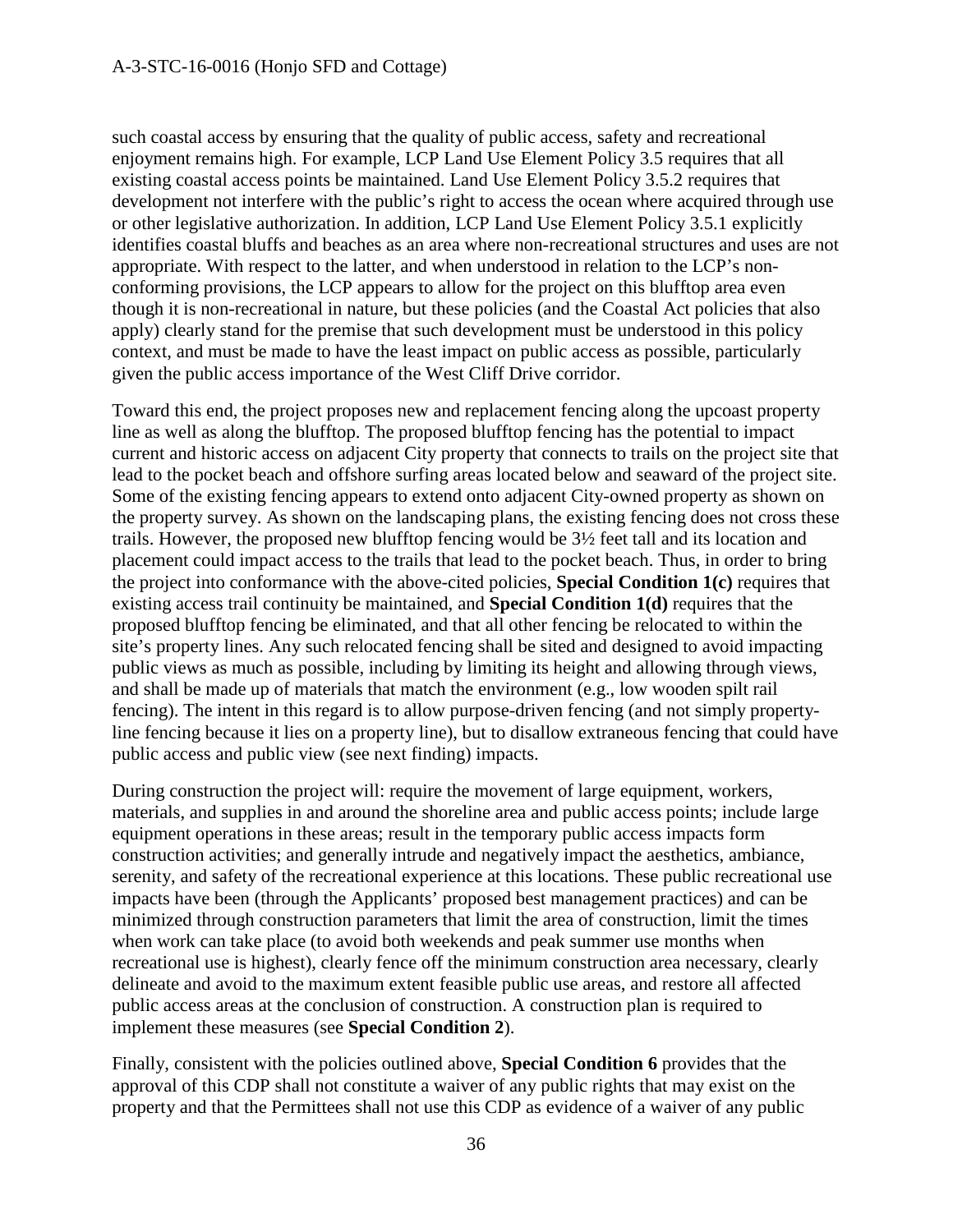such coastal access by ensuring that the quality of public access, safety and recreational enjoyment remains high. For example, LCP Land Use Element Policy 3.5 requires that all existing coastal access points be maintained. Land Use Element Policy 3.5.2 requires that development not interfere with the public's right to access the ocean where acquired through use or other legislative authorization. In addition, LCP Land Use Element Policy 3.5.1 explicitly identifies coastal bluffs and beaches as an area where non-recreational structures and uses are not appropriate. With respect to the latter, and when understood in relation to the LCP's non-conforming provisions, the LCP appears to allow for the project on this blufftop area even though it is non-recreational in nature, but these policies (and the Coastal Act policies that also apply) clearly stand for the premise that such development must be understood in this policy context, and must be made to have the least impact on public access as possible, particularly given the public access importance of the West Cliff Drive corridor.

Toward this end, the project proposes new and replacement fencing along the upcoast property line as well as along the blufftop. The proposed blufftop fencing has the potential to impact current and historic access on adjacent City property that connects to trails on the project site that lead to the pocket beach and offshore surfing areas located below and seaward of the project site. Some of the existing fencing appears to extend onto adjacent City-owned property as shown on the property survey. As shown on the landscaping plans, the existing fencing does not cross these trails. However, the proposed new blufftop fencing would be 3½ feet tall and its location and placement could impact access to the trails that lead to the pocket beach. Thus, in order to bring the project into conformance with the above-cited policies, **Special Condition 1(c)** requires that existing access trail continuity be maintained, and **Special Condition 1(d)** requires that the proposed blufftop fencing be eliminated, and that all other fencing be relocated to within the site's property lines. Any such relocated fencing shall be sited and designed to avoid impacting public views as much as possible, including by limiting its height and allowing through views, and shall be made up of materials that match the environment (e.g., low wooden spilt rail fencing). The intent in this regard is to allow purpose-driven fencing (and not simply property-line fencing because it lies on a property line), but to disallow extraneous fencing that could have public access and public view (see next finding) impacts.

During construction the project will: require the movement of large equipment, workers, materials, and supplies in and around the shoreline area and public access points; include large equipment operations in these areas; result in the temporary public access impacts form construction activities; and generally intrude and negatively impact the aesthetics, ambiance, serenity, and safety of the recreational experience at this locations. These public recreational use impacts have been (through the Applicants' proposed best management practices) and can be minimized through construction parameters that limit the area of construction, limit the times when work can take place (to avoid both weekends and peak summer use months when recreational use is highest), clearly fence off the minimum construction area necessary, clearly delineate and avoid to the maximum extent feasible public use areas, and restore all affected public access areas at the conclusion of construction. A construction plan is required to implement these measures (see **Special Condition 2**).

Finally, consistent with the policies outlined above, **Special Condition 6** provides that the approval of this CDP shall not constitute a waiver of any public rights that may exist on the property and that the Permittees shall not use this CDP as evidence of a waiver of any public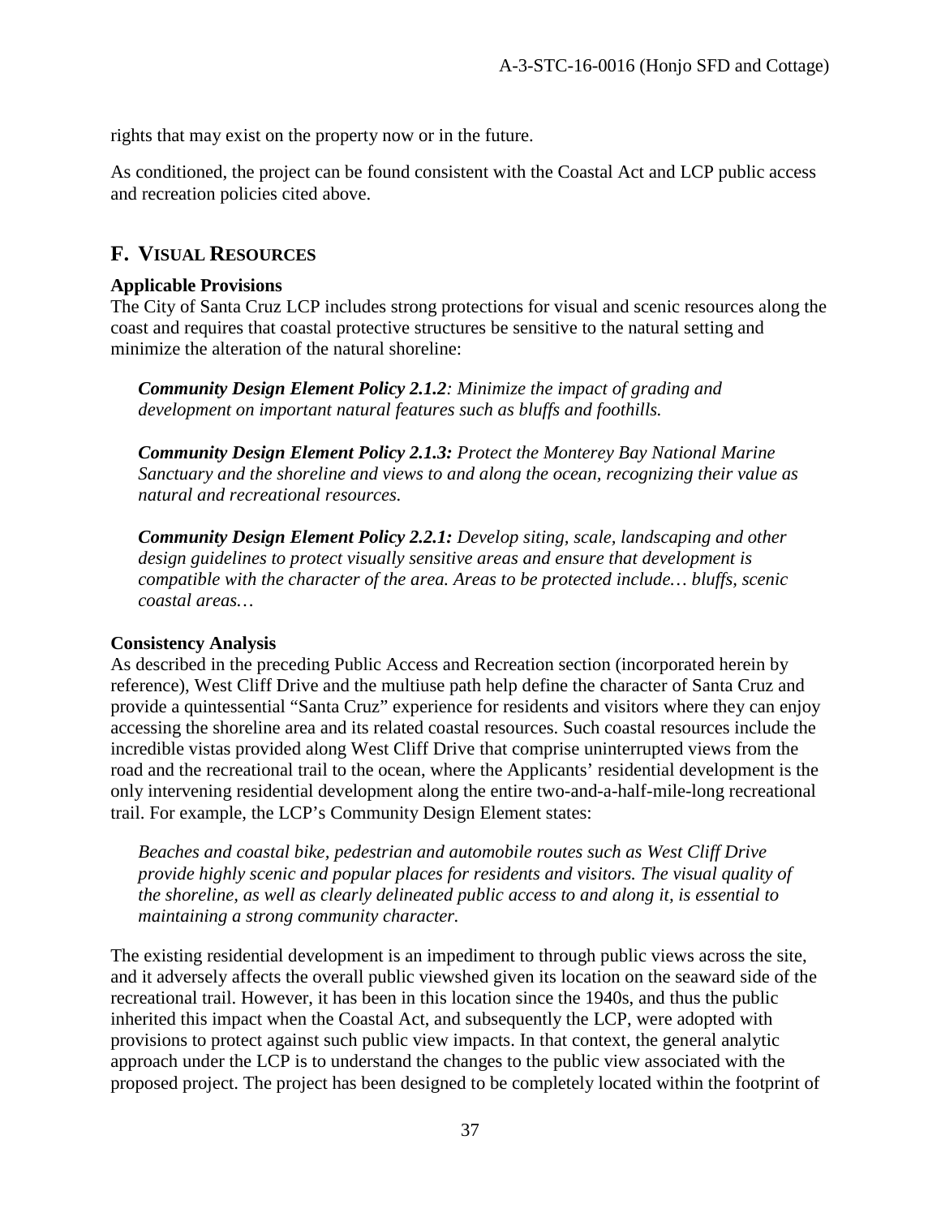rights that may exist on the property now or in the future.

As conditioned, the project can be found consistent with the Coastal Act and LCP public access and recreation policies cited above.

## F. Visual Resources

**Applicable Provisions**

The City of Santa Cruz LCP includes strong protections for visual and scenic resources along the coast and requires that coastal protective structures be sensitive to the natural setting and minimize the alteration of the natural shoreline:

> ***Community Design Element Policy 2.1.2****: Minimize the impact of grading and development on important natural features such as bluffs and foothills.*
>
> ***Community Design Element Policy 2.1.3:*** *Protect the Monterey Bay National Marine Sanctuary and the shoreline and views to and along the ocean, recognizing their value as natural and recreational resources.*
>
> ***Community Design Element Policy 2.2.1:*** *Develop siting, scale, landscaping and other design guidelines to protect visually sensitive areas and ensure that development is compatible with the character of the area. Areas to be protected include… bluffs, scenic coastal areas…*

**Consistency Analysis**

As described in the preceding Public Access and Recreation section (incorporated herein by reference), West Cliff Drive and the multiuse path help define the character of Santa Cruz and provide a quintessential "Santa Cruz" experience for residents and visitors where they can enjoy accessing the shoreline area and its related coastal resources. Such coastal resources include the incredible vistas provided along West Cliff Drive that comprise uninterrupted views from the road and the recreational trail to the ocean, where the Applicants' residential development is the only intervening residential development along the entire two-and-a-half-mile-long recreational trail. For example, the LCP's Community Design Element states:

> *Beaches and coastal bike, pedestrian and automobile routes such as West Cliff Drive provide highly scenic and popular places for residents and visitors. The visual quality of the shoreline, as well as clearly delineated public access to and along it, is essential to maintaining a strong community character.*

The existing residential development is an impediment to through public views across the site, and it adversely affects the overall public viewshed given its location on the seaward side of the recreational trail. However, it has been in this location since the 1940s, and thus the public inherited this impact when the Coastal Act, and subsequently the LCP, were adopted with provisions to protect against such public view impacts. In that context, the general analytic approach under the LCP is to understand the changes to the public view associated with the proposed project. The project has been designed to be completely located within the footprint of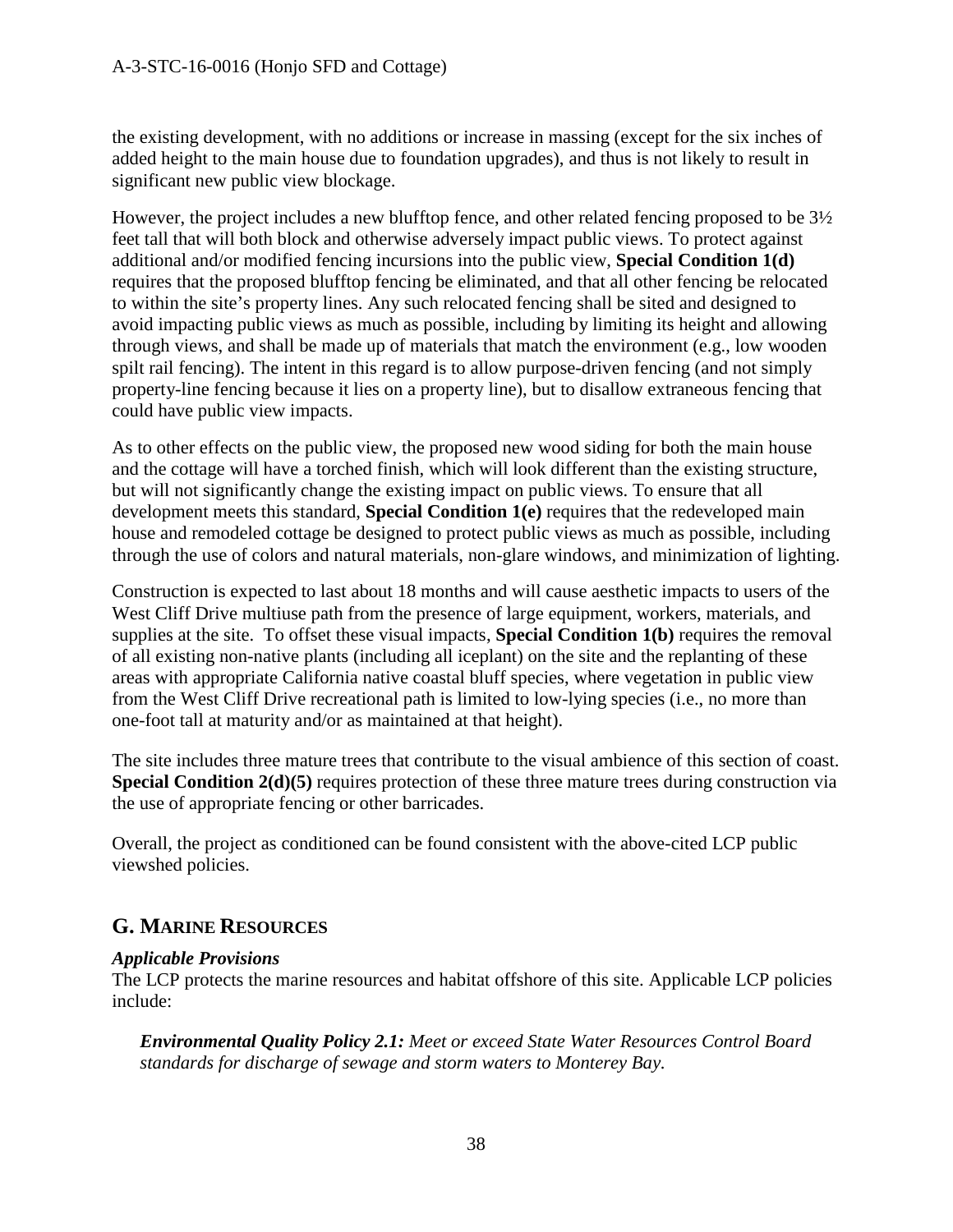the existing development, with no additions or increase in massing (except for the six inches of added height to the main house due to foundation upgrades), and thus is not likely to result in significant new public view blockage.

However, the project includes a new blufftop fence, and other related fencing proposed to be 3½ feet tall that will both block and otherwise adversely impact public views. To protect against additional and/or modified fencing incursions into the public view, **Special Condition 1(d)** requires that the proposed blufftop fencing be eliminated, and that all other fencing be relocated to within the site's property lines. Any such relocated fencing shall be sited and designed to avoid impacting public views as much as possible, including by limiting its height and allowing through views, and shall be made up of materials that match the environment (e.g., low wooden spilt rail fencing). The intent in this regard is to allow purpose-driven fencing (and not simply property-line fencing because it lies on a property line), but to disallow extraneous fencing that could have public view impacts.

As to other effects on the public view, the proposed new wood siding for both the main house and the cottage will have a torched finish, which will look different than the existing structure, but will not significantly change the existing impact on public views. To ensure that all development meets this standard, **Special Condition 1(e)** requires that the redeveloped main house and remodeled cottage be designed to protect public views as much as possible, including through the use of colors and natural materials, non-glare windows, and minimization of lighting.

Construction is expected to last about 18 months and will cause aesthetic impacts to users of the West Cliff Drive multiuse path from the presence of large equipment, workers, materials, and supplies at the site. To offset these visual impacts, **Special Condition 1(b)** requires the removal of all existing non-native plants (including all iceplant) on the site and the replanting of these areas with appropriate California native coastal bluff species, where vegetation in public view from the West Cliff Drive recreational path is limited to low-lying species (i.e., no more than one-foot tall at maturity and/or as maintained at that height).

The site includes three mature trees that contribute to the visual ambience of this section of coast. **Special Condition 2(d)(5)** requires protection of these three mature trees during construction via the use of appropriate fencing or other barricades.

Overall, the project as conditioned can be found consistent with the above-cited LCP public viewshed policies.

## G. MARINE RESOURCES

***Applicable Provisions***

The LCP protects the marine resources and habitat offshore of this site. Applicable LCP policies include:

> ***Environmental Quality Policy 2.1:*** *Meet or exceed State Water Resources Control Board standards for discharge of sewage and storm waters to Monterey Bay.*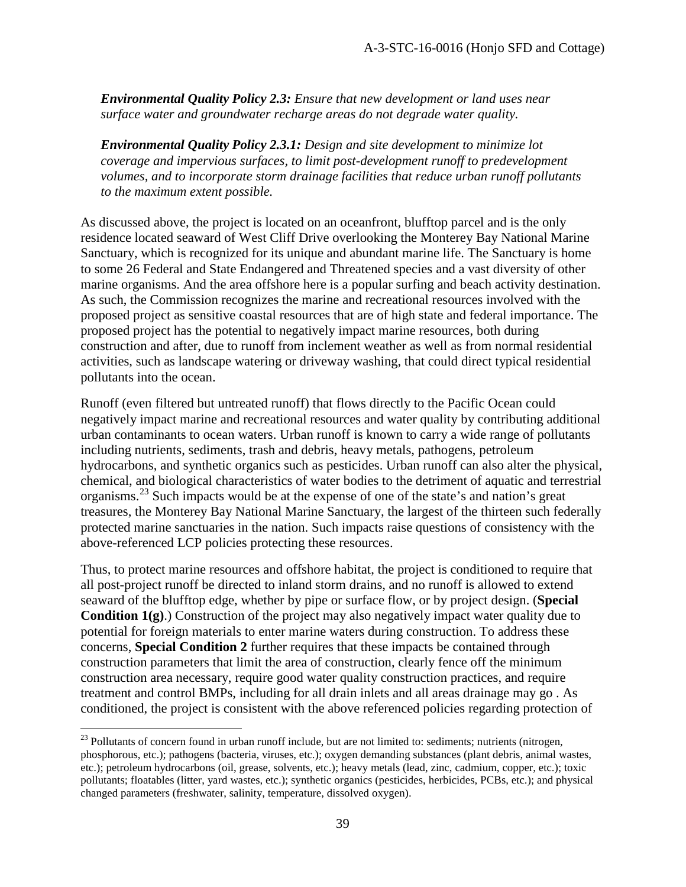***Environmental Quality Policy 2.3:*** *Ensure that new development or land uses near surface water and groundwater recharge areas do not degrade water quality.*

***Environmental Quality Policy 2.3.1:*** *Design and site development to minimize lot coverage and impervious surfaces, to limit post-development runoff to predevelopment volumes, and to incorporate storm drainage facilities that reduce urban runoff pollutants to the maximum extent possible.*

As discussed above, the project is located on an oceanfront, blufftop parcel and is the only residence located seaward of West Cliff Drive overlooking the Monterey Bay National Marine Sanctuary, which is recognized for its unique and abundant marine life. The Sanctuary is home to some 26 Federal and State Endangered and Threatened species and a vast diversity of other marine organisms. And the area offshore here is a popular surfing and beach activity destination. As such, the Commission recognizes the marine and recreational resources involved with the proposed project as sensitive coastal resources that are of high state and federal importance. The proposed project has the potential to negatively impact marine resources, both during construction and after, due to runoff from inclement weather as well as from normal residential activities, such as landscape watering or driveway washing, that could direct typical residential pollutants into the ocean.

Runoff (even filtered but untreated runoff) that flows directly to the Pacific Ocean could negatively impact marine and recreational resources and water quality by contributing additional urban contaminants to ocean waters. Urban runoff is known to carry a wide range of pollutants including nutrients, sediments, trash and debris, heavy metals, pathogens, petroleum hydrocarbons, and synthetic organics such as pesticides. Urban runoff can also alter the physical, chemical, and biological characteristics of water bodies to the detriment of aquatic and terrestrial organisms.[23] Such impacts would be at the expense of one of the state's and nation's great treasures, the Monterey Bay National Marine Sanctuary, the largest of the thirteen such federally protected marine sanctuaries in the nation. Such impacts raise questions of consistency with the above-referenced LCP policies protecting these resources.

Thus, to protect marine resources and offshore habitat, the project is conditioned to require that all post-project runoff be directed to inland storm drains, and no runoff is allowed to extend seaward of the blufftop edge, whether by pipe or surface flow, or by project design. (**Special Condition 1(g)**.) Construction of the project may also negatively impact water quality due to potential for foreign materials to enter marine waters during construction. To address these concerns, **Special Condition 2** further requires that these impacts be contained through construction parameters that limit the area of construction, clearly fence off the minimum construction area necessary, require good water quality construction practices, and require treatment and control BMPs, including for all drain inlets and all areas drainage may go . As conditioned, the project is consistent with the above referenced policies regarding protection of

[23] Pollutants of concern found in urban runoff include, but are not limited to: sediments; nutrients (nitrogen, phosphorous, etc.); pathogens (bacteria, viruses, etc.); oxygen demanding substances (plant debris, animal wastes, etc.); petroleum hydrocarbons (oil, grease, solvents, etc.); heavy metals (lead, zinc, cadmium, copper, etc.); toxic pollutants; floatables (litter, yard wastes, etc.); synthetic organics (pesticides, herbicides, PCBs, etc.); and physical changed parameters (freshwater, salinity, temperature, dissolved oxygen).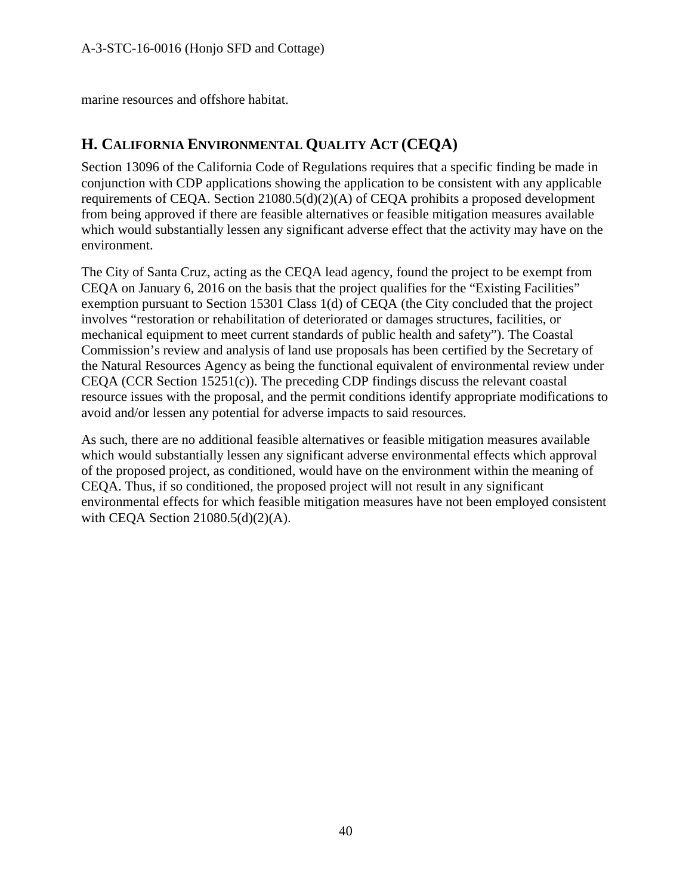marine resources and offshore habitat.

## H. CALIFORNIA ENVIRONMENTAL QUALITY ACT (CEQA)

Section 13096 of the California Code of Regulations requires that a specific finding be made in conjunction with CDP applications showing the application to be consistent with any applicable requirements of CEQA. Section 21080.5(d)(2)(A) of CEQA prohibits a proposed development from being approved if there are feasible alternatives or feasible mitigation measures available which would substantially lessen any significant adverse effect that the activity may have on the environment.

The City of Santa Cruz, acting as the CEQA lead agency, found the project to be exempt from CEQA on January 6, 2016 on the basis that the project qualifies for the "Existing Facilities" exemption pursuant to Section 15301 Class 1(d) of CEQA (the City concluded that the project involves "restoration or rehabilitation of deteriorated or damages structures, facilities, or mechanical equipment to meet current standards of public health and safety"). The Coastal Commission's review and analysis of land use proposals has been certified by the Secretary of the Natural Resources Agency as being the functional equivalent of environmental review under CEQA (CCR Section 15251(c)). The preceding CDP findings discuss the relevant coastal resource issues with the proposal, and the permit conditions identify appropriate modifications to avoid and/or lessen any potential for adverse impacts to said resources.

As such, there are no additional feasible alternatives or feasible mitigation measures available which would substantially lessen any significant adverse environmental effects which approval of the proposed project, as conditioned, would have on the environment within the meaning of CEQA. Thus, if so conditioned, the proposed project will not result in any significant environmental effects for which feasible mitigation measures have not been employed consistent with CEQA Section 21080.5(d)(2)(A).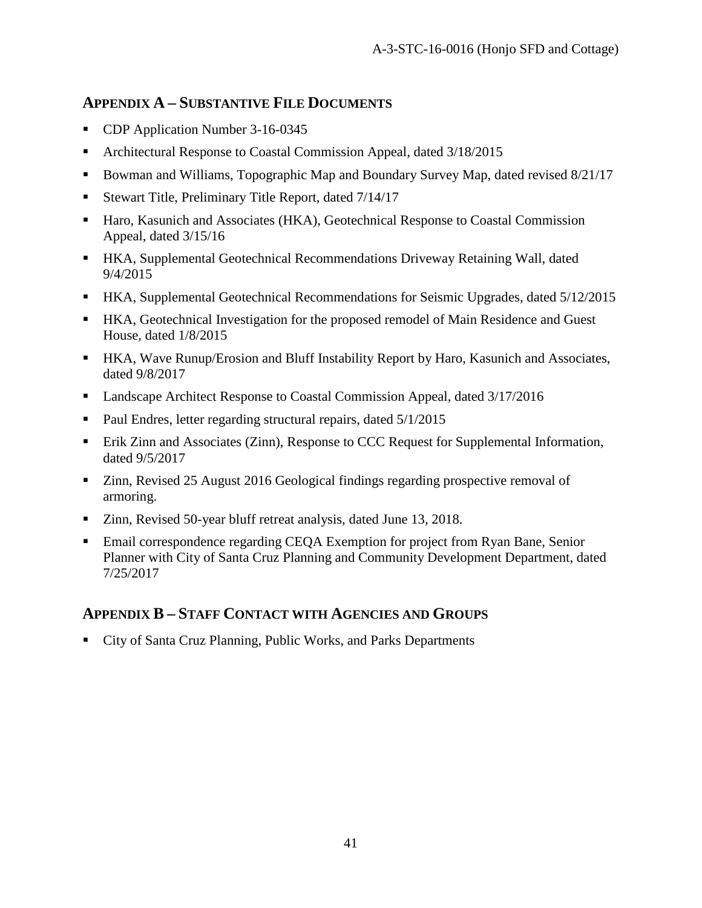## APPENDIX A – SUBSTANTIVE FILE DOCUMENTS

- CDP Application Number 3-16-0345
- Architectural Response to Coastal Commission Appeal, dated 3/18/2015
- Bowman and Williams, Topographic Map and Boundary Survey Map, dated revised 8/21/17
- Stewart Title, Preliminary Title Report, dated 7/14/17
- Haro, Kasunich and Associates (HKA), Geotechnical Response to Coastal Commission Appeal, dated 3/15/16
- HKA, Supplemental Geotechnical Recommendations Driveway Retaining Wall, dated 9/4/2015
- HKA, Supplemental Geotechnical Recommendations for Seismic Upgrades, dated 5/12/2015
- HKA, Geotechnical Investigation for the proposed remodel of Main Residence and Guest House, dated 1/8/2015
- HKA, Wave Runup/Erosion and Bluff Instability Report by Haro, Kasunich and Associates, dated 9/8/2017
- Landscape Architect Response to Coastal Commission Appeal, dated 3/17/2016
- Paul Endres, letter regarding structural repairs, dated 5/1/2015
- Erik Zinn and Associates (Zinn), Response to CCC Request for Supplemental Information, dated 9/5/2017
- Zinn, Revised 25 August 2016 Geological findings regarding prospective removal of armoring.
- Zinn, Revised 50-year bluff retreat analysis, dated June 13, 2018.
- Email correspondence regarding CEQA Exemption for project from Ryan Bane, Senior Planner with City of Santa Cruz Planning and Community Development Department, dated 7/25/2017

## APPENDIX B – STAFF CONTACT WITH AGENCIES AND GROUPS

- City of Santa Cruz Planning, Public Works, and Parks Departments